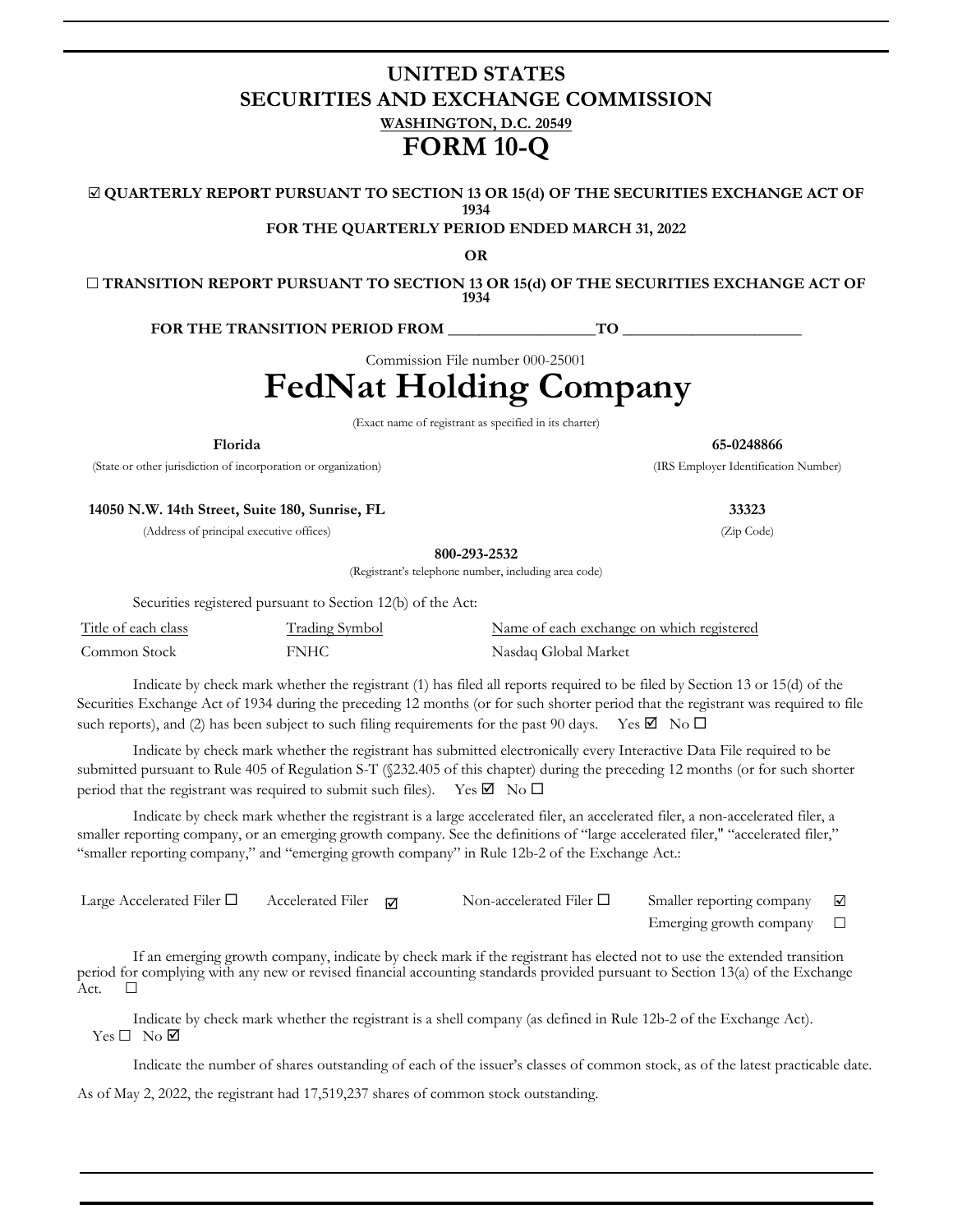# UNITED STATES
# SECURITIES AND EXCHANGE COMMISSION

**WASHINGTON, D.C. 20549**

# FORM 10-Q

☑ **QUARTERLY REPORT PURSUANT TO SECTION 13 OR 15(d) OF THE SECURITIES EXCHANGE ACT OF 1934**

**FOR THE QUARTERLY PERIOD ENDED MARCH 31, 2022**

**OR**

☐ **TRANSITION REPORT PURSUANT TO SECTION 13 OR 15(d) OF THE SECURITIES EXCHANGE ACT OF 1934**

**FOR THE TRANSITION PERIOD FROM \_\_\_\_\_\_\_\_\_\_\_\_\_\_\_\_\_\_TO \_\_\_\_\_\_\_\_\_\_\_\_\_\_\_\_\_\_\_\_\_\_**

Commission File number 000-25001

# FedNat Holding Company

(Exact name of registrant as specified in its charter)

| **Florida** | **65-0248866** |
|---|---|
| (State or other jurisdiction of incorporation or organization) | (IRS Employer Identification Number) |
| **14050 N.W. 14th Street, Suite 180, Sunrise, FL** | **33323** |
| (Address of principal executive offices) | (Zip Code) |

**800-293-2532**

(Registrant's telephone number, including area code)

Securities registered pursuant to Section 12(b) of the Act:

| Title of each class | Trading Symbol | Name of each exchange on which registered |
|---|---|---|
| Common Stock | FNHC | Nasdaq Global Market |

Indicate by check mark whether the registrant (1) has filed all reports required to be filed by Section 13 or 15(d) of the Securities Exchange Act of 1934 during the preceding 12 months (or for such shorter period that the registrant was required to file such reports), and (2) has been subject to such filing requirements for the past 90 days. Yes ☑ No ☐

Indicate by check mark whether the registrant has submitted electronically every Interactive Data File required to be submitted pursuant to Rule 405 of Regulation S-T (§232.405 of this chapter) during the preceding 12 months (or for such shorter period that the registrant was required to submit such files). Yes ☑ No ☐

Indicate by check mark whether the registrant is a large accelerated filer, an accelerated filer, a non-accelerated filer, a smaller reporting company, or an emerging growth company. See the definitions of "large accelerated filer," "accelerated filer," "smaller reporting company," and "emerging growth company" in Rule 12b-2 of the Exchange Act.:

| Large Accelerated Filer ☐ | Accelerated Filer ☑ | Non-accelerated Filer ☐ | Smaller reporting company ☑ |
|---|---|---|---|
| | | | Emerging growth company ☐ |

If an emerging growth company, indicate by check mark if the registrant has elected not to use the extended transition period for complying with any new or revised financial accounting standards provided pursuant to Section 13(a) of the Exchange Act. ☐

Indicate by check mark whether the registrant is a shell company (as defined in Rule 12b-2 of the Exchange Act). Yes ☐ No ☑

Indicate the number of shares outstanding of each of the issuer's classes of common stock, as of the latest practicable date.

As of May 2, 2022, the registrant had 17,519,237 shares of common stock outstanding.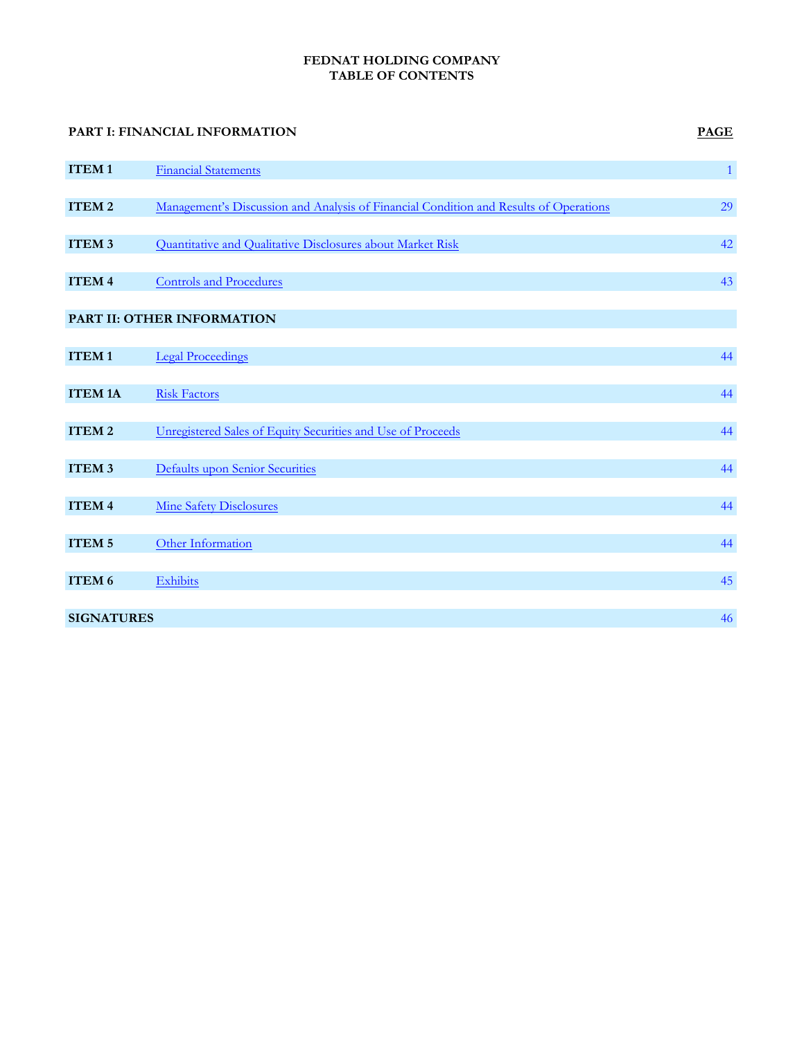# FEDNAT HOLDING COMPANY
## TABLE OF CONTENTS

| PART I: FINANCIAL INFORMATION | | PAGE |
|---|---|---|
| ITEM 1 | Financial Statements | 1 |
| ITEM 2 | Management's Discussion and Analysis of Financial Condition and Results of Operations | 29 |
| ITEM 3 | Quantitative and Qualitative Disclosures about Market Risk | 42 |
| ITEM 4 | Controls and Procedures | 43 |
| **PART II: OTHER INFORMATION** | | |
| ITEM 1 | Legal Proceedings | 44 |
| ITEM 1A | Risk Factors | 44 |
| ITEM 2 | Unregistered Sales of Equity Securities and Use of Proceeds | 44 |
| ITEM 3 | Defaults upon Senior Securities | 44 |
| ITEM 4 | Mine Safety Disclosures | 44 |
| ITEM 5 | Other Information | 44 |
| ITEM 6 | Exhibits | 45 |
| **SIGNATURES** | | 46 |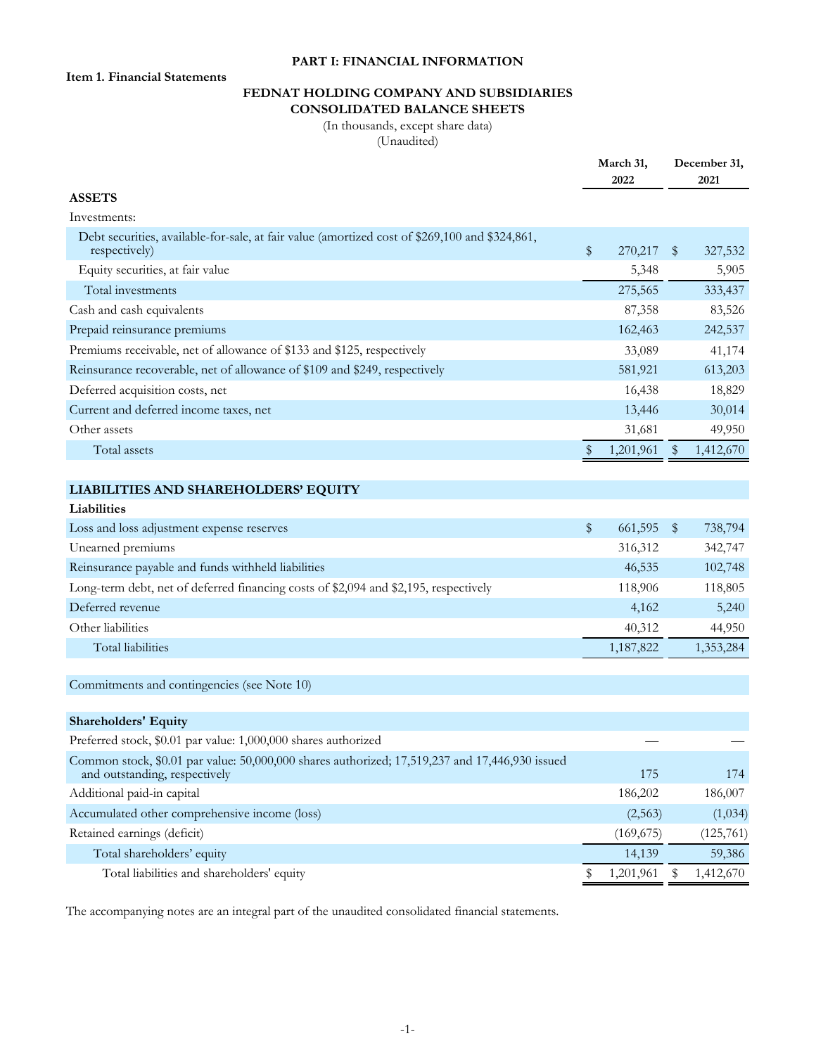# PART I: FINANCIAL INFORMATION

**Item 1. Financial Statements**

## FEDNAT HOLDING COMPANY AND SUBSIDIARIES
## CONSOLIDATED BALANCE SHEETS

(In thousands, except share data)
(Unaudited)

| | March 31, 2022 | December 31, 2021 |
|---|---|---|
| **ASSETS** | | |
| Investments: | | |
| Debt securities, available-for-sale, at fair value (amortized cost of $269,100 and $324,861, respectively) | $ 270,217 | $ 327,532 |
| Equity securities, at fair value | 5,348 | 5,905 |
| Total investments | 275,565 | 333,437 |
| Cash and cash equivalents | 87,358 | 83,526 |
| Prepaid reinsurance premiums | 162,463 | 242,537 |
| Premiums receivable, net of allowance of $133 and $125, respectively | 33,089 | 41,174 |
| Reinsurance recoverable, net of allowance of $109 and $249, respectively | 581,921 | 613,203 |
| Deferred acquisition costs, net | 16,438 | 18,829 |
| Current and deferred income taxes, net | 13,446 | 30,014 |
| Other assets | 31,681 | 49,950 |
| Total assets | $ 1,201,961 | $ 1,412,670 |
| | | |
| **LIABILITIES AND SHAREHOLDERS' EQUITY** | | |
| **Liabilities** | | |
| Loss and loss adjustment expense reserves | $ 661,595 | $ 738,794 |
| Unearned premiums | 316,312 | 342,747 |
| Reinsurance payable and funds withheld liabilities | 46,535 | 102,748 |
| Long-term debt, net of deferred financing costs of $2,094 and $2,195, respectively | 118,906 | 118,805 |
| Deferred revenue | 4,162 | 5,240 |
| Other liabilities | 40,312 | 44,950 |
| Total liabilities | 1,187,822 | 1,353,284 |
| | | |
| Commitments and contingencies (see Note 10) | | |
| | | |
| **Shareholders' Equity** | | |
| Preferred stock, $0.01 par value: 1,000,000 shares authorized | — | — |
| Common stock, $0.01 par value: 50,000,000 shares authorized; 17,519,237 and 17,446,930 issued and outstanding, respectively | 175 | 174 |
| Additional paid-in capital | 186,202 | 186,007 |
| Accumulated other comprehensive income (loss) | (2,563) | (1,034) |
| Retained earnings (deficit) | (169,675) | (125,761) |
| Total shareholders' equity | 14,139 | 59,386 |
| Total liabilities and shareholders' equity | $ 1,201,961 | $ 1,412,670 |

The accompanying notes are an integral part of the unaudited consolidated financial statements.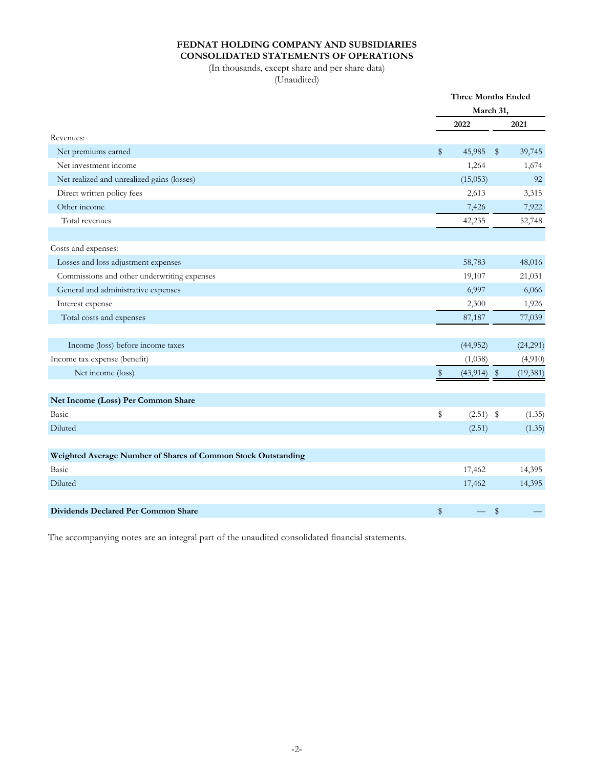**FEDNAT HOLDING COMPANY AND SUBSIDIARIES**
**CONSOLIDATED STATEMENTS OF OPERATIONS**

(In thousands, except share and per share data)
(Unaudited)

| | Three Months Ended March 31, | |
|---|---|---|
| | **2022** | **2021** |
| Revenues: | | |
| Net premiums earned | $ 45,985 | $ 39,745 |
| Net investment income | 1,264 | 1,674 |
| Net realized and unrealized gains (losses) | (15,053) | 92 |
| Direct written policy fees | 2,613 | 3,315 |
| Other income | 7,426 | 7,922 |
| Total revenues | 42,235 | 52,748 |
| | | |
| Costs and expenses: | | |
| Losses and loss adjustment expenses | 58,783 | 48,016 |
| Commissions and other underwriting expenses | 19,107 | 21,031 |
| General and administrative expenses | 6,997 | 6,066 |
| Interest expense | 2,300 | 1,926 |
| Total costs and expenses | 87,187 | 77,039 |
| | | |
| Income (loss) before income taxes | (44,952) | (24,291) |
| Income tax expense (benefit) | (1,038) | (4,910) |
| Net income (loss) | $ (43,914) | $ (19,381) |
| | | |
| **Net Income (Loss) Per Common Share** | | |
| Basic | $ (2.51) | $ (1.35) |
| Diluted | (2.51) | (1.35) |
| | | |
| **Weighted Average Number of Shares of Common Stock Outstanding** | | |
| Basic | 17,462 | 14,395 |
| Diluted | 17,462 | 14,395 |
| | | |
| **Dividends Declared Per Common Share** | $ — | $ — |

The accompanying notes are an integral part of the unaudited consolidated financial statements.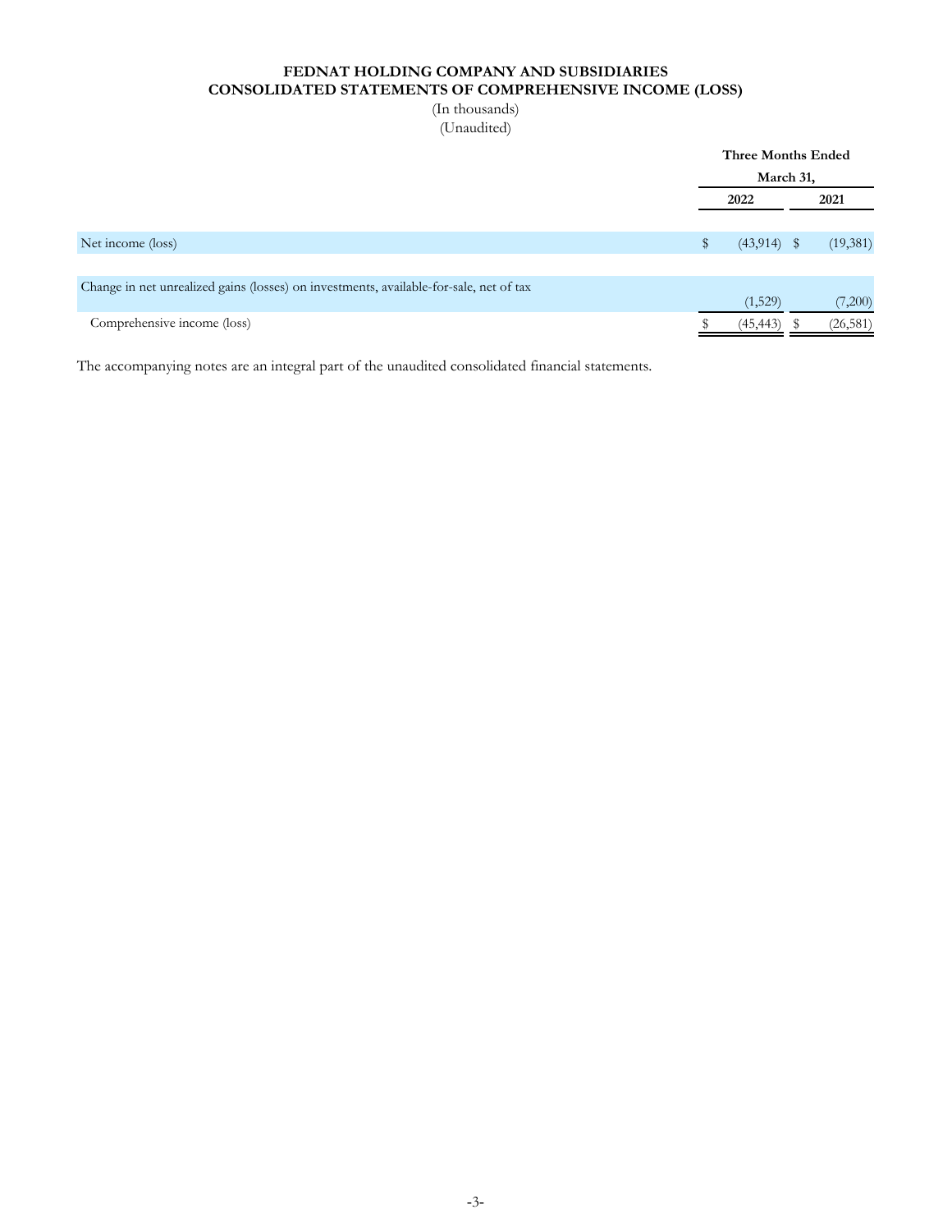**FEDNAT HOLDING COMPANY AND SUBSIDIARIES**
**CONSOLIDATED STATEMENTS OF COMPREHENSIVE INCOME (LOSS)**
(In thousands)
(Unaudited)

| | Three Months Ended March 31, | |
|---|---|---|
| | 2022 | 2021 |
| Net income (loss) | $ (43,914) | $ (19,381) |
| Change in net unrealized gains (losses) on investments, available-for-sale, net of tax | (1,529) | (7,200) |
| Comprehensive income (loss) | $ (45,443) | $ (26,581) |

The accompanying notes are an integral part of the unaudited consolidated financial statements.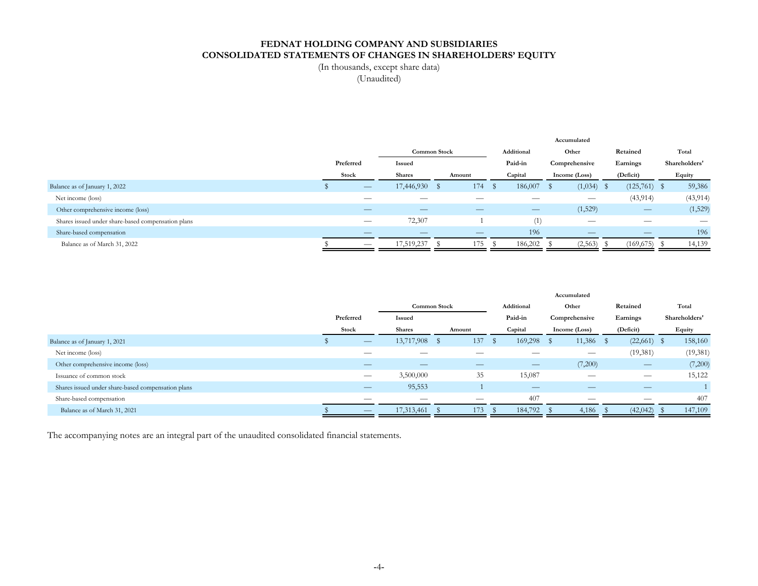# FEDNAT HOLDING COMPANY AND SUBSIDIARIES
## CONSOLIDATED STATEMENTS OF CHANGES IN SHAREHOLDERS' EQUITY

(In thousands, except share data)
(Unaudited)

| | Preferred Stock | Common Stock Issued Shares | Common Stock Amount | Additional Paid-in Capital | Accumulated Other Comprehensive Income (Loss) | Retained Earnings (Deficit) | Total Shareholders' Equity |
|---|---|---|---|---|---|---|---|
| Balance as of January 1, 2022 | $ — | 17,446,930 | $ 174 | $ 186,007 | $ (1,034) | $ (125,761) | $ 59,386 |
| Net income (loss) | — | — | — | — | — | (43,914) | (43,914) |
| Other comprehensive income (loss) | — | — | — | — | (1,529) | — | (1,529) |
| Shares issued under share-based compensation plans | — | 72,307 | 1 | (1) | — | — | — |
| Share-based compensation | — | — | — | 196 | — | — | 196 |
| Balance as of March 31, 2022 | $ — | 17,519,237 | $ 175 | $ 186,202 | $ (2,563) | $ (169,675) | $ 14,139 |

| | Preferred Stock | Common Stock Issued Shares | Common Stock Amount | Additional Paid-in Capital | Accumulated Other Comprehensive Income (Loss) | Retained Earnings (Deficit) | Total Shareholders' Equity |
|---|---|---|---|---|---|---|---|
| Balance as of January 1, 2021 | $ — | 13,717,908 | $ 137 | $ 169,298 | $ 11,386 | $ (22,661) | $ 158,160 |
| Net income (loss) | — | — | — | — | — | (19,381) | (19,381) |
| Other comprehensive income (loss) | — | — | — | — | (7,200) | — | (7,200) |
| Issuance of common stock | — | 3,500,000 | 35 | 15,087 | — | — | 15,122 |
| Shares issued under share-based compensation plans | — | 95,553 | 1 | — | — | — | 1 |
| Share-based compensation | — | — | — | 407 | — | — | 407 |
| Balance as of March 31, 2021 | $ — | 17,313,461 | $ 173 | $ 184,792 | $ 4,186 | $ (42,042) | $ 147,109 |

The accompanying notes are an integral part of the unaudited consolidated financial statements.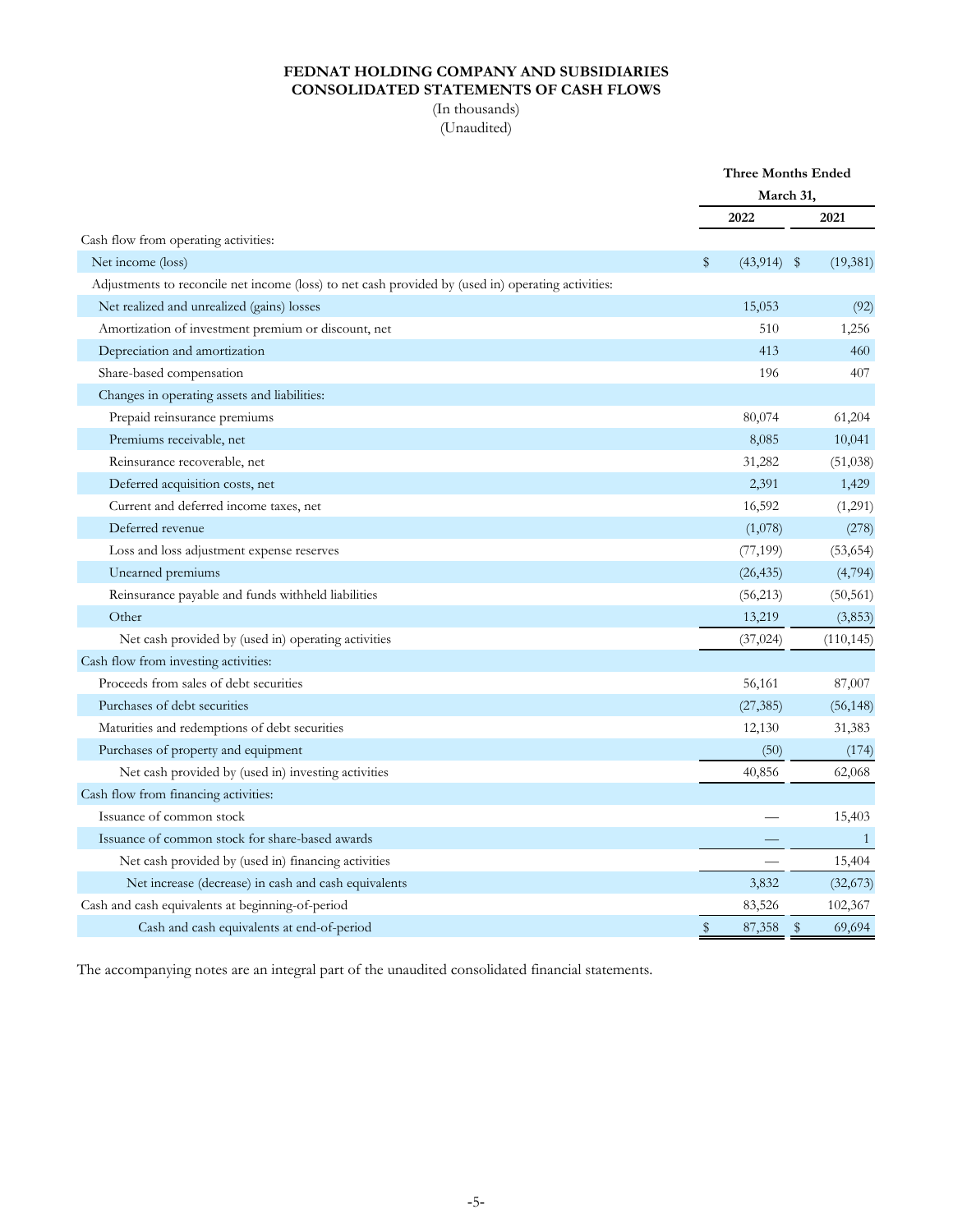# FEDNAT HOLDING COMPANY AND SUBSIDIARIES
# CONSOLIDATED STATEMENTS OF CASH FLOWS

(In thousands)
(Unaudited)

| | Three Months Ended March 31, | |
|---|---|---|
| | 2022 | 2021 |
| Cash flow from operating activities: | | |
| Net income (loss) | $ (43,914) | $ (19,381) |
| Adjustments to reconcile net income (loss) to net cash provided by (used in) operating activities: | | |
| Net realized and unrealized (gains) losses | 15,053 | (92) |
| Amortization of investment premium or discount, net | 510 | 1,256 |
| Depreciation and amortization | 413 | 460 |
| Share-based compensation | 196 | 407 |
| Changes in operating assets and liabilities: | | |
| Prepaid reinsurance premiums | 80,074 | 61,204 |
| Premiums receivable, net | 8,085 | 10,041 |
| Reinsurance recoverable, net | 31,282 | (51,038) |
| Deferred acquisition costs, net | 2,391 | 1,429 |
| Current and deferred income taxes, net | 16,592 | (1,291) |
| Deferred revenue | (1,078) | (278) |
| Loss and loss adjustment expense reserves | (77,199) | (53,654) |
| Unearned premiums | (26,435) | (4,794) |
| Reinsurance payable and funds withheld liabilities | (56,213) | (50,561) |
| Other | 13,219 | (3,853) |
| Net cash provided by (used in) operating activities | (37,024) | (110,145) |
| Cash flow from investing activities: | | |
| Proceeds from sales of debt securities | 56,161 | 87,007 |
| Purchases of debt securities | (27,385) | (56,148) |
| Maturities and redemptions of debt securities | 12,130 | 31,383 |
| Purchases of property and equipment | (50) | (174) |
| Net cash provided by (used in) investing activities | 40,856 | 62,068 |
| Cash flow from financing activities: | | |
| Issuance of common stock | — | 15,403 |
| Issuance of common stock for share-based awards | — | 1 |
| Net cash provided by (used in) financing activities | — | 15,404 |
| Net increase (decrease) in cash and cash equivalents | 3,832 | (32,673) |
| Cash and cash equivalents at beginning-of-period | 83,526 | 102,367 |
| Cash and cash equivalents at end-of-period | $ 87,358 | $ 69,694 |

The accompanying notes are an integral part of the unaudited consolidated financial statements.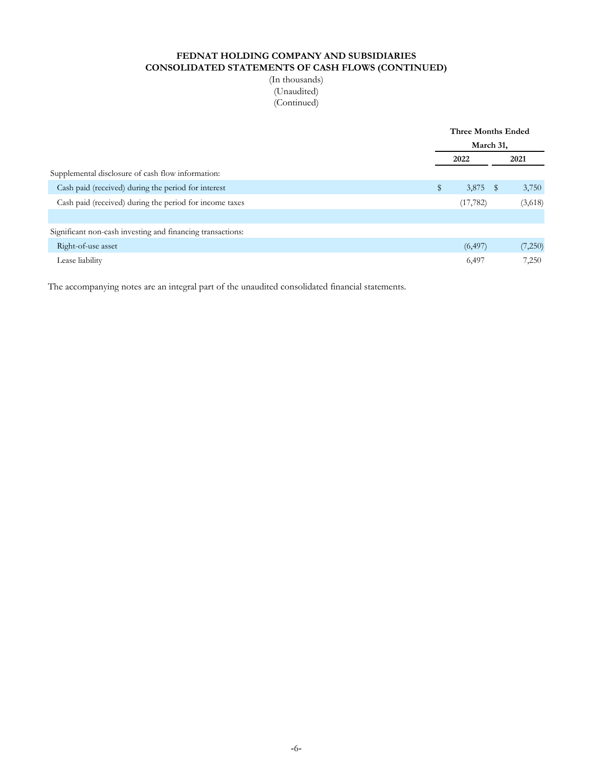**FEDNAT HOLDING COMPANY AND SUBSIDIARIES**
**CONSOLIDATED STATEMENTS OF CASH FLOWS (CONTINUED)**
(In thousands)
(Unaudited)
(Continued)

| | Three Months Ended March 31, | |
|---|---|---|
| | 2022 | 2021 |
| Supplemental disclosure of cash flow information: | | |
| Cash paid (received) during the period for interest | $ 3,875 | $ 3,750 |
| Cash paid (received) during the period for income taxes | (17,782) | (3,618) |
| | | |
| Significant non-cash investing and financing transactions: | | |
| Right-of-use asset | (6,497) | (7,250) |
| Lease liability | 6,497 | 7,250 |

The accompanying notes are an integral part of the unaudited consolidated financial statements.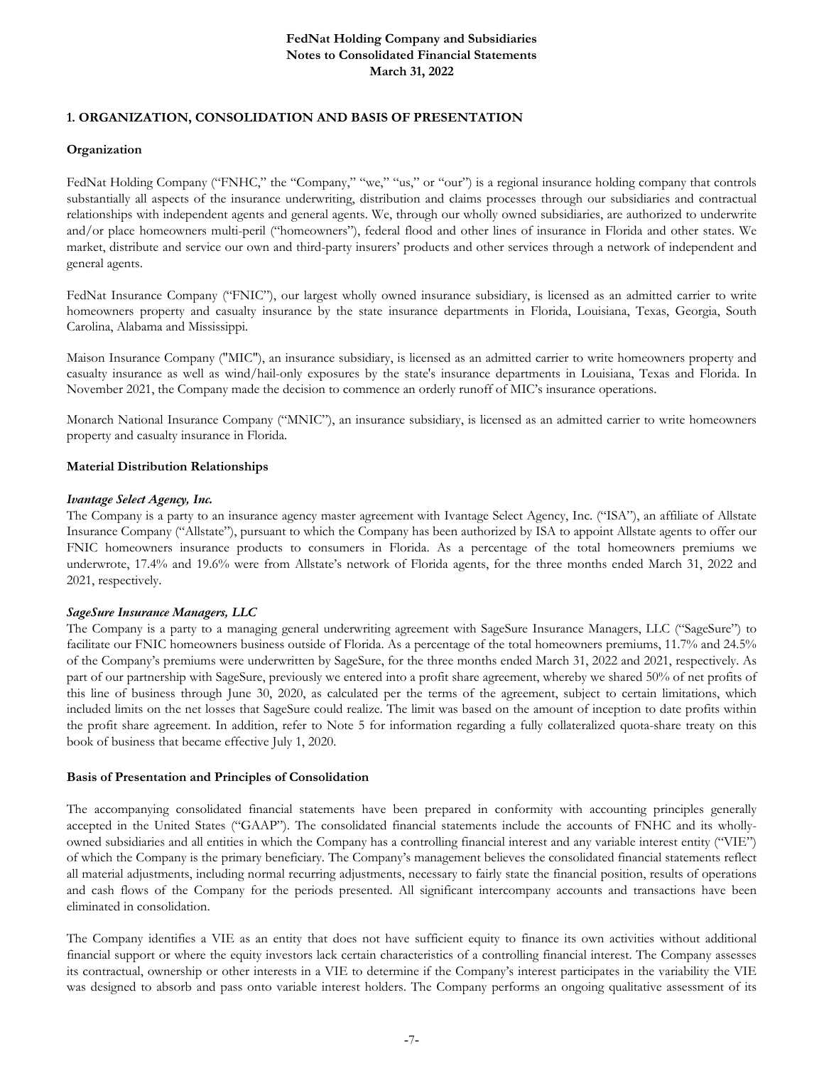## 1. ORGANIZATION, CONSOLIDATION AND BASIS OF PRESENTATION

### Organization

FedNat Holding Company ("FNHC," the "Company," "we," "us," or "our") is a regional insurance holding company that controls substantially all aspects of the insurance underwriting, distribution and claims processes through our subsidiaries and contractual relationships with independent agents and general agents. We, through our wholly owned subsidiaries, are authorized to underwrite and/or place homeowners multi-peril ("homeowners"), federal flood and other lines of insurance in Florida and other states. We market, distribute and service our own and third-party insurers' products and other services through a network of independent and general agents.

FedNat Insurance Company ("FNIC"), our largest wholly owned insurance subsidiary, is licensed as an admitted carrier to write homeowners property and casualty insurance by the state insurance departments in Florida, Louisiana, Texas, Georgia, South Carolina, Alabama and Mississippi.

Maison Insurance Company ("MIC"), an insurance subsidiary, is licensed as an admitted carrier to write homeowners property and casualty insurance as well as wind/hail-only exposures by the state's insurance departments in Louisiana, Texas and Florida. In November 2021, the Company made the decision to commence an orderly runoff of MIC's insurance operations.

Monarch National Insurance Company ("MNIC"), an insurance subsidiary, is licensed as an admitted carrier to write homeowners property and casualty insurance in Florida.

### Material Distribution Relationships

***Ivantage Select Agency, Inc.***

The Company is a party to an insurance agency master agreement with Ivantage Select Agency, Inc. ("ISA"), an affiliate of Allstate Insurance Company ("Allstate"), pursuant to which the Company has been authorized by ISA to appoint Allstate agents to offer our FNIC homeowners insurance products to consumers in Florida. As a percentage of the total homeowners premiums we underwrote, 17.4% and 19.6% were from Allstate's network of Florida agents, for the three months ended March 31, 2022 and 2021, respectively.

***SageSure Insurance Managers, LLC***

The Company is a party to a managing general underwriting agreement with SageSure Insurance Managers, LLC ("SageSure") to facilitate our FNIC homeowners business outside of Florida. As a percentage of the total homeowners premiums, 11.7% and 24.5% of the Company's premiums were underwritten by SageSure, for the three months ended March 31, 2022 and 2021, respectively. As part of our partnership with SageSure, previously we entered into a profit share agreement, whereby we shared 50% of net profits of this line of business through June 30, 2020, as calculated per the terms of the agreement, subject to certain limitations, which included limits on the net losses that SageSure could realize. The limit was based on the amount of inception to date profits within the profit share agreement. In addition, refer to Note 5 for information regarding a fully collateralized quota-share treaty on this book of business that became effective July 1, 2020.

### Basis of Presentation and Principles of Consolidation

The accompanying consolidated financial statements have been prepared in conformity with accounting principles generally accepted in the United States ("GAAP"). The consolidated financial statements include the accounts of FNHC and its wholly-owned subsidiaries and all entities in which the Company has a controlling financial interest and any variable interest entity ("VIE") of which the Company is the primary beneficiary. The Company's management believes the consolidated financial statements reflect all material adjustments, including normal recurring adjustments, necessary to fairly state the financial position, results of operations and cash flows of the Company for the periods presented. All significant intercompany accounts and transactions have been eliminated in consolidation.

The Company identifies a VIE as an entity that does not have sufficient equity to finance its own activities without additional financial support or where the equity investors lack certain characteristics of a controlling financial interest. The Company assesses its contractual, ownership or other interests in a VIE to determine if the Company's interest participates in the variability the VIE was designed to absorb and pass onto variable interest holders. The Company performs an ongoing qualitative assessment of its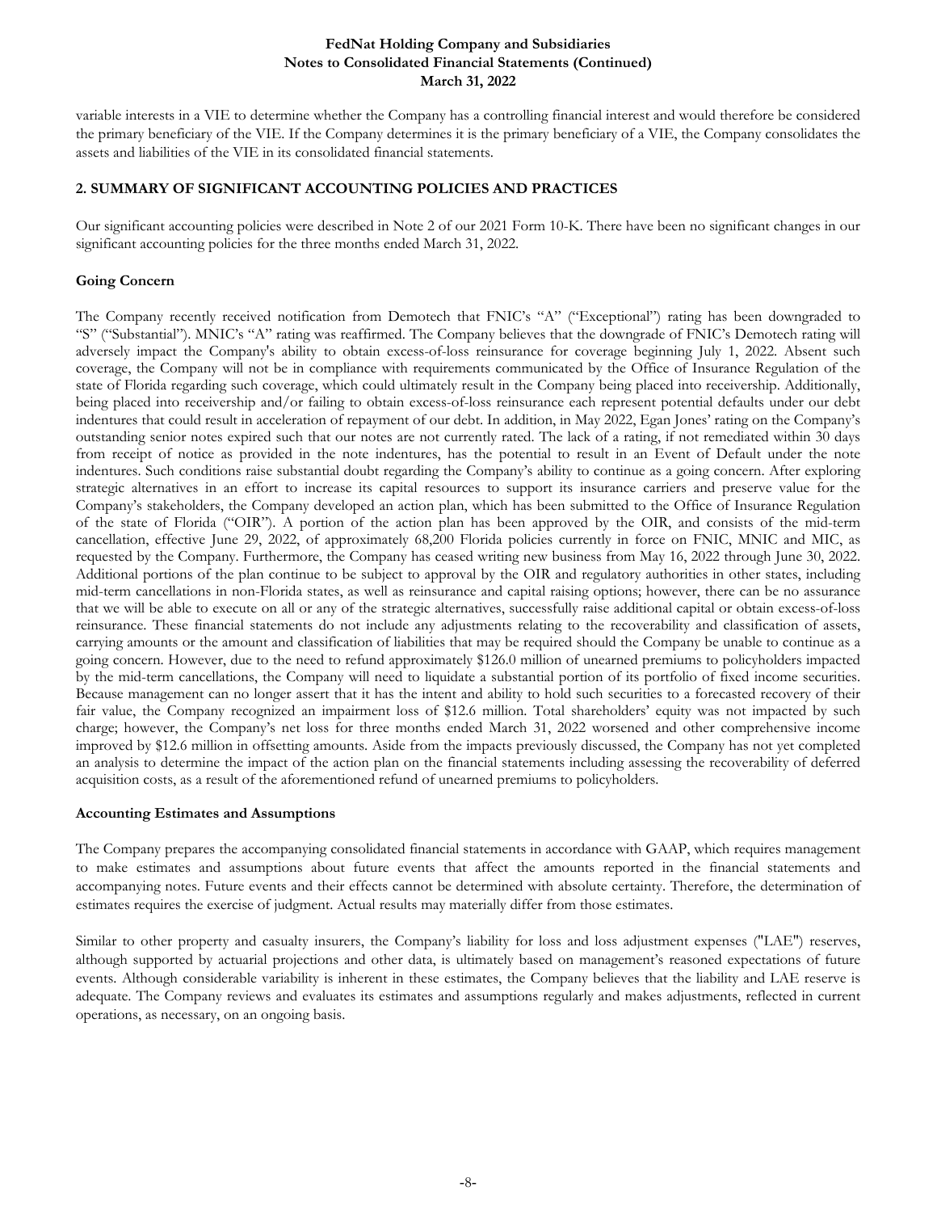variable interests in a VIE to determine whether the Company has a controlling financial interest and would therefore be considered the primary beneficiary of the VIE. If the Company determines it is the primary beneficiary of a VIE, the Company consolidates the assets and liabilities of the VIE in its consolidated financial statements.

## 2. SUMMARY OF SIGNIFICANT ACCOUNTING POLICIES AND PRACTICES

Our significant accounting policies were described in Note 2 of our 2021 Form 10-K. There have been no significant changes in our significant accounting policies for the three months ended March 31, 2022.

### Going Concern

The Company recently received notification from Demotech that FNIC's "A" ("Exceptional") rating has been downgraded to "S" ("Substantial"). MNIC's "A" rating was reaffirmed. The Company believes that the downgrade of FNIC's Demotech rating will adversely impact the Company's ability to obtain excess-of-loss reinsurance for coverage beginning July 1, 2022. Absent such coverage, the Company will not be in compliance with requirements communicated by the Office of Insurance Regulation of the state of Florida regarding such coverage, which could ultimately result in the Company being placed into receivership. Additionally, being placed into receivership and/or failing to obtain excess-of-loss reinsurance each represent potential defaults under our debt indentures that could result in acceleration of repayment of our debt. In addition, in May 2022, Egan Jones' rating on the Company's outstanding senior notes expired such that our notes are not currently rated. The lack of a rating, if not remediated within 30 days from receipt of notice as provided in the note indentures, has the potential to result in an Event of Default under the note indentures. Such conditions raise substantial doubt regarding the Company's ability to continue as a going concern. After exploring strategic alternatives in an effort to increase its capital resources to support its insurance carriers and preserve value for the Company's stakeholders, the Company developed an action plan, which has been submitted to the Office of Insurance Regulation of the state of Florida ("OIR"). A portion of the action plan has been approved by the OIR, and consists of the mid-term cancellation, effective June 29, 2022, of approximately 68,200 Florida policies currently in force on FNIC, MNIC and MIC, as requested by the Company. Furthermore, the Company has ceased writing new business from May 16, 2022 through June 30, 2022. Additional portions of the plan continue to be subject to approval by the OIR and regulatory authorities in other states, including mid-term cancellations in non-Florida states, as well as reinsurance and capital raising options; however, there can be no assurance that we will be able to execute on all or any of the strategic alternatives, successfully raise additional capital or obtain excess-of-loss reinsurance. These financial statements do not include any adjustments relating to the recoverability and classification of assets, carrying amounts or the amount and classification of liabilities that may be required should the Company be unable to continue as a going concern. However, due to the need to refund approximately $126.0 million of unearned premiums to policyholders impacted by the mid-term cancellations, the Company will need to liquidate a substantial portion of its portfolio of fixed income securities. Because management can no longer assert that it has the intent and ability to hold such securities to a forecasted recovery of their fair value, the Company recognized an impairment loss of $12.6 million. Total shareholders' equity was not impacted by such charge; however, the Company's net loss for three months ended March 31, 2022 worsened and other comprehensive income improved by $12.6 million in offsetting amounts. Aside from the impacts previously discussed, the Company has not yet completed an analysis to determine the impact of the action plan on the financial statements including assessing the recoverability of deferred acquisition costs, as a result of the aforementioned refund of unearned premiums to policyholders.

### Accounting Estimates and Assumptions

The Company prepares the accompanying consolidated financial statements in accordance with GAAP, which requires management to make estimates and assumptions about future events that affect the amounts reported in the financial statements and accompanying notes. Future events and their effects cannot be determined with absolute certainty. Therefore, the determination of estimates requires the exercise of judgment. Actual results may materially differ from those estimates.

Similar to other property and casualty insurers, the Company's liability for loss and loss adjustment expenses ("LAE") reserves, although supported by actuarial projections and other data, is ultimately based on management's reasoned expectations of future events. Although considerable variability is inherent in these estimates, the Company believes that the liability and LAE reserve is adequate. The Company reviews and evaluates its estimates and assumptions regularly and makes adjustments, reflected in current operations, as necessary, on an ongoing basis.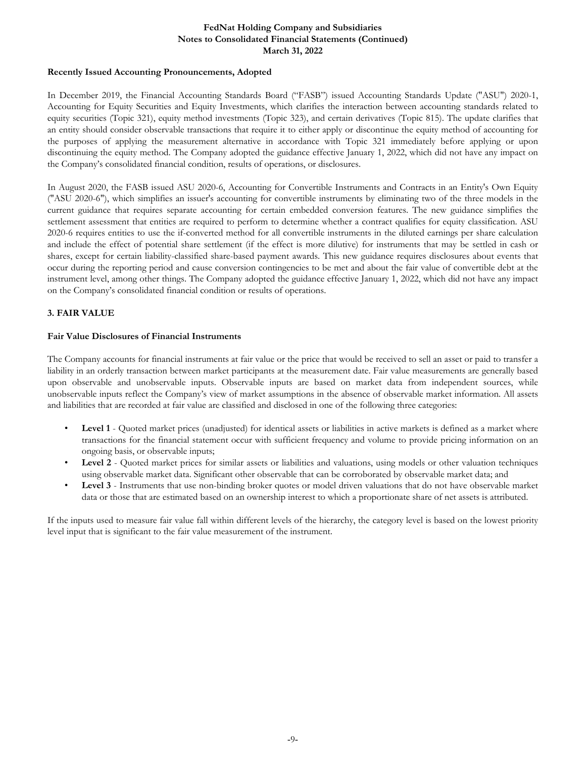**Recently Issued Accounting Pronouncements, Adopted**

In December 2019, the Financial Accounting Standards Board ("FASB") issued Accounting Standards Update ("ASU") 2020-1, Accounting for Equity Securities and Equity Investments, which clarifies the interaction between accounting standards related to equity securities (Topic 321), equity method investments (Topic 323), and certain derivatives (Topic 815). The update clarifies that an entity should consider observable transactions that require it to either apply or discontinue the equity method of accounting for the purposes of applying the measurement alternative in accordance with Topic 321 immediately before applying or upon discontinuing the equity method. The Company adopted the guidance effective January 1, 2022, which did not have any impact on the Company's consolidated financial condition, results of operations, or disclosures.

In August 2020, the FASB issued ASU 2020-6, Accounting for Convertible Instruments and Contracts in an Entity's Own Equity ("ASU 2020-6"), which simplifies an issuer's accounting for convertible instruments by eliminating two of the three models in the current guidance that requires separate accounting for certain embedded conversion features. The new guidance simplifies the settlement assessment that entities are required to perform to determine whether a contract qualifies for equity classification. ASU 2020-6 requires entities to use the if-converted method for all convertible instruments in the diluted earnings per share calculation and include the effect of potential share settlement (if the effect is more dilutive) for instruments that may be settled in cash or shares, except for certain liability-classified share-based payment awards. This new guidance requires disclosures about events that occur during the reporting period and cause conversion contingencies to be met and about the fair value of convertible debt at the instrument level, among other things. The Company adopted the guidance effective January 1, 2022, which did not have any impact on the Company's consolidated financial condition or results of operations.

## 3. FAIR VALUE

**Fair Value Disclosures of Financial Instruments**

The Company accounts for financial instruments at fair value or the price that would be received to sell an asset or paid to transfer a liability in an orderly transaction between market participants at the measurement date. Fair value measurements are generally based upon observable and unobservable inputs. Observable inputs are based on market data from independent sources, while unobservable inputs reflect the Company's view of market assumptions in the absence of observable market information. All assets and liabilities that are recorded at fair value are classified and disclosed in one of the following three categories:

- **Level 1** - Quoted market prices (unadjusted) for identical assets or liabilities in active markets is defined as a market where transactions for the financial statement occur with sufficient frequency and volume to provide pricing information on an ongoing basis, or observable inputs;
- **Level 2** - Quoted market prices for similar assets or liabilities and valuations, using models or other valuation techniques using observable market data. Significant other observable that can be corroborated by observable market data; and
- **Level 3** - Instruments that use non-binding broker quotes or model driven valuations that do not have observable market data or those that are estimated based on an ownership interest to which a proportionate share of net assets is attributed.

If the inputs used to measure fair value fall within different levels of the hierarchy, the category level is based on the lowest priority level input that is significant to the fair value measurement of the instrument.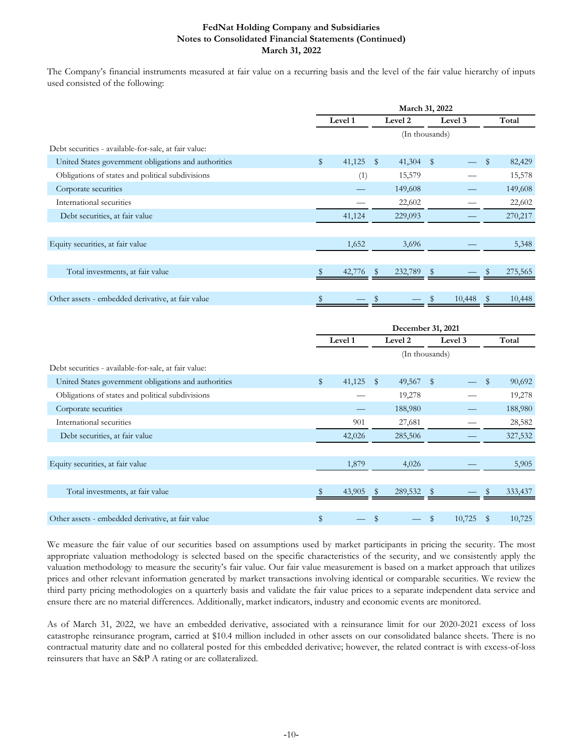**FedNat Holding Company and Subsidiaries**
**Notes to Consolidated Financial Statements (Continued)**
**March 31, 2022**

The Company's financial instruments measured at fair value on a recurring basis and the level of the fair value hierarchy of inputs used consisted of the following:

| | March 31, 2022 | | | |
|---|---|---|---|---|
| | Level 1 | Level 2 | Level 3 | Total |
| | (In thousands) | | | |
| Debt securities - available-for-sale, at fair value: | | | | |
| United States government obligations and authorities | $ 41,125 | $ 41,304 | $ — | $ 82,429 |
| Obligations of states and political subdivisions | (1) | 15,579 | — | 15,578 |
| Corporate securities | — | 149,608 | — | 149,608 |
| International securities | — | 22,602 | — | 22,602 |
| Debt securities, at fair value | 41,124 | 229,093 | — | 270,217 |
| Equity securities, at fair value | 1,652 | 3,696 | — | 5,348 |
| Total investments, at fair value | $ 42,776 | $ 232,789 | $ — | $ 275,565 |
| Other assets - embedded derivative, at fair value | $ — | $ — | $ 10,448 | $ 10,448 |

| | December 31, 2021 | | | |
|---|---|---|---|---|
| | Level 1 | Level 2 | Level 3 | Total |
| | (In thousands) | | | |
| Debt securities - available-for-sale, at fair value: | | | | |
| United States government obligations and authorities | $ 41,125 | $ 49,567 | $ — | $ 90,692 |
| Obligations of states and political subdivisions | — | 19,278 | — | 19,278 |
| Corporate securities | — | 188,980 | — | 188,980 |
| International securities | 901 | 27,681 | — | 28,582 |
| Debt securities, at fair value | 42,026 | 285,506 | — | 327,532 |
| Equity securities, at fair value | 1,879 | 4,026 | — | 5,905 |
| Total investments, at fair value | $ 43,905 | $ 289,532 | $ — | $ 333,437 |
| Other assets - embedded derivative, at fair value | $ — | $ — | $ 10,725 | $ 10,725 |

We measure the fair value of our securities based on assumptions used by market participants in pricing the security. The most appropriate valuation methodology is selected based on the specific characteristics of the security, and we consistently apply the valuation methodology to measure the security's fair value. Our fair value measurement is based on a market approach that utilizes prices and other relevant information generated by market transactions involving identical or comparable securities. We review the third party pricing methodologies on a quarterly basis and validate the fair value prices to a separate independent data service and ensure there are no material differences. Additionally, market indicators, industry and economic events are monitored.

As of March 31, 2022, we have an embedded derivative, associated with a reinsurance limit for our 2020-2021 excess of loss catastrophe reinsurance program, carried at $10.4 million included in other assets on our consolidated balance sheets. There is no contractual maturity date and no collateral posted for this embedded derivative; however, the related contract is with excess-of-loss reinsurers that have an S&P A rating or are collateralized.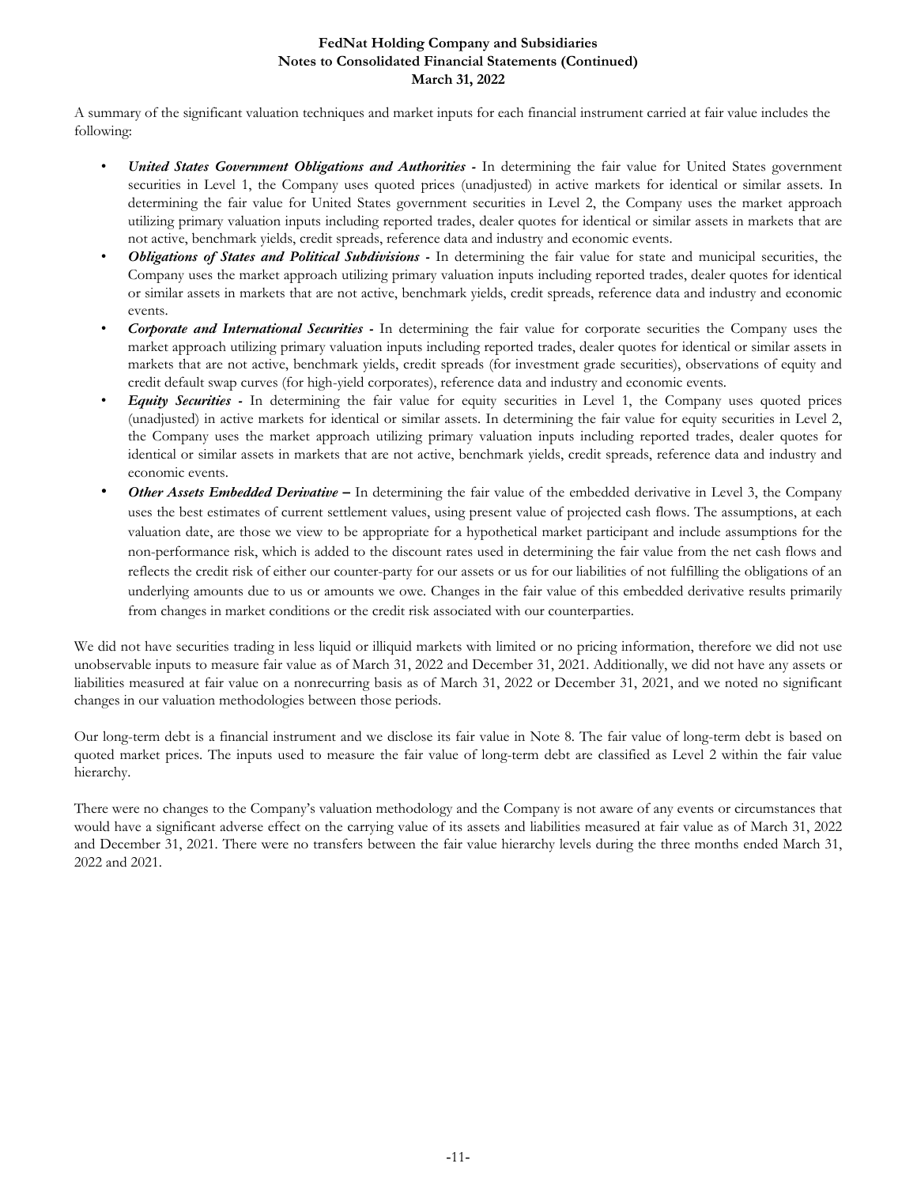A summary of the significant valuation techniques and market inputs for each financial instrument carried at fair value includes the following:

- ***United States Government Obligations and Authorities* -** In determining the fair value for United States government securities in Level 1, the Company uses quoted prices (unadjusted) in active markets for identical or similar assets. In determining the fair value for United States government securities in Level 2, the Company uses the market approach utilizing primary valuation inputs including reported trades, dealer quotes for identical or similar assets in markets that are not active, benchmark yields, credit spreads, reference data and industry and economic events.
- ***Obligations of States and Political Subdivisions* -** In determining the fair value for state and municipal securities, the Company uses the market approach utilizing primary valuation inputs including reported trades, dealer quotes for identical or similar assets in markets that are not active, benchmark yields, credit spreads, reference data and industry and economic events.
- ***Corporate and International Securities* -** In determining the fair value for corporate securities the Company uses the market approach utilizing primary valuation inputs including reported trades, dealer quotes for identical or similar assets in markets that are not active, benchmark yields, credit spreads (for investment grade securities), observations of equity and credit default swap curves (for high-yield corporates), reference data and industry and economic events.
- ***Equity Securities* -** In determining the fair value for equity securities in Level 1, the Company uses quoted prices (unadjusted) in active markets for identical or similar assets. In determining the fair value for equity securities in Level 2, the Company uses the market approach utilizing primary valuation inputs including reported trades, dealer quotes for identical or similar assets in markets that are not active, benchmark yields, credit spreads, reference data and industry and economic events.
- ***Other Assets Embedded Derivative* –** In determining the fair value of the embedded derivative in Level 3, the Company uses the best estimates of current settlement values, using present value of projected cash flows. The assumptions, at each valuation date, are those we view to be appropriate for a hypothetical market participant and include assumptions for the non-performance risk, which is added to the discount rates used in determining the fair value from the net cash flows and reflects the credit risk of either our counter-party for our assets or us for our liabilities of not fulfilling the obligations of an underlying amounts due to us or amounts we owe. Changes in the fair value of this embedded derivative results primarily from changes in market conditions or the credit risk associated with our counterparties.

We did not have securities trading in less liquid or illiquid markets with limited or no pricing information, therefore we did not use unobservable inputs to measure fair value as of March 31, 2022 and December 31, 2021. Additionally, we did not have any assets or liabilities measured at fair value on a nonrecurring basis as of March 31, 2022 or December 31, 2021, and we noted no significant changes in our valuation methodologies between those periods.

Our long-term debt is a financial instrument and we disclose its fair value in Note 8. The fair value of long-term debt is based on quoted market prices. The inputs used to measure the fair value of long-term debt are classified as Level 2 within the fair value hierarchy.

There were no changes to the Company's valuation methodology and the Company is not aware of any events or circumstances that would have a significant adverse effect on the carrying value of its assets and liabilities measured at fair value as of March 31, 2022 and December 31, 2021. There were no transfers between the fair value hierarchy levels during the three months ended March 31, 2022 and 2021.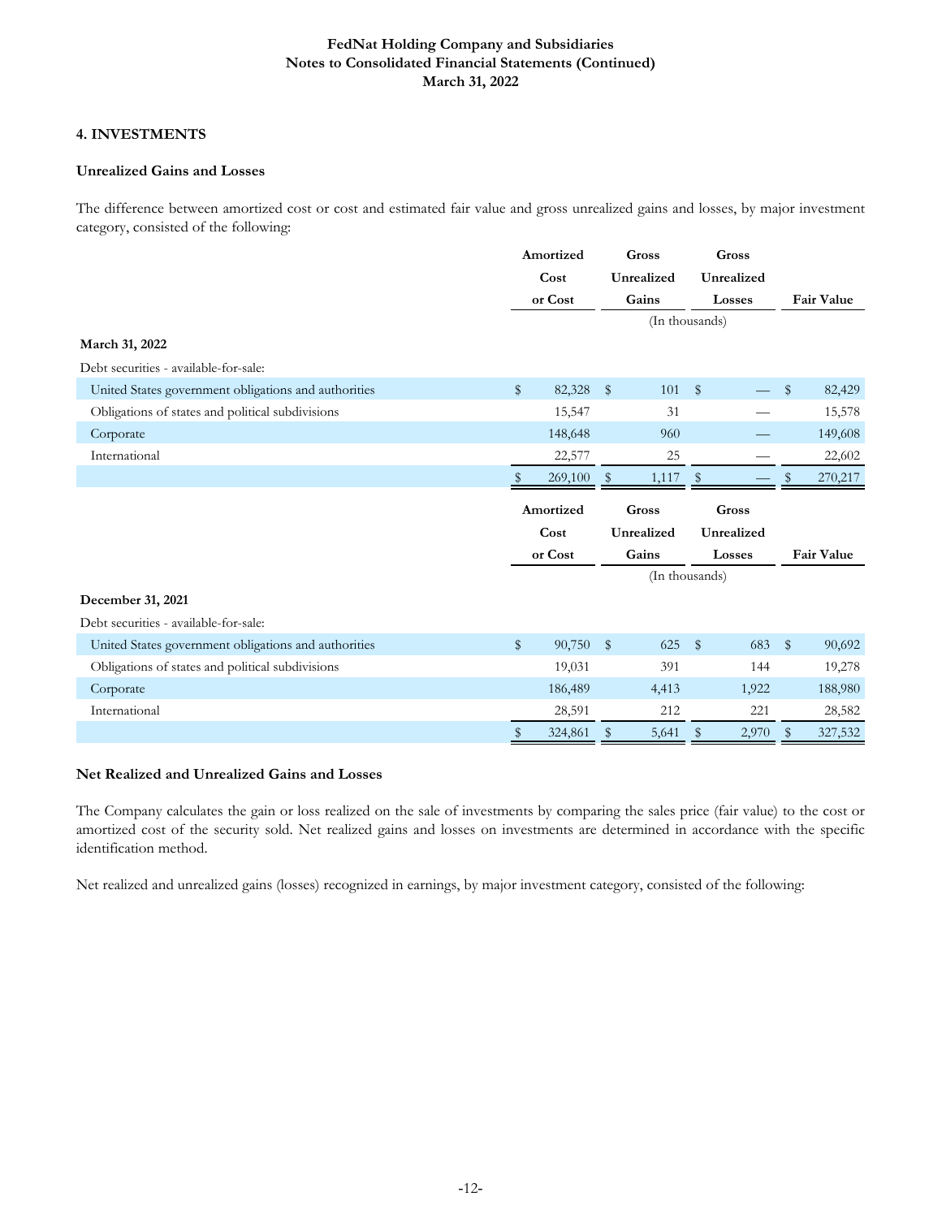## 4. INVESTMENTS

### Unrealized Gains and Losses

The difference between amortized cost or cost and estimated fair value and gross unrealized gains and losses, by major investment category, consisted of the following:

| | Amortized Cost or Cost | Gross Unrealized Gains | Gross Unrealized Losses | Fair Value |
|---|---|---|---|---|
| | (In thousands) | | | |
| **March 31, 2022** | | | | |
| Debt securities - available-for-sale: | | | | |
| United States government obligations and authorities | $ 82,328 | $ 101 | $ — | $ 82,429 |
| Obligations of states and political subdivisions | 15,547 | 31 | — | 15,578 |
| Corporate | 148,648 | 960 | — | 149,608 |
| International | 22,577 | 25 | — | 22,602 |
| | $ 269,100 | $ 1,117 | $ — | $ 270,217 |

| | Amortized Cost or Cost | Gross Unrealized Gains | Gross Unrealized Losses | Fair Value |
|---|---|---|---|---|
| | (In thousands) | | | |
| **December 31, 2021** | | | | |
| Debt securities - available-for-sale: | | | | |
| United States government obligations and authorities | $ 90,750 | $ 625 | $ 683 | $ 90,692 |
| Obligations of states and political subdivisions | 19,031 | 391 | 144 | 19,278 |
| Corporate | 186,489 | 4,413 | 1,922 | 188,980 |
| International | 28,591 | 212 | 221 | 28,582 |
| | $ 324,861 | $ 5,641 | $ 2,970 | $ 327,532 |

### Net Realized and Unrealized Gains and Losses

The Company calculates the gain or loss realized on the sale of investments by comparing the sales price (fair value) to the cost or amortized cost of the security sold. Net realized gains and losses on investments are determined in accordance with the specific identification method.

Net realized and unrealized gains (losses) recognized in earnings, by major investment category, consisted of the following: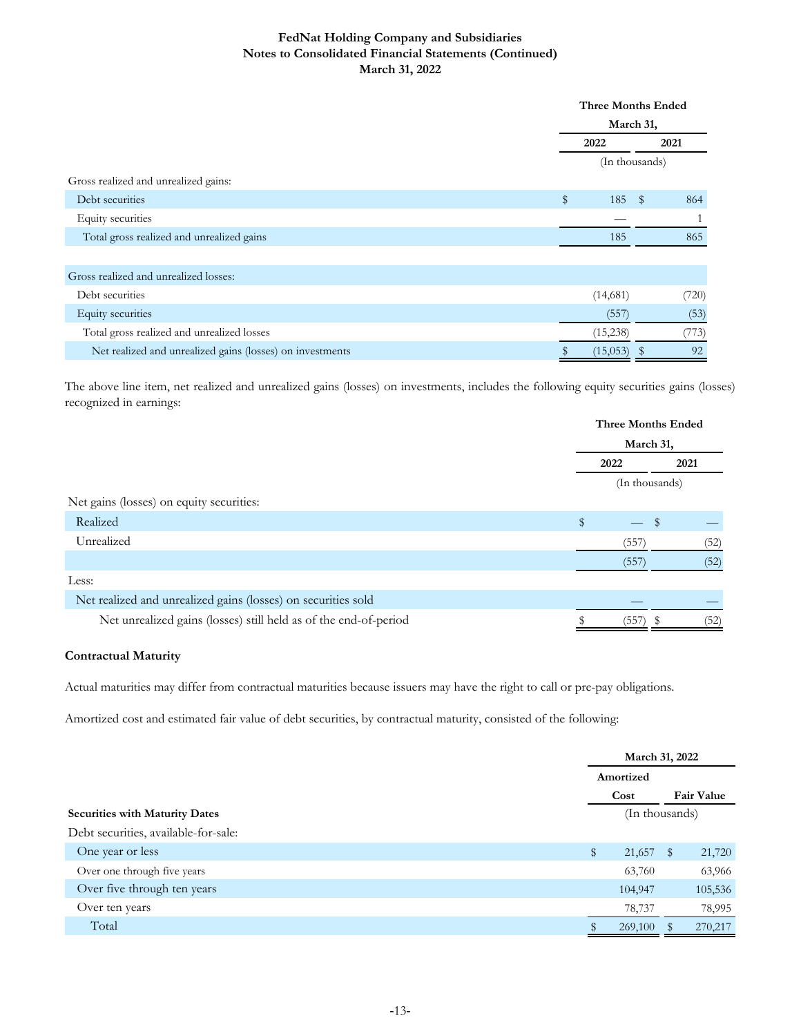| | Three Months Ended March 31, | |
|---|---|---|
| | 2022 | 2021 |
| | (In thousands) | |
| Gross realized and unrealized gains: | | |
| Debt securities | $ 185 | $ 864 |
| Equity securities | — | 1 |
| Total gross realized and unrealized gains | 185 | 865 |
| | | |
| Gross realized and unrealized losses: | | |
| Debt securities | (14,681) | (720) |
| Equity securities | (557) | (53) |
| Total gross realized and unrealized losses | (15,238) | (773) |
| Net realized and unrealized gains (losses) on investments | $ (15,053) | $ 92 |

The above line item, net realized and unrealized gains (losses) on investments, includes the following equity securities gains (losses) recognized in earnings:

| | Three Months Ended March 31, | |
|---|---|---|
| | 2022 | 2021 |
| | (In thousands) | |
| Net gains (losses) on equity securities: | | |
| Realized | $ — | $ — |
| Unrealized | (557) | (52) |
| | (557) | (52) |
| Less: | | |
| Net realized and unrealized gains (losses) on securities sold | — | — |
| Net unrealized gains (losses) still held as of the end-of-period | $ (557) | $ (52) |

**Contractual Maturity**

Actual maturities may differ from contractual maturities because issuers may have the right to call or pre-pay obligations.

Amortized cost and estimated fair value of debt securities, by contractual maturity, consisted of the following:

| | March 31, 2022 | |
|---|---|---|
| | Amortized Cost | Fair Value |
| **Securities with Maturity Dates** | (In thousands) | |
| Debt securities, available-for-sale: | | |
| One year or less | $ 21,657 | $ 21,720 |
| Over one through five years | 63,760 | 63,966 |
| Over five through ten years | 104,947 | 105,536 |
| Over ten years | 78,737 | 78,995 |
| Total | $ 269,100 | $ 270,217 |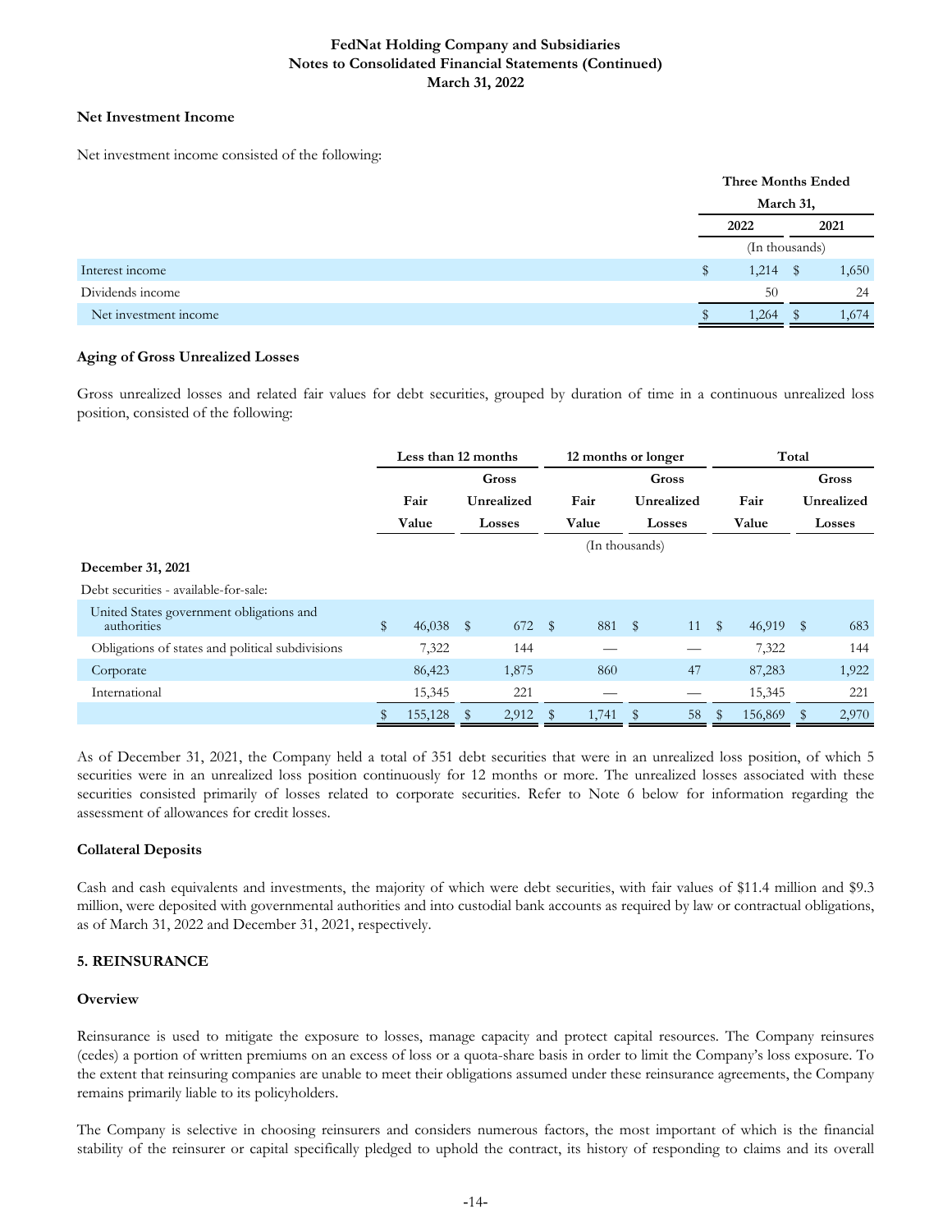**Net Investment Income**

Net investment income consisted of the following:

| | Three Months Ended March 31, | |
|---|---|---|
| | 2022 | 2021 |
| | (In thousands) | |
| Interest income | $ 1,214 | $ 1,650 |
| Dividends income | 50 | 24 |
| Net investment income | $ 1,264 | $ 1,674 |

**Aging of Gross Unrealized Losses**

Gross unrealized losses and related fair values for debt securities, grouped by duration of time in a continuous unrealized loss position, consisted of the following:

| | Less than 12 months | | 12 months or longer | | Total | |
|---|---|---|---|---|---|---|
| | Fair Value | Gross Unrealized Losses | Fair Value | Gross Unrealized Losses | Fair Value | Gross Unrealized Losses |
| | (In thousands) | | | | | |
| **December 31, 2021** | | | | | | |
| Debt securities - available-for-sale: | | | | | | |
| United States government obligations and authorities | $ 46,038 | $ 672 | $ 881 | $ 11 | $ 46,919 | $ 683 |
| Obligations of states and political subdivisions | 7,322 | 144 | — | — | 7,322 | 144 |
| Corporate | 86,423 | 1,875 | 860 | 47 | 87,283 | 1,922 |
| International | 15,345 | 221 | — | — | 15,345 | 221 |
| | $ 155,128 | $ 2,912 | $ 1,741 | $ 58 | $ 156,869 | $ 2,970 |

As of December 31, 2021, the Company held a total of 351 debt securities that were in an unrealized loss position, of which 5 securities were in an unrealized loss position continuously for 12 months or more. The unrealized losses associated with these securities consisted primarily of losses related to corporate securities. Refer to Note 6 below for information regarding the assessment of allowances for credit losses.

**Collateral Deposits**

Cash and cash equivalents and investments, the majority of which were debt securities, with fair values of $11.4 million and $9.3 million, were deposited with governmental authorities and into custodial bank accounts as required by law or contractual obligations, as of March 31, 2022 and December 31, 2021, respectively.

**5. REINSURANCE**

**Overview**

Reinsurance is used to mitigate the exposure to losses, manage capacity and protect capital resources. The Company reinsures (cedes) a portion of written premiums on an excess of loss or a quota-share basis in order to limit the Company's loss exposure. To the extent that reinsuring companies are unable to meet their obligations assumed under these reinsurance agreements, the Company remains primarily liable to its policyholders.

The Company is selective in choosing reinsurers and considers numerous factors, the most important of which is the financial stability of the reinsurer or capital specifically pledged to uphold the contract, its history of responding to claims and its overall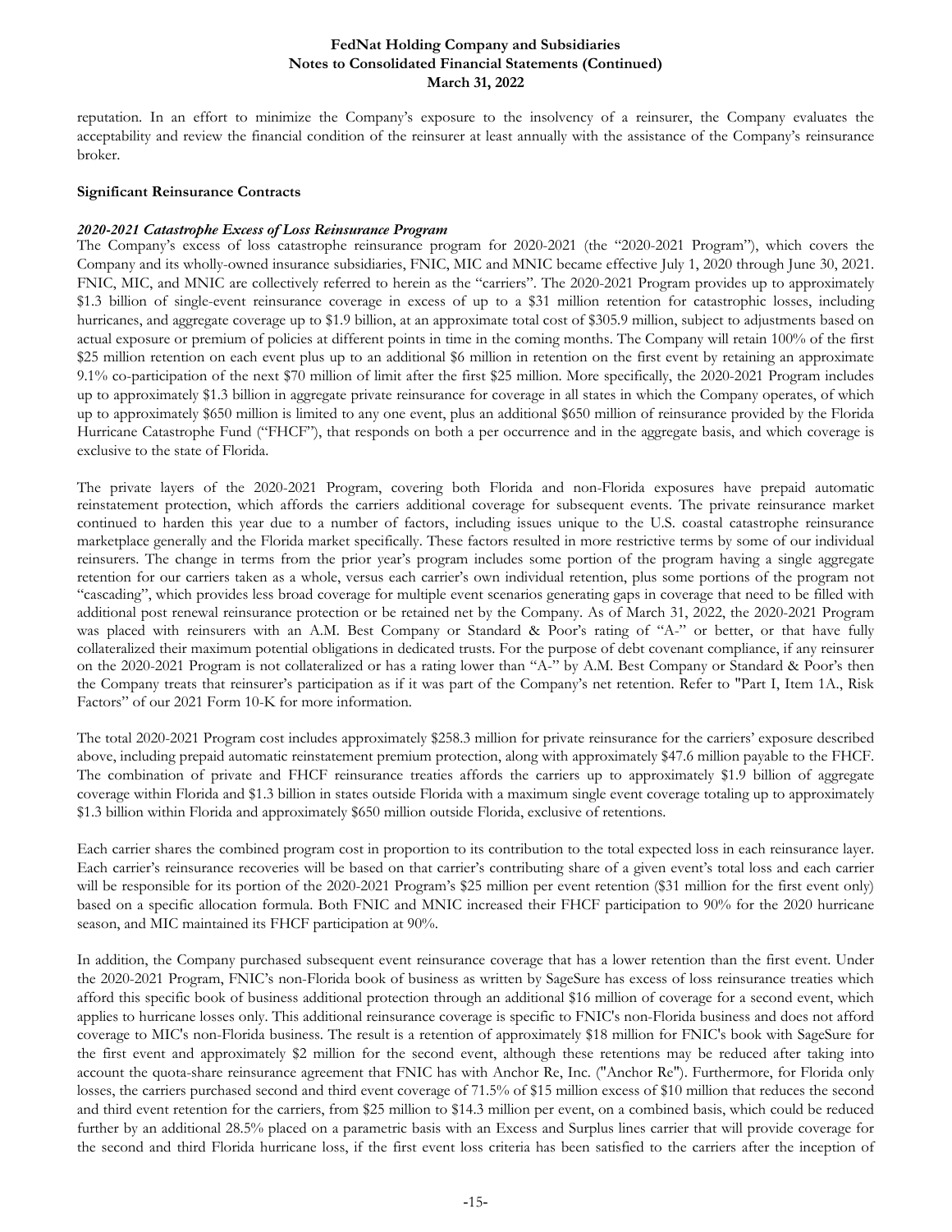reputation. In an effort to minimize the Company's exposure to the insolvency of a reinsurer, the Company evaluates the acceptability and review the financial condition of the reinsurer at least annually with the assistance of the Company's reinsurance broker.

**Significant Reinsurance Contracts**

***2020-2021 Catastrophe Excess of Loss Reinsurance Program***

The Company's excess of loss catastrophe reinsurance program for 2020-2021 (the "2020-2021 Program"), which covers the Company and its wholly-owned insurance subsidiaries, FNIC, MIC and MNIC became effective July 1, 2020 through June 30, 2021. FNIC, MIC, and MNIC are collectively referred to herein as the "carriers". The 2020-2021 Program provides up to approximately $1.3 billion of single-event reinsurance coverage in excess of up to a $31 million retention for catastrophic losses, including hurricanes, and aggregate coverage up to $1.9 billion, at an approximate total cost of $305.9 million, subject to adjustments based on actual exposure or premium of policies at different points in time in the coming months. The Company will retain 100% of the first $25 million retention on each event plus up to an additional $6 million in retention on the first event by retaining an approximate 9.1% co-participation of the next $70 million of limit after the first $25 million. More specifically, the 2020-2021 Program includes up to approximately $1.3 billion in aggregate private reinsurance for coverage in all states in which the Company operates, of which up to approximately $650 million is limited to any one event, plus an additional $650 million of reinsurance provided by the Florida Hurricane Catastrophe Fund ("FHCF"), that responds on both a per occurrence and in the aggregate basis, and which coverage is exclusive to the state of Florida.

The private layers of the 2020-2021 Program, covering both Florida and non-Florida exposures have prepaid automatic reinstatement protection, which affords the carriers additional coverage for subsequent events. The private reinsurance market continued to harden this year due to a number of factors, including issues unique to the U.S. coastal catastrophe reinsurance marketplace generally and the Florida market specifically. These factors resulted in more restrictive terms by some of our individual reinsurers. The change in terms from the prior year's program includes some portion of the program having a single aggregate retention for our carriers taken as a whole, versus each carrier's own individual retention, plus some portions of the program not "cascading", which provides less broad coverage for multiple event scenarios generating gaps in coverage that need to be filled with additional post renewal reinsurance protection or be retained net by the Company. As of March 31, 2022, the 2020-2021 Program was placed with reinsurers with an A.M. Best Company or Standard & Poor's rating of "A-" or better, or that have fully collateralized their maximum potential obligations in dedicated trusts. For the purpose of debt covenant compliance, if any reinsurer on the 2020-2021 Program is not collateralized or has a rating lower than "A-" by A.M. Best Company or Standard & Poor's then the Company treats that reinsurer's participation as if it was part of the Company's net retention. Refer to "Part I, Item 1A., Risk Factors" of our 2021 Form 10-K for more information.

The total 2020-2021 Program cost includes approximately $258.3 million for private reinsurance for the carriers' exposure described above, including prepaid automatic reinstatement premium protection, along with approximately $47.6 million payable to the FHCF. The combination of private and FHCF reinsurance treaties affords the carriers up to approximately $1.9 billion of aggregate coverage within Florida and $1.3 billion in states outside Florida with a maximum single event coverage totaling up to approximately $1.3 billion within Florida and approximately $650 million outside Florida, exclusive of retentions.

Each carrier shares the combined program cost in proportion to its contribution to the total expected loss in each reinsurance layer. Each carrier's reinsurance recoveries will be based on that carrier's contributing share of a given event's total loss and each carrier will be responsible for its portion of the 2020-2021 Program's $25 million per event retention ($31 million for the first event only) based on a specific allocation formula. Both FNIC and MNIC increased their FHCF participation to 90% for the 2020 hurricane season, and MIC maintained its FHCF participation at 90%.

In addition, the Company purchased subsequent event reinsurance coverage that has a lower retention than the first event. Under the 2020-2021 Program, FNIC's non-Florida book of business as written by SageSure has excess of loss reinsurance treaties which afford this specific book of business additional protection through an additional $16 million of coverage for a second event, which applies to hurricane losses only. This additional reinsurance coverage is specific to FNIC's non-Florida business and does not afford coverage to MIC's non-Florida business. The result is a retention of approximately $18 million for FNIC's book with SageSure for the first event and approximately $2 million for the second event, although these retentions may be reduced after taking into account the quota-share reinsurance agreement that FNIC has with Anchor Re, Inc. ("Anchor Re"). Furthermore, for Florida only losses, the carriers purchased second and third event coverage of 71.5% of $15 million excess of $10 million that reduces the second and third event retention for the carriers, from $25 million to $14.3 million per event, on a combined basis, which could be reduced further by an additional 28.5% placed on a parametric basis with an Excess and Surplus lines carrier that will provide coverage for the second and third Florida hurricane loss, if the first event loss criteria has been satisfied to the carriers after the inception of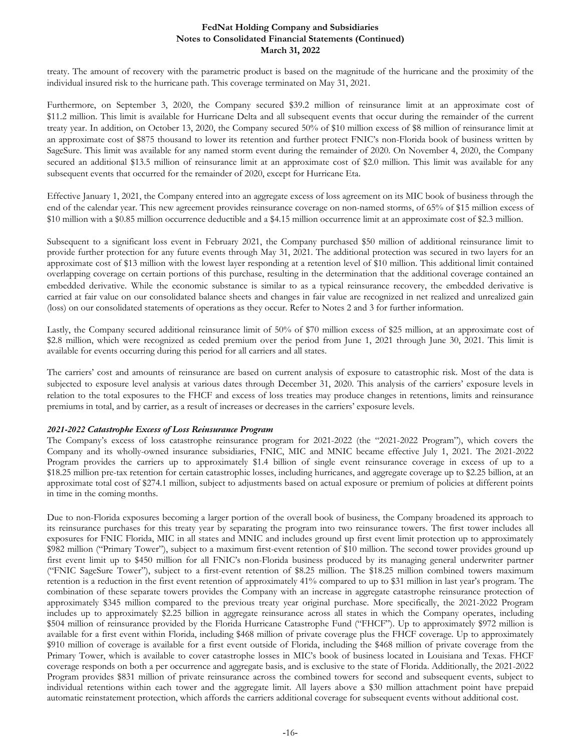treaty. The amount of recovery with the parametric product is based on the magnitude of the hurricane and the proximity of the individual insured risk to the hurricane path. This coverage terminated on May 31, 2021.

Furthermore, on September 3, 2020, the Company secured $39.2 million of reinsurance limit at an approximate cost of $11.2 million. This limit is available for Hurricane Delta and all subsequent events that occur during the remainder of the current treaty year. In addition, on October 13, 2020, the Company secured 50% of $10 million excess of $8 million of reinsurance limit at an approximate cost of $875 thousand to lower its retention and further protect FNIC's non-Florida book of business written by SageSure. This limit was available for any named storm event during the remainder of 2020. On November 4, 2020, the Company secured an additional $13.5 million of reinsurance limit at an approximate cost of $2.0 million. This limit was available for any subsequent events that occurred for the remainder of 2020, except for Hurricane Eta.

Effective January 1, 2021, the Company entered into an aggregate excess of loss agreement on its MIC book of business through the end of the calendar year. This new agreement provides reinsurance coverage on non-named storms, of 65% of $15 million excess of $10 million with a $0.85 million occurrence deductible and a $4.15 million occurrence limit at an approximate cost of $2.3 million.

Subsequent to a significant loss event in February 2021, the Company purchased $50 million of additional reinsurance limit to provide further protection for any future events through May 31, 2021. The additional protection was secured in two layers for an approximate cost of $13 million with the lowest layer responding at a retention level of $10 million. This additional limit contained overlapping coverage on certain portions of this purchase, resulting in the determination that the additional coverage contained an embedded derivative. While the economic substance is similar to as a typical reinsurance recovery, the embedded derivative is carried at fair value on our consolidated balance sheets and changes in fair value are recognized in net realized and unrealized gain (loss) on our consolidated statements of operations as they occur. Refer to Notes 2 and 3 for further information.

Lastly, the Company secured additional reinsurance limit of 50% of $70 million excess of $25 million, at an approximate cost of $2.8 million, which were recognized as ceded premium over the period from June 1, 2021 through June 30, 2021. This limit is available for events occurring during this period for all carriers and all states.

The carriers' cost and amounts of reinsurance are based on current analysis of exposure to catastrophic risk. Most of the data is subjected to exposure level analysis at various dates through December 31, 2020. This analysis of the carriers' exposure levels in relation to the total exposures to the FHCF and excess of loss treaties may produce changes in retentions, limits and reinsurance premiums in total, and by carrier, as a result of increases or decreases in the carriers' exposure levels.

***2021-2022 Catastrophe Excess of Loss Reinsurance Program***

The Company's excess of loss catastrophe reinsurance program for 2021-2022 (the "2021-2022 Program"), which covers the Company and its wholly-owned insurance subsidiaries, FNIC, MIC and MNIC became effective July 1, 2021. The 2021-2022 Program provides the carriers up to approximately $1.4 billion of single event reinsurance coverage in excess of up to a $18.25 million pre-tax retention for certain catastrophic losses, including hurricanes, and aggregate coverage up to $2.25 billion, at an approximate total cost of $274.1 million, subject to adjustments based on actual exposure or premium of policies at different points in time in the coming months.

Due to non-Florida exposures becoming a larger portion of the overall book of business, the Company broadened its approach to its reinsurance purchases for this treaty year by separating the program into two reinsurance towers. The first tower includes all exposures for FNIC Florida, MIC in all states and MNIC and includes ground up first event limit protection up to approximately $982 million ("Primary Tower"), subject to a maximum first-event retention of $10 million. The second tower provides ground up first event limit up to $450 million for all FNIC's non-Florida business produced by its managing general underwriter partner ("FNIC SageSure Tower"), subject to a first-event retention of $8.25 million. The $18.25 million combined towers maximum retention is a reduction in the first event retention of approximately 41% compared to up to $31 million in last year's program. The combination of these separate towers provides the Company with an increase in aggregate catastrophe reinsurance protection of approximately $345 million compared to the previous treaty year original purchase. More specifically, the 2021-2022 Program includes up to approximately $2.25 billion in aggregate reinsurance across all states in which the Company operates, including $504 million of reinsurance provided by the Florida Hurricane Catastrophe Fund ("FHCF"). Up to approximately $972 million is available for a first event within Florida, including $468 million of private coverage plus the FHCF coverage. Up to approximately $910 million of coverage is available for a first event outside of Florida, including the $468 million of private coverage from the Primary Tower, which is available to cover catastrophe losses in MIC's book of business located in Louisiana and Texas. FHCF coverage responds on both a per occurrence and aggregate basis, and is exclusive to the state of Florida. Additionally, the 2021-2022 Program provides $831 million of private reinsurance across the combined towers for second and subsequent events, subject to individual retentions within each tower and the aggregate limit. All layers above a $30 million attachment point have prepaid automatic reinstatement protection, which affords the carriers additional coverage for subsequent events without additional cost.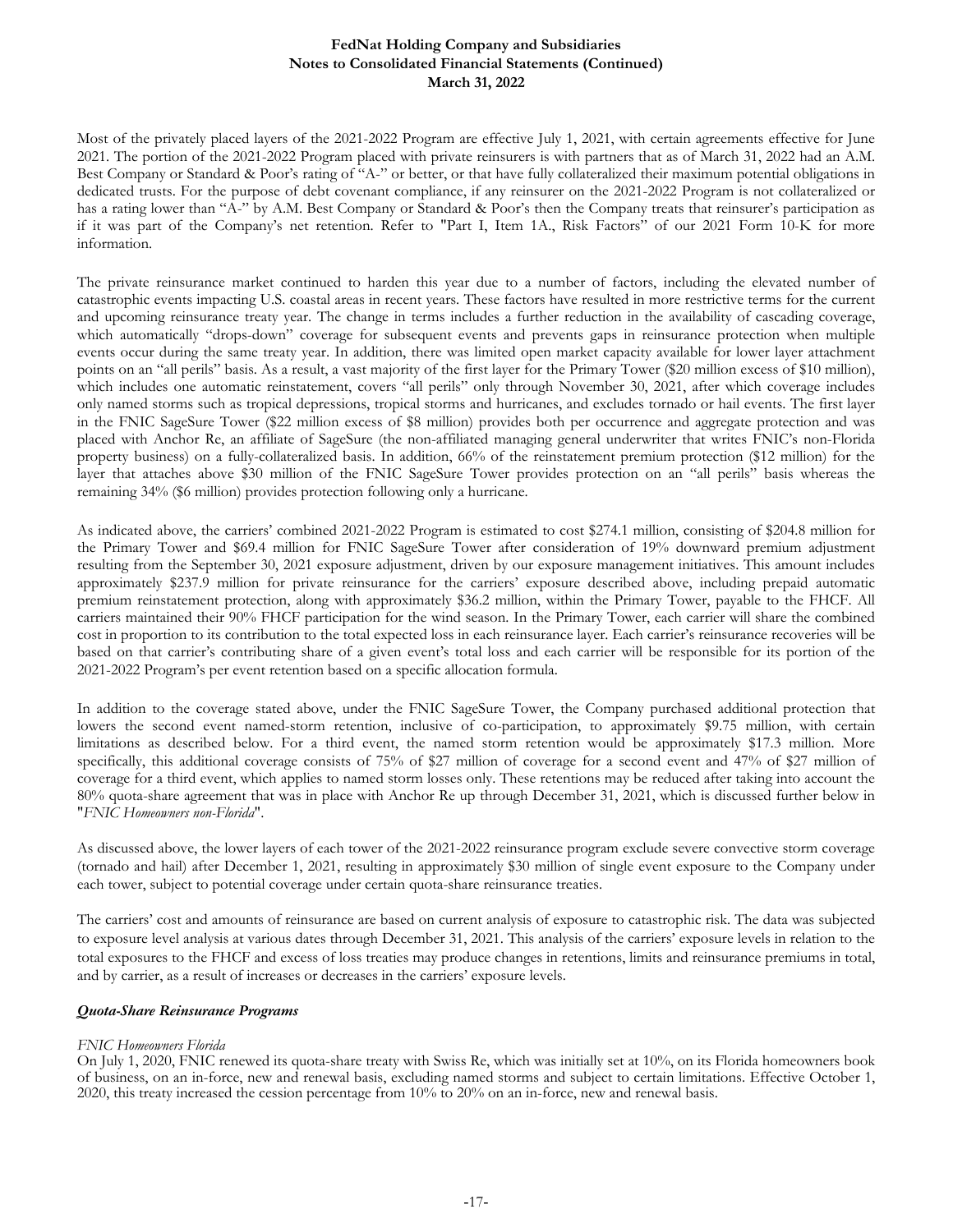Most of the privately placed layers of the 2021-2022 Program are effective July 1, 2021, with certain agreements effective for June 2021. The portion of the 2021-2022 Program placed with private reinsurers is with partners that as of March 31, 2022 had an A.M. Best Company or Standard & Poor's rating of "A-" or better, or that have fully collateralized their maximum potential obligations in dedicated trusts. For the purpose of debt covenant compliance, if any reinsurer on the 2021-2022 Program is not collateralized or has a rating lower than "A-" by A.M. Best Company or Standard & Poor's then the Company treats that reinsurer's participation as if it was part of the Company's net retention. Refer to "Part I, Item 1A., Risk Factors" of our 2021 Form 10-K for more information.

The private reinsurance market continued to harden this year due to a number of factors, including the elevated number of catastrophic events impacting U.S. coastal areas in recent years. These factors have resulted in more restrictive terms for the current and upcoming reinsurance treaty year. The change in terms includes a further reduction in the availability of cascading coverage, which automatically "drops-down" coverage for subsequent events and prevents gaps in reinsurance protection when multiple events occur during the same treaty year. In addition, there was limited open market capacity available for lower layer attachment points on an "all perils" basis. As a result, a vast majority of the first layer for the Primary Tower ($20 million excess of $10 million), which includes one automatic reinstatement, covers "all perils" only through November 30, 2021, after which coverage includes only named storms such as tropical depressions, tropical storms and hurricanes, and excludes tornado or hail events. The first layer in the FNIC SageSure Tower ($22 million excess of $8 million) provides both per occurrence and aggregate protection and was placed with Anchor Re, an affiliate of SageSure (the non-affiliated managing general underwriter that writes FNIC's non-Florida property business) on a fully-collateralized basis. In addition, 66% of the reinstatement premium protection ($12 million) for the layer that attaches above $30 million of the FNIC SageSure Tower provides protection on an "all perils" basis whereas the remaining 34% ($6 million) provides protection following only a hurricane.

As indicated above, the carriers' combined 2021-2022 Program is estimated to cost $274.1 million, consisting of $204.8 million for the Primary Tower and $69.4 million for FNIC SageSure Tower after consideration of 19% downward premium adjustment resulting from the September 30, 2021 exposure adjustment, driven by our exposure management initiatives. This amount includes approximately $237.9 million for private reinsurance for the carriers' exposure described above, including prepaid automatic premium reinstatement protection, along with approximately $36.2 million, within the Primary Tower, payable to the FHCF. All carriers maintained their 90% FHCF participation for the wind season. In the Primary Tower, each carrier will share the combined cost in proportion to its contribution to the total expected loss in each reinsurance layer. Each carrier's reinsurance recoveries will be based on that carrier's contributing share of a given event's total loss and each carrier will be responsible for its portion of the 2021-2022 Program's per event retention based on a specific allocation formula.

In addition to the coverage stated above, under the FNIC SageSure Tower, the Company purchased additional protection that lowers the second event named-storm retention, inclusive of co-participation, to approximately $9.75 million, with certain limitations as described below. For a third event, the named storm retention would be approximately $17.3 million. More specifically, this additional coverage consists of 75% of $27 million of coverage for a second event and 47% of $27 million of coverage for a third event, which applies to named storm losses only. These retentions may be reduced after taking into account the 80% quota-share agreement that was in place with Anchor Re up through December 31, 2021, which is discussed further below in "*FNIC Homeowners non-Florida*".

As discussed above, the lower layers of each tower of the 2021-2022 reinsurance program exclude severe convective storm coverage (tornado and hail) after December 1, 2021, resulting in approximately $30 million of single event exposure to the Company under each tower, subject to potential coverage under certain quota-share reinsurance treaties.

The carriers' cost and amounts of reinsurance are based on current analysis of exposure to catastrophic risk. The data was subjected to exposure level analysis at various dates through December 31, 2021. This analysis of the carriers' exposure levels in relation to the total exposures to the FHCF and excess of loss treaties may produce changes in retentions, limits and reinsurance premiums in total, and by carrier, as a result of increases or decreases in the carriers' exposure levels.

### *Quota-Share Reinsurance Programs*

*FNIC Homeowners Florida*

On July 1, 2020, FNIC renewed its quota-share treaty with Swiss Re, which was initially set at 10%, on its Florida homeowners book of business, on an in-force, new and renewal basis, excluding named storms and subject to certain limitations. Effective October 1, 2020, this treaty increased the cession percentage from 10% to 20% on an in-force, new and renewal basis.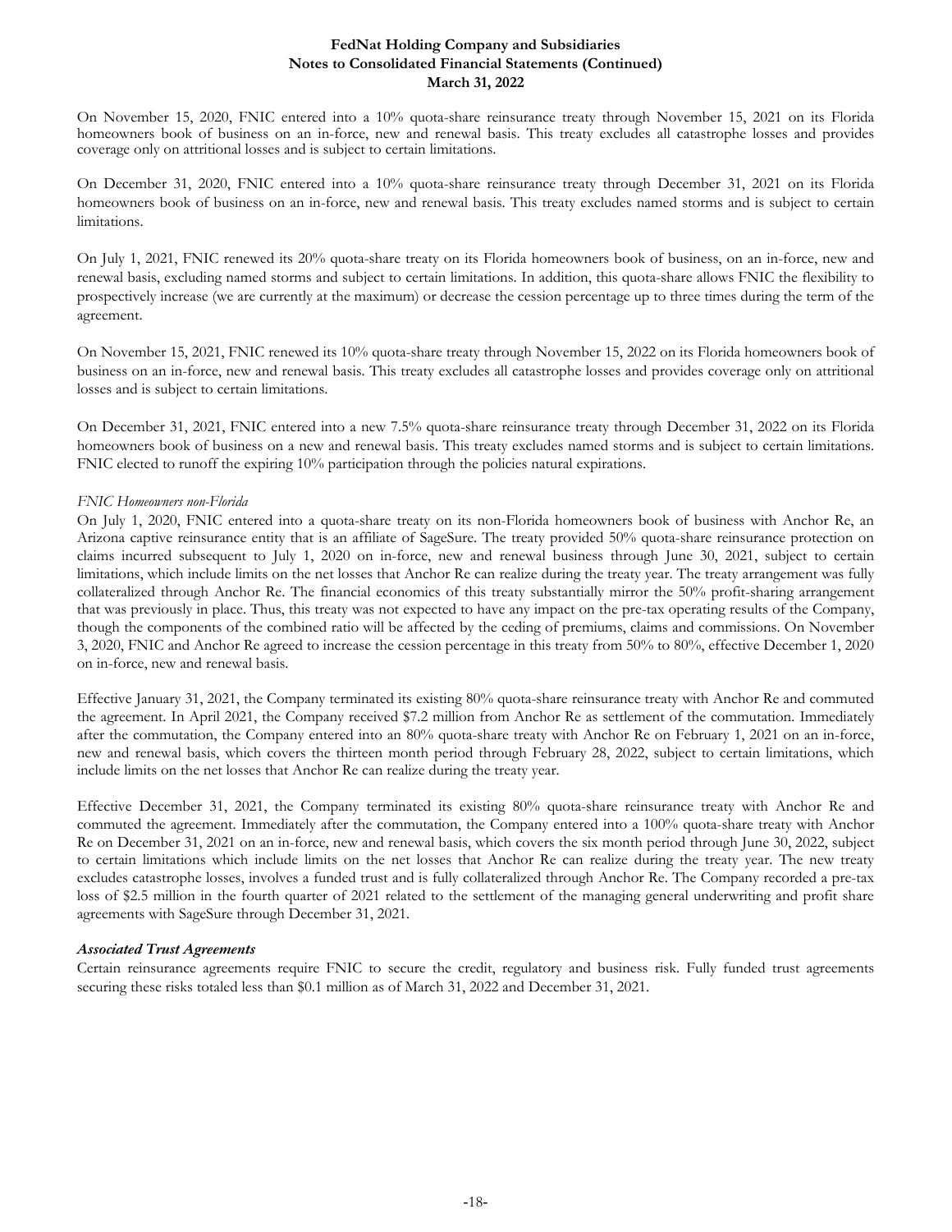On November 15, 2020, FNIC entered into a 10% quota-share reinsurance treaty through November 15, 2021 on its Florida homeowners book of business on an in-force, new and renewal basis. This treaty excludes all catastrophe losses and provides coverage only on attritional losses and is subject to certain limitations.

On December 31, 2020, FNIC entered into a 10% quota-share reinsurance treaty through December 31, 2021 on its Florida homeowners book of business on an in-force, new and renewal basis. This treaty excludes named storms and is subject to certain limitations.

On July 1, 2021, FNIC renewed its 20% quota-share treaty on its Florida homeowners book of business, on an in-force, new and renewal basis, excluding named storms and subject to certain limitations. In addition, this quota-share allows FNIC the flexibility to prospectively increase (we are currently at the maximum) or decrease the cession percentage up to three times during the term of the agreement.

On November 15, 2021, FNIC renewed its 10% quota-share treaty through November 15, 2022 on its Florida homeowners book of business on an in-force, new and renewal basis. This treaty excludes all catastrophe losses and provides coverage only on attritional losses and is subject to certain limitations.

On December 31, 2021, FNIC entered into a new 7.5% quota-share reinsurance treaty through December 31, 2022 on its Florida homeowners book of business on a new and renewal basis. This treaty excludes named storms and is subject to certain limitations. FNIC elected to runoff the expiring 10% participation through the policies natural expirations.

*FNIC Homeowners non-Florida*

On July 1, 2020, FNIC entered into a quota-share treaty on its non-Florida homeowners book of business with Anchor Re, an Arizona captive reinsurance entity that is an affiliate of SageSure. The treaty provided 50% quota-share reinsurance protection on claims incurred subsequent to July 1, 2020 on in-force, new and renewal business through June 30, 2021, subject to certain limitations, which include limits on the net losses that Anchor Re can realize during the treaty year. The treaty arrangement was fully collateralized through Anchor Re. The financial economics of this treaty substantially mirror the 50% profit-sharing arrangement that was previously in place. Thus, this treaty was not expected to have any impact on the pre-tax operating results of the Company, though the components of the combined ratio will be affected by the ceding of premiums, claims and commissions. On November 3, 2020, FNIC and Anchor Re agreed to increase the cession percentage in this treaty from 50% to 80%, effective December 1, 2020 on in-force, new and renewal basis.

Effective January 31, 2021, the Company terminated its existing 80% quota-share reinsurance treaty with Anchor Re and commuted the agreement. In April 2021, the Company received $7.2 million from Anchor Re as settlement of the commutation. Immediately after the commutation, the Company entered into an 80% quota-share treaty with Anchor Re on February 1, 2021 on an in-force, new and renewal basis, which covers the thirteen month period through February 28, 2022, subject to certain limitations, which include limits on the net losses that Anchor Re can realize during the treaty year.

Effective December 31, 2021, the Company terminated its existing 80% quota-share reinsurance treaty with Anchor Re and commuted the agreement. Immediately after the commutation, the Company entered into a 100% quota-share treaty with Anchor Re on December 31, 2021 on an in-force, new and renewal basis, which covers the six month period through June 30, 2022, subject to certain limitations which include limits on the net losses that Anchor Re can realize during the treaty year. The new treaty excludes catastrophe losses, involves a funded trust and is fully collateralized through Anchor Re. The Company recorded a pre-tax loss of $2.5 million in the fourth quarter of 2021 related to the settlement of the managing general underwriting and profit share agreements with SageSure through December 31, 2021.

***Associated Trust Agreements***

Certain reinsurance agreements require FNIC to secure the credit, regulatory and business risk. Fully funded trust agreements securing these risks totaled less than $0.1 million as of March 31, 2022 and December 31, 2021.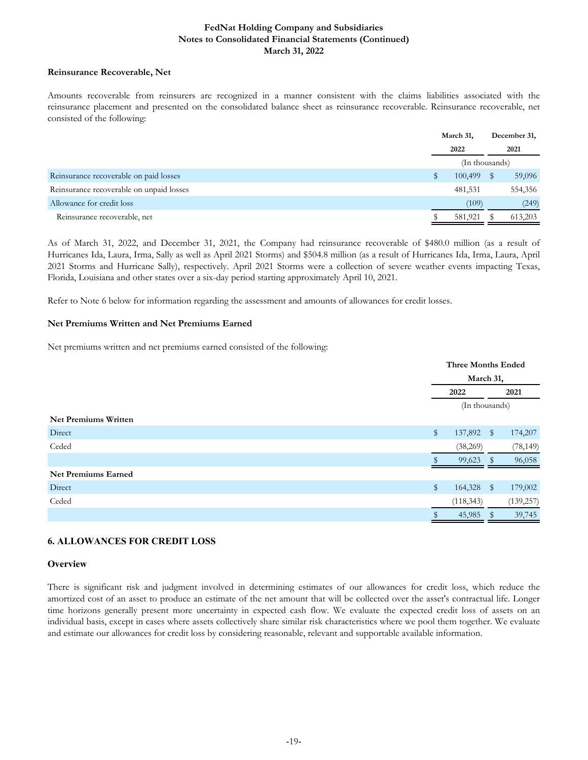#### Reinsurance Recoverable, Net

Amounts recoverable from reinsurers are recognized in a manner consistent with the claims liabilities associated with the reinsurance placement and presented on the consolidated balance sheet as reinsurance recoverable. Reinsurance recoverable, net consisted of the following:

| | March 31, 2022 | December 31, 2021 |
|---|---|---|
| | (In thousands) | |
| Reinsurance recoverable on paid losses | $ 100,499 | $ 59,096 |
| Reinsurance recoverable on unpaid losses | 481,531 | 554,356 |
| Allowance for credit loss | (109) | (249) |
| Reinsurance recoverable, net | $ 581,921 | $ 613,203 |

As of March 31, 2022, and December 31, 2021, the Company had reinsurance recoverable of $480.0 million (as a result of Hurricanes Ida, Laura, Irma, Sally as well as April 2021 Storms) and $504.8 million (as a result of Hurricanes Ida, Irma, Laura, April 2021 Storms and Hurricane Sally), respectively. April 2021 Storms were a collection of severe weather events impacting Texas, Florida, Louisiana and other states over a six-day period starting approximately April 10, 2021.

Refer to Note 6 below for information regarding the assessment and amounts of allowances for credit losses.

#### Net Premiums Written and Net Premiums Earned

Net premiums written and net premiums earned consisted of the following:

| | Three Months Ended March 31, | |
|---|---|---|
| | 2022 | 2021 |
| | (In thousands) | |
| **Net Premiums Written** | | |
| Direct | $ 137,892 | $ 174,207 |
| Ceded | (38,269) | (78,149) |
| | $ 99,623 | $ 96,058 |
| **Net Premiums Earned** | | |
| Direct | $ 164,328 | $ 179,002 |
| Ceded | (118,343) | (139,257) |
| | $ 45,985 | $ 39,745 |

## 6. ALLOWANCES FOR CREDIT LOSS

### Overview

There is significant risk and judgment involved in determining estimates of our allowances for credit loss, which reduce the amortized cost of an asset to produce an estimate of the net amount that will be collected over the asset's contractual life. Longer time horizons generally present more uncertainty in expected cash flow. We evaluate the expected credit loss of assets on an individual basis, except in cases where assets collectively share similar risk characteristics where we pool them together. We evaluate and estimate our allowances for credit loss by considering reasonable, relevant and supportable available information.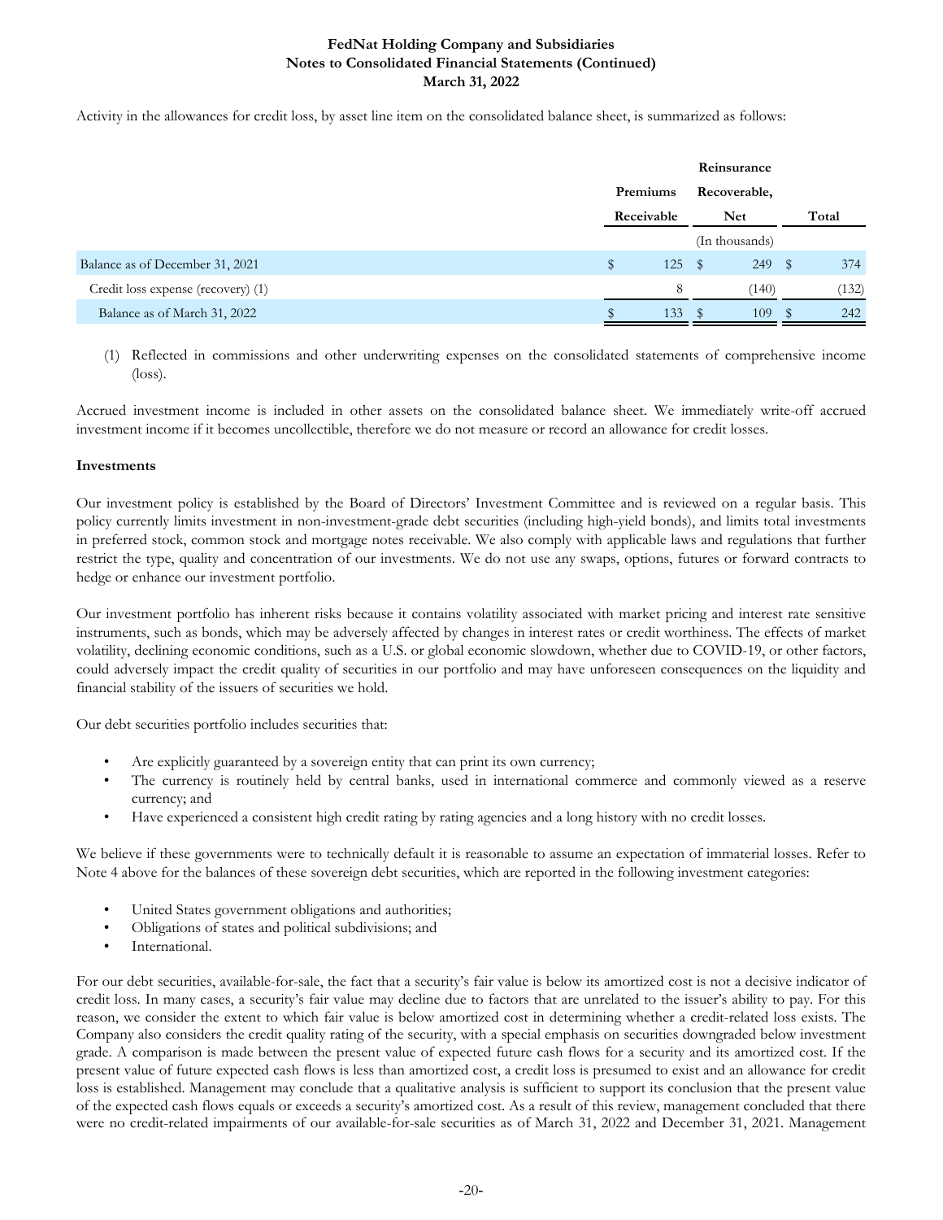Activity in the allowances for credit loss, by asset line item on the consolidated balance sheet, is summarized as follows:

| | Premiums Receivable | Reinsurance Recoverable, Net | Total |
|---|---|---|---|
| | | (In thousands) | |
| Balance as of December 31, 2021 | $ 125 | $ 249 | $ 374 |
| Credit loss expense (recovery) (1) | 8 | (140) | (132) |
| Balance as of March 31, 2022 | $ 133 | $ 109 | $ 242 |

(1) Reflected in commissions and other underwriting expenses on the consolidated statements of comprehensive income (loss).

Accrued investment income is included in other assets on the consolidated balance sheet. We immediately write-off accrued investment income if it becomes uncollectible, therefore we do not measure or record an allowance for credit losses.

**Investments**

Our investment policy is established by the Board of Directors' Investment Committee and is reviewed on a regular basis. This policy currently limits investment in non-investment-grade debt securities (including high-yield bonds), and limits total investments in preferred stock, common stock and mortgage notes receivable. We also comply with applicable laws and regulations that further restrict the type, quality and concentration of our investments. We do not use any swaps, options, futures or forward contracts to hedge or enhance our investment portfolio.

Our investment portfolio has inherent risks because it contains volatility associated with market pricing and interest rate sensitive instruments, such as bonds, which may be adversely affected by changes in interest rates or credit worthiness. The effects of market volatility, declining economic conditions, such as a U.S. or global economic slowdown, whether due to COVID-19, or other factors, could adversely impact the credit quality of securities in our portfolio and may have unforeseen consequences on the liquidity and financial stability of the issuers of securities we hold.

Our debt securities portfolio includes securities that:

- Are explicitly guaranteed by a sovereign entity that can print its own currency;
- The currency is routinely held by central banks, used in international commerce and commonly viewed as a reserve currency; and
- Have experienced a consistent high credit rating by rating agencies and a long history with no credit losses.

We believe if these governments were to technically default it is reasonable to assume an expectation of immaterial losses. Refer to Note 4 above for the balances of these sovereign debt securities, which are reported in the following investment categories:

- United States government obligations and authorities;
- Obligations of states and political subdivisions; and
- International.

For our debt securities, available-for-sale, the fact that a security's fair value is below its amortized cost is not a decisive indicator of credit loss. In many cases, a security's fair value may decline due to factors that are unrelated to the issuer's ability to pay. For this reason, we consider the extent to which fair value is below amortized cost in determining whether a credit-related loss exists. The Company also considers the credit quality rating of the security, with a special emphasis on securities downgraded below investment grade. A comparison is made between the present value of expected future cash flows for a security and its amortized cost. If the present value of future expected cash flows is less than amortized cost, a credit loss is presumed to exist and an allowance for credit loss is established. Management may conclude that a qualitative analysis is sufficient to support its conclusion that the present value of the expected cash flows equals or exceeds a security's amortized cost. As a result of this review, management concluded that there were no credit-related impairments of our available-for-sale securities as of March 31, 2022 and December 31, 2021. Management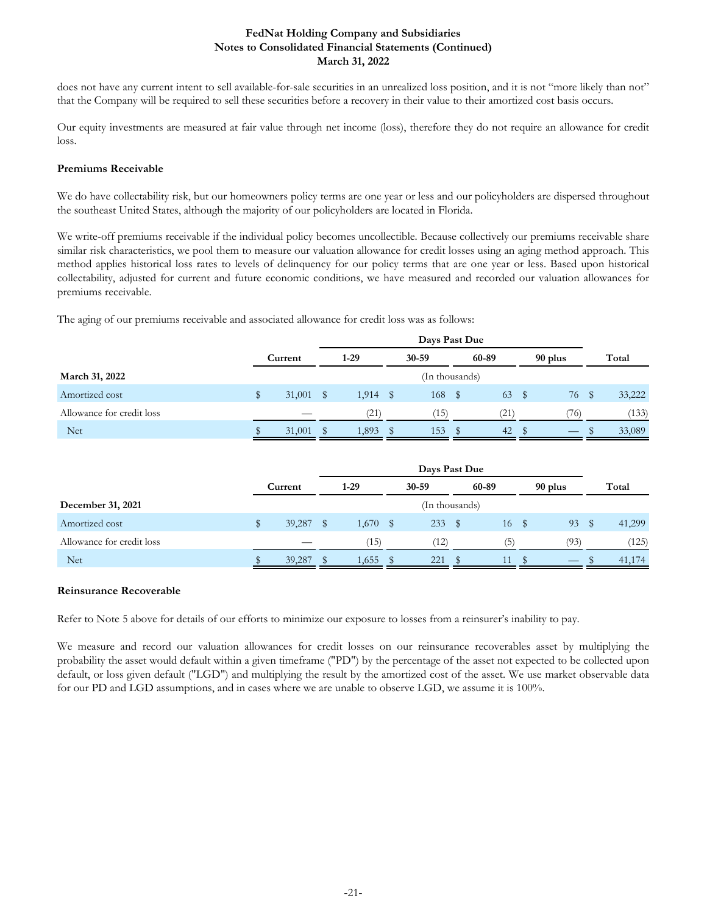does not have any current intent to sell available-for-sale securities in an unrealized loss position, and it is not "more likely than not" that the Company will be required to sell these securities before a recovery in their value to their amortized cost basis occurs.

Our equity investments are measured at fair value through net income (loss), therefore they do not require an allowance for credit loss.

**Premiums Receivable**

We do have collectability risk, but our homeowners policy terms are one year or less and our policyholders are dispersed throughout the southeast United States, although the majority of our policyholders are located in Florida.

We write-off premiums receivable if the individual policy becomes uncollectible. Because collectively our premiums receivable share similar risk characteristics, we pool them to measure our valuation allowance for credit losses using an aging method approach. This method applies historical loss rates to levels of delinquency for our policy terms that are one year or less. Based upon historical collectability, adjusted for current and future economic conditions, we have measured and recorded our valuation allowances for premiums receivable.

The aging of our premiums receivable and associated allowance for credit loss was as follows:

| | | Days Past Due | | | | |
|---|---|---|---|---|---|---|
| | Current | 1-29 | 30-59 | 60-89 | 90 plus | Total |
| **March 31, 2022** | | | (In thousands) | | | |
| Amortized cost | $ 31,001 | $ 1,914 | $ 168 | $ 63 | $ 76 | $ 33,222 |
| Allowance for credit loss | — | (21) | (15) | (21) | (76) | (133) |
| Net | $ 31,001 | $ 1,893 | $ 153 | $ 42 | $ — | $ 33,089 |

| | | Days Past Due | | | | |
|---|---|---|---|---|---|---|
| | Current | 1-29 | 30-59 | 60-89 | 90 plus | Total |
| **December 31, 2021** | | | (In thousands) | | | |
| Amortized cost | $ 39,287 | $ 1,670 | $ 233 | $ 16 | $ 93 | $ 41,299 |
| Allowance for credit loss | — | (15) | (12) | (5) | (93) | (125) |
| Net | $ 39,287 | $ 1,655 | $ 221 | $ 11 | $ — | $ 41,174 |

**Reinsurance Recoverable**

Refer to Note 5 above for details of our efforts to minimize our exposure to losses from a reinsurer's inability to pay.

We measure and record our valuation allowances for credit losses on our reinsurance recoverables asset by multiplying the probability the asset would default within a given timeframe ("PD") by the percentage of the asset not expected to be collected upon default, or loss given default ("LGD") and multiplying the result by the amortized cost of the asset. We use market observable data for our PD and LGD assumptions, and in cases where we are unable to observe LGD, we assume it is 100%.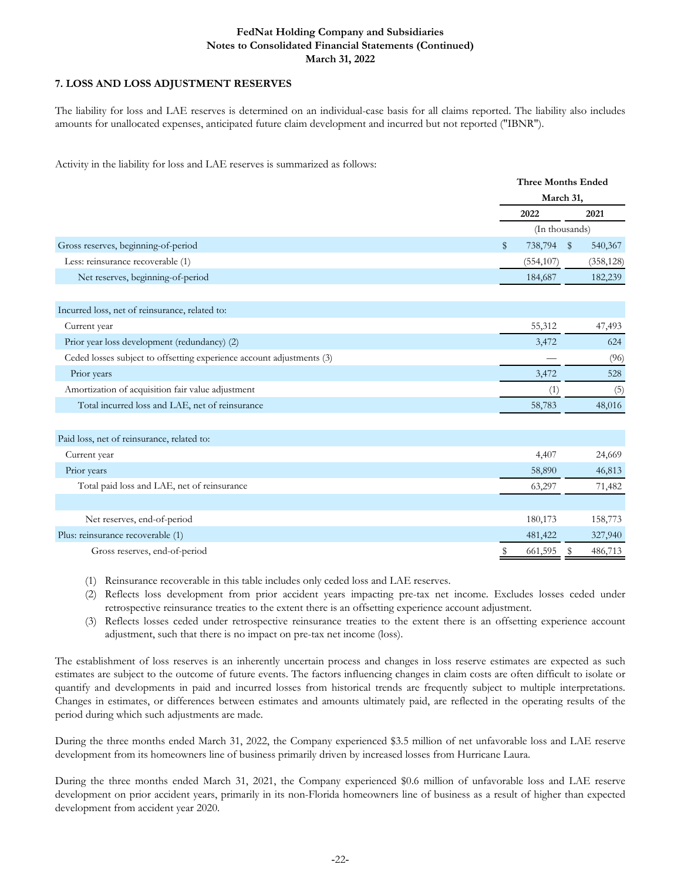## 7. LOSS AND LOSS ADJUSTMENT RESERVES

The liability for loss and LAE reserves is determined on an individual-case basis for all claims reported. The liability also includes amounts for unallocated expenses, anticipated future claim development and incurred but not reported ("IBNR").

Activity in the liability for loss and LAE reserves is summarized as follows:

| | Three Months Ended March 31, | |
|---|---|---|
| | 2022 | 2021 |
| | (In thousands) | |
| Gross reserves, beginning-of-period | $ 738,794 | $ 540,367 |
| Less: reinsurance recoverable (1) | (554,107) | (358,128) |
| Net reserves, beginning-of-period | 184,687 | 182,239 |
| | | |
| Incurred loss, net of reinsurance, related to: | | |
| Current year | 55,312 | 47,493 |
| Prior year loss development (redundancy) (2) | 3,472 | 624 |
| Ceded losses subject to offsetting experience account adjustments (3) | — | (96) |
| Prior years | 3,472 | 528 |
| Amortization of acquisition fair value adjustment | (1) | (5) |
| Total incurred loss and LAE, net of reinsurance | 58,783 | 48,016 |
| | | |
| Paid loss, net of reinsurance, related to: | | |
| Current year | 4,407 | 24,669 |
| Prior years | 58,890 | 46,813 |
| Total paid loss and LAE, net of reinsurance | 63,297 | 71,482 |
| | | |
| Net reserves, end-of-period | 180,173 | 158,773 |
| Plus: reinsurance recoverable (1) | 481,422 | 327,940 |
| Gross reserves, end-of-period | $ 661,595 | $ 486,713 |

(1) Reinsurance recoverable in this table includes only ceded loss and LAE reserves.
(2) Reflects loss development from prior accident years impacting pre-tax net income. Excludes losses ceded under retrospective reinsurance treaties to the extent there is an offsetting experience account adjustment.
(3) Reflects losses ceded under retrospective reinsurance treaties to the extent there is an offsetting experience account adjustment, such that there is no impact on pre-tax net income (loss).

The establishment of loss reserves is an inherently uncertain process and changes in loss reserve estimates are expected as such estimates are subject to the outcome of future events. The factors influencing changes in claim costs are often difficult to isolate or quantify and developments in paid and incurred losses from historical trends are frequently subject to multiple interpretations. Changes in estimates, or differences between estimates and amounts ultimately paid, are reflected in the operating results of the period during which such adjustments are made.

During the three months ended March 31, 2022, the Company experienced $3.5 million of net unfavorable loss and LAE reserve development from its homeowners line of business primarily driven by increased losses from Hurricane Laura.

During the three months ended March 31, 2021, the Company experienced $0.6 million of unfavorable loss and LAE reserve development on prior accident years, primarily in its non-Florida homeowners line of business as a result of higher than expected development from accident year 2020.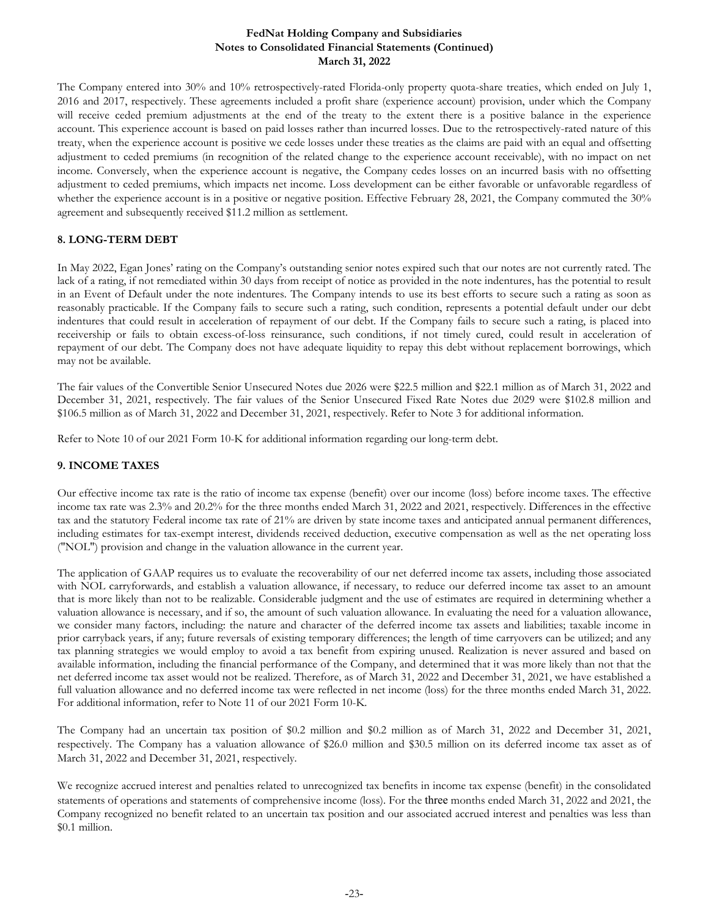The Company entered into 30% and 10% retrospectively-rated Florida-only property quota-share treaties, which ended on July 1, 2016 and 2017, respectively. These agreements included a profit share (experience account) provision, under which the Company will receive ceded premium adjustments at the end of the treaty to the extent there is a positive balance in the experience account. This experience account is based on paid losses rather than incurred losses. Due to the retrospectively-rated nature of this treaty, when the experience account is positive we cede losses under these treaties as the claims are paid with an equal and offsetting adjustment to ceded premiums (in recognition of the related change to the experience account receivable), with no impact on net income. Conversely, when the experience account is negative, the Company cedes losses on an incurred basis with no offsetting adjustment to ceded premiums, which impacts net income. Loss development can be either favorable or unfavorable regardless of whether the experience account is in a positive or negative position. Effective February 28, 2021, the Company commuted the 30% agreement and subsequently received $11.2 million as settlement.

## 8. LONG-TERM DEBT

In May 2022, Egan Jones' rating on the Company's outstanding senior notes expired such that our notes are not currently rated. The lack of a rating, if not remediated within 30 days from receipt of notice as provided in the note indentures, has the potential to result in an Event of Default under the note indentures. The Company intends to use its best efforts to secure such a rating as soon as reasonably practicable. If the Company fails to secure such a rating, such condition, represents a potential default under our debt indentures that could result in acceleration of repayment of our debt. If the Company fails to secure such a rating, is placed into receivership or fails to obtain excess-of-loss reinsurance, such conditions, if not timely cured, could result in acceleration of repayment of our debt. The Company does not have adequate liquidity to repay this debt without replacement borrowings, which may not be available.

The fair values of the Convertible Senior Unsecured Notes due 2026 were $22.5 million and $22.1 million as of March 31, 2022 and December 31, 2021, respectively. The fair values of the Senior Unsecured Fixed Rate Notes due 2029 were $102.8 million and $106.5 million as of March 31, 2022 and December 31, 2021, respectively. Refer to Note 3 for additional information.

Refer to Note 10 of our 2021 Form 10-K for additional information regarding our long-term debt.

## 9. INCOME TAXES

Our effective income tax rate is the ratio of income tax expense (benefit) over our income (loss) before income taxes. The effective income tax rate was 2.3% and 20.2% for the three months ended March 31, 2022 and 2021, respectively. Differences in the effective tax and the statutory Federal income tax rate of 21% are driven by state income taxes and anticipated annual permanent differences, including estimates for tax-exempt interest, dividends received deduction, executive compensation as well as the net operating loss ("NOL") provision and change in the valuation allowance in the current year.

The application of GAAP requires us to evaluate the recoverability of our net deferred income tax assets, including those associated with NOL carryforwards, and establish a valuation allowance, if necessary, to reduce our deferred income tax asset to an amount that is more likely than not to be realizable. Considerable judgment and the use of estimates are required in determining whether a valuation allowance is necessary, and if so, the amount of such valuation allowance. In evaluating the need for a valuation allowance, we consider many factors, including: the nature and character of the deferred income tax assets and liabilities; taxable income in prior carryback years, if any; future reversals of existing temporary differences; the length of time carryovers can be utilized; and any tax planning strategies we would employ to avoid a tax benefit from expiring unused. Realization is never assured and based on available information, including the financial performance of the Company, and determined that it was more likely than not that the net deferred income tax asset would not be realized. Therefore, as of March 31, 2022 and December 31, 2021, we have established a full valuation allowance and no deferred income tax were reflected in net income (loss) for the three months ended March 31, 2022. For additional information, refer to Note 11 of our 2021 Form 10-K.

The Company had an uncertain tax position of $0.2 million and $0.2 million as of March 31, 2022 and December 31, 2021, respectively. The Company has a valuation allowance of $26.0 million and $30.5 million on its deferred income tax asset as of March 31, 2022 and December 31, 2021, respectively.

We recognize accrued interest and penalties related to unrecognized tax benefits in income tax expense (benefit) in the consolidated statements of operations and statements of comprehensive income (loss). For the three months ended March 31, 2022 and 2021, the Company recognized no benefit related to an uncertain tax position and our associated accrued interest and penalties was less than $0.1 million.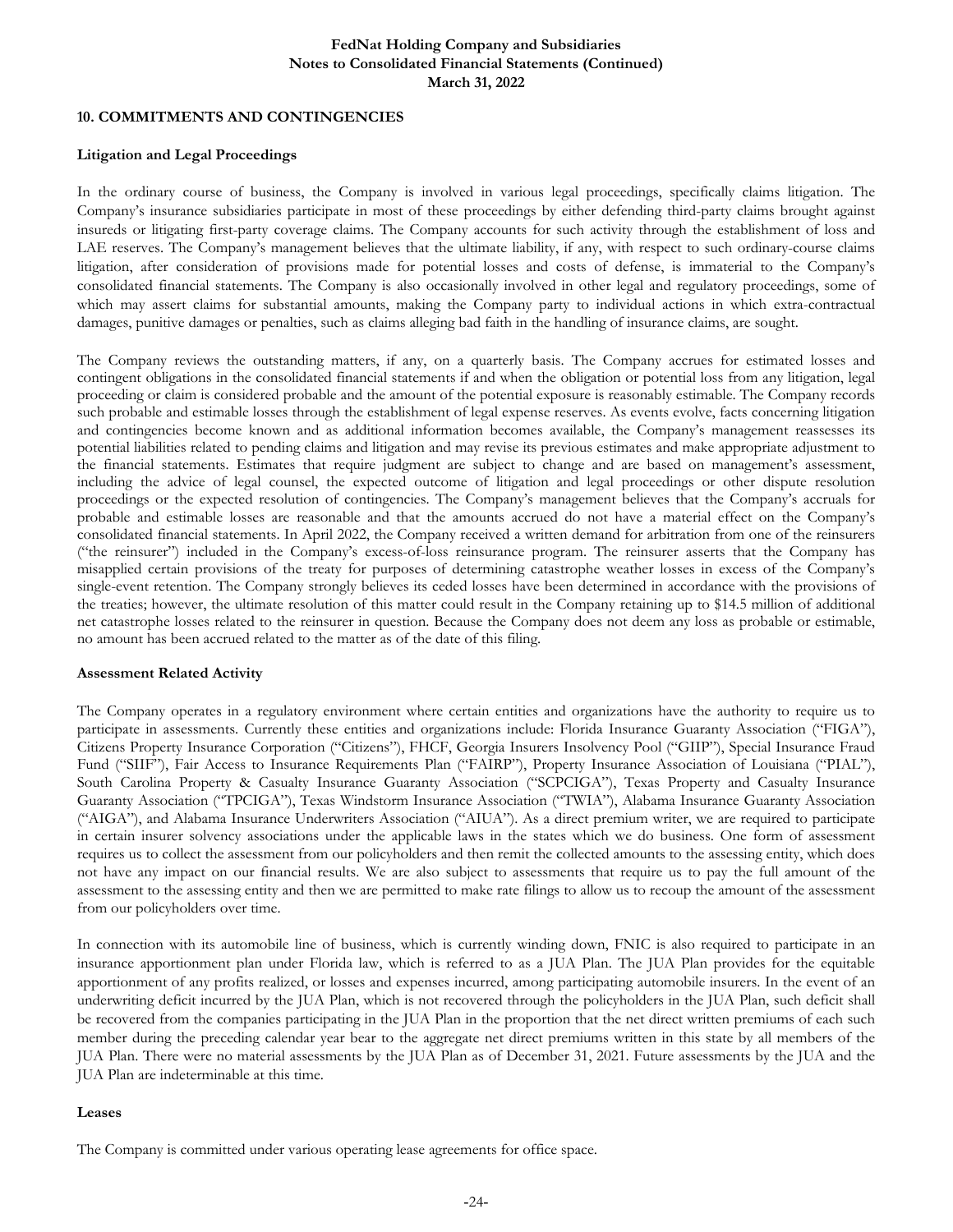## 10. COMMITMENTS AND CONTINGENCIES

### Litigation and Legal Proceedings

In the ordinary course of business, the Company is involved in various legal proceedings, specifically claims litigation. The Company's insurance subsidiaries participate in most of these proceedings by either defending third-party claims brought against insureds or litigating first-party coverage claims. The Company accounts for such activity through the establishment of loss and LAE reserves. The Company's management believes that the ultimate liability, if any, with respect to such ordinary-course claims litigation, after consideration of provisions made for potential losses and costs of defense, is immaterial to the Company's consolidated financial statements. The Company is also occasionally involved in other legal and regulatory proceedings, some of which may assert claims for substantial amounts, making the Company party to individual actions in which extra-contractual damages, punitive damages or penalties, such as claims alleging bad faith in the handling of insurance claims, are sought.

The Company reviews the outstanding matters, if any, on a quarterly basis. The Company accrues for estimated losses and contingent obligations in the consolidated financial statements if and when the obligation or potential loss from any litigation, legal proceeding or claim is considered probable and the amount of the potential exposure is reasonably estimable. The Company records such probable and estimable losses through the establishment of legal expense reserves. As events evolve, facts concerning litigation and contingencies become known and as additional information becomes available, the Company's management reassesses its potential liabilities related to pending claims and litigation and may revise its previous estimates and make appropriate adjustment to the financial statements. Estimates that require judgment are subject to change and are based on management's assessment, including the advice of legal counsel, the expected outcome of litigation and legal proceedings or other dispute resolution proceedings or the expected resolution of contingencies. The Company's management believes that the Company's accruals for probable and estimable losses are reasonable and that the amounts accrued do not have a material effect on the Company's consolidated financial statements. In April 2022, the Company received a written demand for arbitration from one of the reinsurers ("the reinsurer") included in the Company's excess-of-loss reinsurance program. The reinsurer asserts that the Company has misapplied certain provisions of the treaty for purposes of determining catastrophe weather losses in excess of the Company's single-event retention. The Company strongly believes its ceded losses have been determined in accordance with the provisions of the treaties; however, the ultimate resolution of this matter could result in the Company retaining up to $14.5 million of additional net catastrophe losses related to the reinsurer in question. Because the Company does not deem any loss as probable or estimable, no amount has been accrued related to the matter as of the date of this filing.

### Assessment Related Activity

The Company operates in a regulatory environment where certain entities and organizations have the authority to require us to participate in assessments. Currently these entities and organizations include: Florida Insurance Guaranty Association ("FIGA"), Citizens Property Insurance Corporation ("Citizens"), FHCF, Georgia Insurers Insolvency Pool ("GIIP"), Special Insurance Fraud Fund ("SIIF"), Fair Access to Insurance Requirements Plan ("FAIRP"), Property Insurance Association of Louisiana ("PIAL"), South Carolina Property & Casualty Insurance Guaranty Association ("SCPCIGA"), Texas Property and Casualty Insurance Guaranty Association ("TPCIGA"), Texas Windstorm Insurance Association ("TWIA"), Alabama Insurance Guaranty Association ("AIGA"), and Alabama Insurance Underwriters Association ("AIUA"). As a direct premium writer, we are required to participate in certain insurer solvency associations under the applicable laws in the states which we do business. One form of assessment requires us to collect the assessment from our policyholders and then remit the collected amounts to the assessing entity, which does not have any impact on our financial results. We are also subject to assessments that require us to pay the full amount of the assessment to the assessing entity and then we are permitted to make rate filings to allow us to recoup the amount of the assessment from our policyholders over time.

In connection with its automobile line of business, which is currently winding down, FNIC is also required to participate in an insurance apportionment plan under Florida law, which is referred to as a JUA Plan. The JUA Plan provides for the equitable apportionment of any profits realized, or losses and expenses incurred, among participating automobile insurers. In the event of an underwriting deficit incurred by the JUA Plan, which is not recovered through the policyholders in the JUA Plan, such deficit shall be recovered from the companies participating in the JUA Plan in the proportion that the net direct written premiums of each such member during the preceding calendar year bear to the aggregate net direct premiums written in this state by all members of the JUA Plan. There were no material assessments by the JUA Plan as of December 31, 2021. Future assessments by the JUA and the JUA Plan are indeterminable at this time.

### Leases

The Company is committed under various operating lease agreements for office space.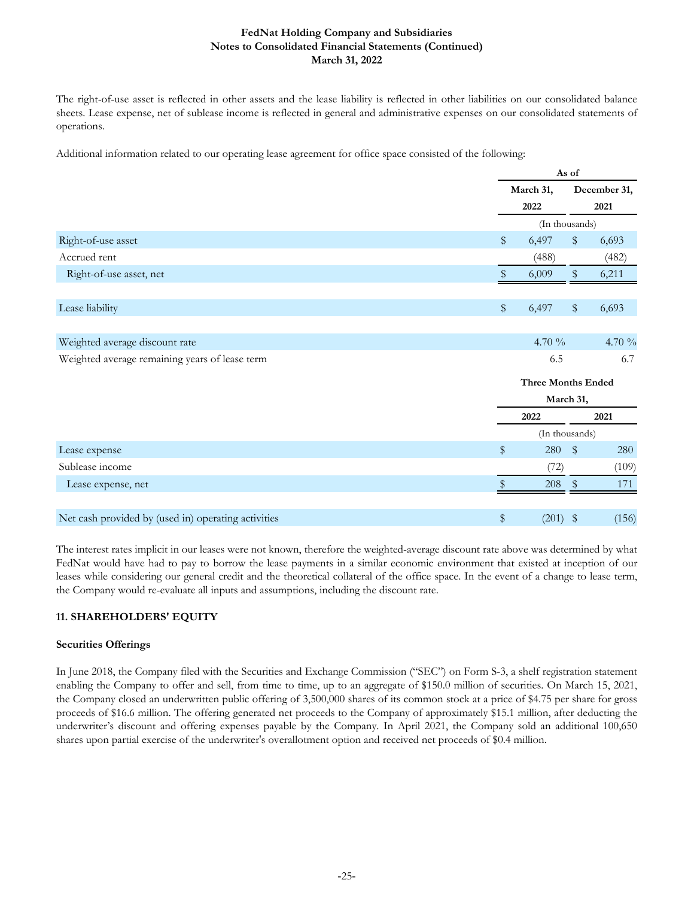The right-of-use asset is reflected in other assets and the lease liability is reflected in other liabilities on our consolidated balance sheets. Lease expense, net of sublease income is reflected in general and administrative expenses on our consolidated statements of operations.

Additional information related to our operating lease agreement for office space consisted of the following:

| | As of | |
|---|---|---|
| | March 31, 2022 | December 31, 2021 |
| | (In thousands) | |
| Right-of-use asset | $ 6,497 | $ 6,693 |
| Accrued rent | (488) | (482) |
| Right-of-use asset, net | $ 6,009 | $ 6,211 |
| | | |
| Lease liability | $ 6,497 | $ 6,693 |
| | | |
| Weighted average discount rate | 4.70 % | 4.70 % |
| Weighted average remaining years of lease term | 6.5 | 6.7 |

| | Three Months Ended March 31, | |
|---|---|---|
| | 2022 | 2021 |
| | (In thousands) | |
| Lease expense | $ 280 | $ 280 |
| Sublease income | (72) | (109) |
| Lease expense, net | $ 208 | $ 171 |
| | | |
| Net cash provided by (used in) operating activities | $ (201) | $ (156) |

The interest rates implicit in our leases were not known, therefore the weighted-average discount rate above was determined by what FedNat would have had to pay to borrow the lease payments in a similar economic environment that existed at inception of our leases while considering our general credit and the theoretical collateral of the office space. In the event of a change to lease term, the Company would re-evaluate all inputs and assumptions, including the discount rate.

## 11. SHAREHOLDERS' EQUITY

### Securities Offerings

In June 2018, the Company filed with the Securities and Exchange Commission ("SEC") on Form S-3, a shelf registration statement enabling the Company to offer and sell, from time to time, up to an aggregate of $150.0 million of securities. On March 15, 2021, the Company closed an underwritten public offering of 3,500,000 shares of its common stock at a price of $4.75 per share for gross proceeds of $16.6 million. The offering generated net proceeds to the Company of approximately $15.1 million, after deducting the underwriter's discount and offering expenses payable by the Company. In April 2021, the Company sold an additional 100,650 shares upon partial exercise of the underwriter's overallotment option and received net proceeds of $0.4 million.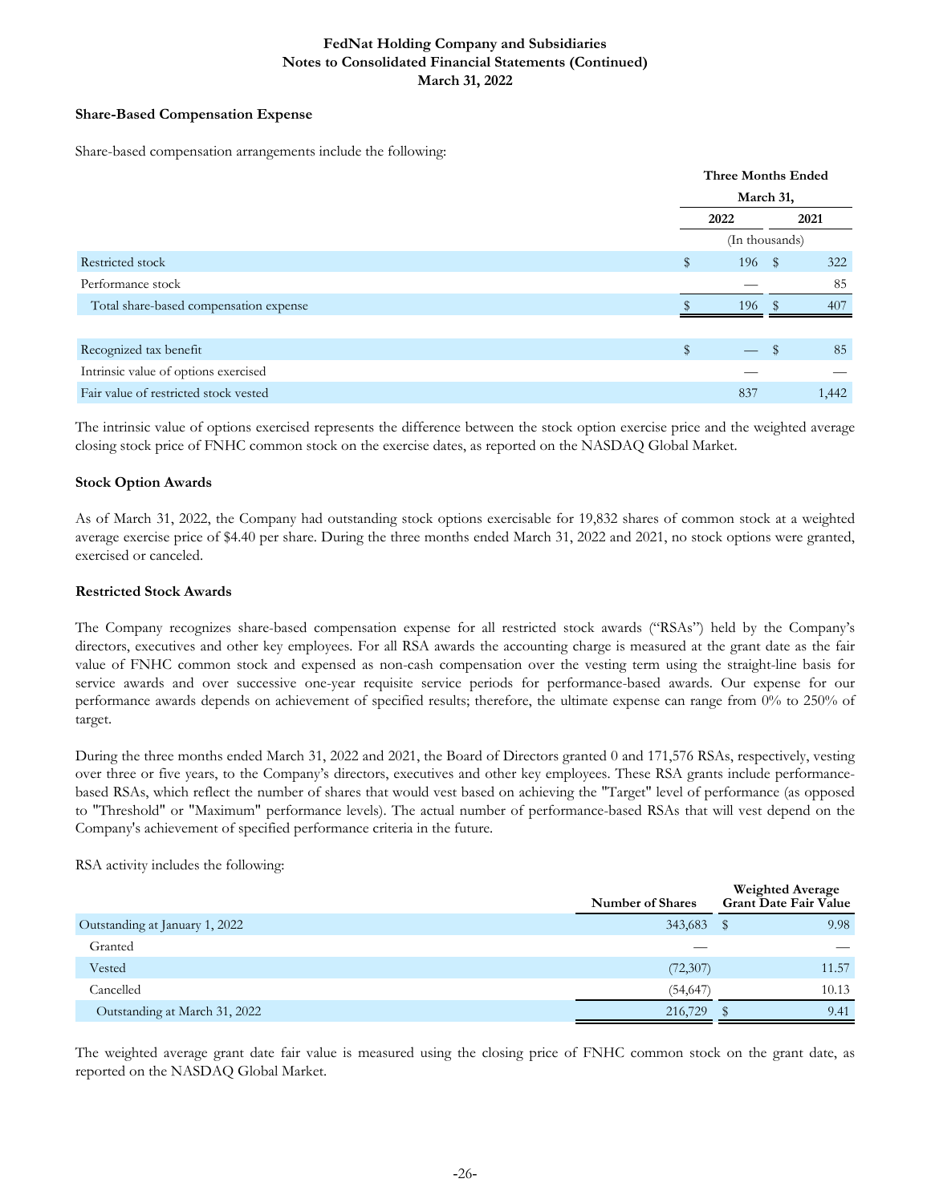### Share-Based Compensation Expense

Share-based compensation arrangements include the following:

| | Three Months Ended March 31, | |
|---|---|---|
| | 2022 | 2021 |
| | (In thousands) | |
| Restricted stock | $ 196 | $ 322 |
| Performance stock | — | 85 |
| Total share-based compensation expense | $ 196 | $ 407 |
| | | |
| Recognized tax benefit | $ — | $ 85 |
| Intrinsic value of options exercised | — | — |
| Fair value of restricted stock vested | 837 | 1,442 |

The intrinsic value of options exercised represents the difference between the stock option exercise price and the weighted average closing stock price of FNHC common stock on the exercise dates, as reported on the NASDAQ Global Market.

### Stock Option Awards

As of March 31, 2022, the Company had outstanding stock options exercisable for 19,832 shares of common stock at a weighted average exercise price of $4.40 per share. During the three months ended March 31, 2022 and 2021, no stock options were granted, exercised or canceled.

### Restricted Stock Awards

The Company recognizes share-based compensation expense for all restricted stock awards ("RSAs") held by the Company's directors, executives and other key employees. For all RSA awards the accounting charge is measured at the grant date as the fair value of FNHC common stock and expensed as non-cash compensation over the vesting term using the straight-line basis for service awards and over successive one-year requisite service periods for performance-based awards. Our expense for our performance awards depends on achievement of specified results; therefore, the ultimate expense can range from 0% to 250% of target.

During the three months ended March 31, 2022 and 2021, the Board of Directors granted 0 and 171,576 RSAs, respectively, vesting over three or five years, to the Company's directors, executives and other key employees. These RSA grants include performance-based RSAs, which reflect the number of shares that would vest based on achieving the "Target" level of performance (as opposed to "Threshold" or "Maximum" performance levels). The actual number of performance-based RSAs that will vest depend on the Company's achievement of specified performance criteria in the future.

RSA activity includes the following:

| | Number of Shares | Weighted Average Grant Date Fair Value |
|---|---|---|
| Outstanding at January 1, 2022 | 343,683 | $ 9.98 |
| Granted | — | — |
| Vested | (72,307) | 11.57 |
| Cancelled | (54,647) | 10.13 |
| Outstanding at March 31, 2022 | 216,729 | $ 9.41 |

The weighted average grant date fair value is measured using the closing price of FNHC common stock on the grant date, as reported on the NASDAQ Global Market.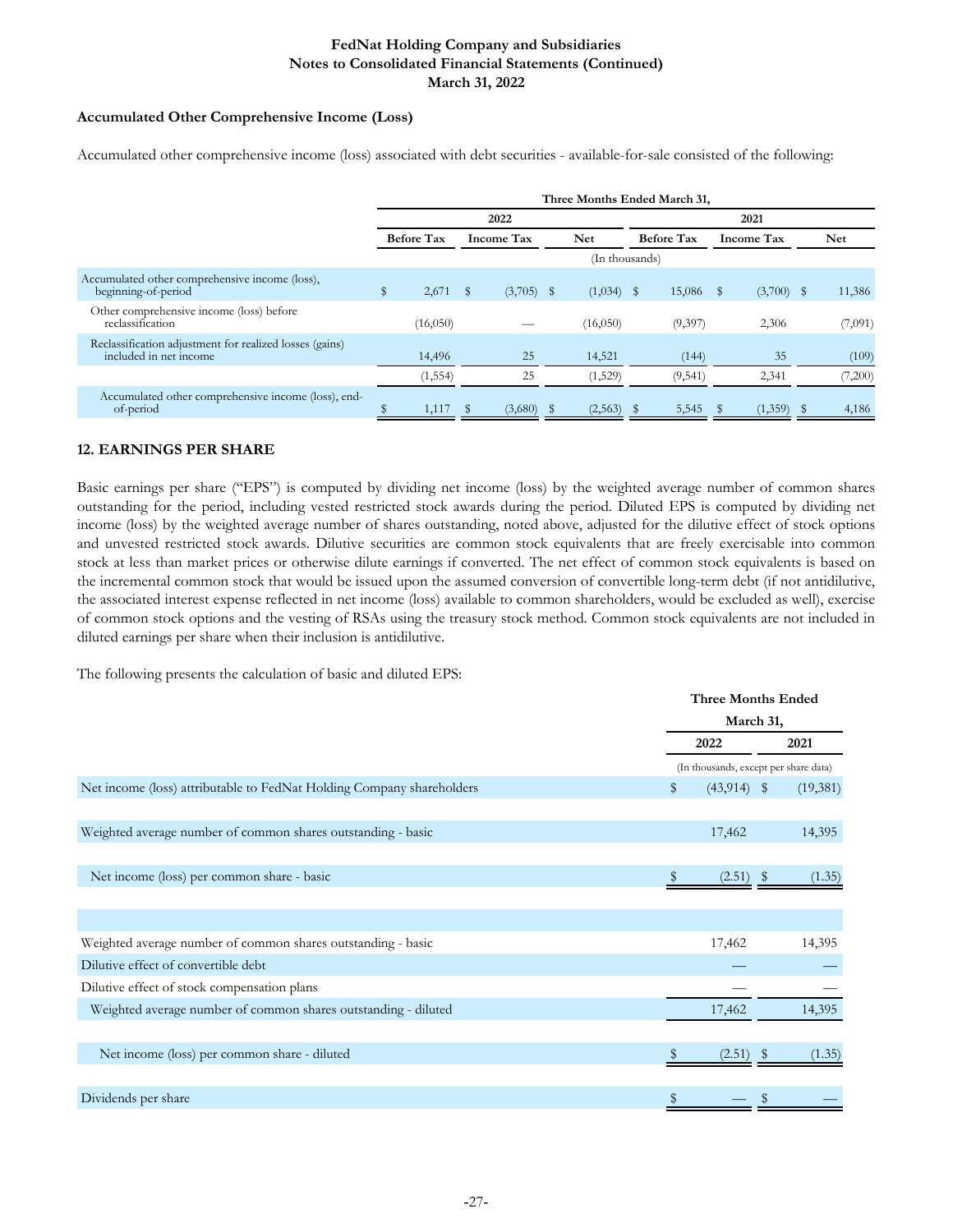### Accumulated Other Comprehensive Income (Loss)

Accumulated other comprehensive income (loss) associated with debt securities - available-for-sale consisted of the following:

| | Three Months Ended March 31, | | | | | |
|---|---|---|---|---|---|---|
| | 2022 | | | 2021 | | |
| | Before Tax | Income Tax | Net | Before Tax | Income Tax | Net |
| | (In thousands) | | | | | |
| Accumulated other comprehensive income (loss), beginning-of-period | $ 2,671 | $ (3,705) | $ (1,034) | $ 15,086 | $ (3,700) | $ 11,386 |
| Other comprehensive income (loss) before reclassification | (16,050) | — | (16,050) | (9,397) | 2,306 | (7,091) |
| Reclassification adjustment for realized losses (gains) included in net income | 14,496 | 25 | 14,521 | (144) | 35 | (109) |
| | (1,554) | 25 | (1,529) | (9,541) | 2,341 | (7,200) |
| Accumulated other comprehensive income (loss), end-of-period | $ 1,117 | $ (3,680) | $ (2,563) | $ 5,545 | $ (1,359) | $ 4,186 |

### 12. EARNINGS PER SHARE

Basic earnings per share ("EPS") is computed by dividing net income (loss) by the weighted average number of common shares outstanding for the period, including vested restricted stock awards during the period. Diluted EPS is computed by dividing net income (loss) by the weighted average number of shares outstanding, noted above, adjusted for the dilutive effect of stock options and unvested restricted stock awards. Dilutive securities are common stock equivalents that are freely exercisable into common stock at less than market prices or otherwise dilute earnings if converted. The net effect of common stock equivalents is based on the incremental common stock that would be issued upon the assumed conversion of convertible long-term debt (if not antidilutive, the associated interest expense reflected in net income (loss) available to common shareholders, would be excluded as well), exercise of common stock options and the vesting of RSAs using the treasury stock method. Common stock equivalents are not included in diluted earnings per share when their inclusion is antidilutive.

The following presents the calculation of basic and diluted EPS:

| | Three Months Ended March 31, | |
|---|---|---|
| | 2022 | 2021 |
| | (In thousands, except per share data) | |
| Net income (loss) attributable to FedNat Holding Company shareholders | $ (43,914) | $ (19,381) |
| Weighted average number of common shares outstanding - basic | 17,462 | 14,395 |
| Net income (loss) per common share - basic | $ (2.51) | $ (1.35) |
| | | |
| Weighted average number of common shares outstanding - basic | 17,462 | 14,395 |
| Dilutive effect of convertible debt | — | — |
| Dilutive effect of stock compensation plans | — | — |
| Weighted average number of common shares outstanding - diluted | 17,462 | 14,395 |
| Net income (loss) per common share - diluted | $ (2.51) | $ (1.35) |
| Dividends per share | $ — | $ — |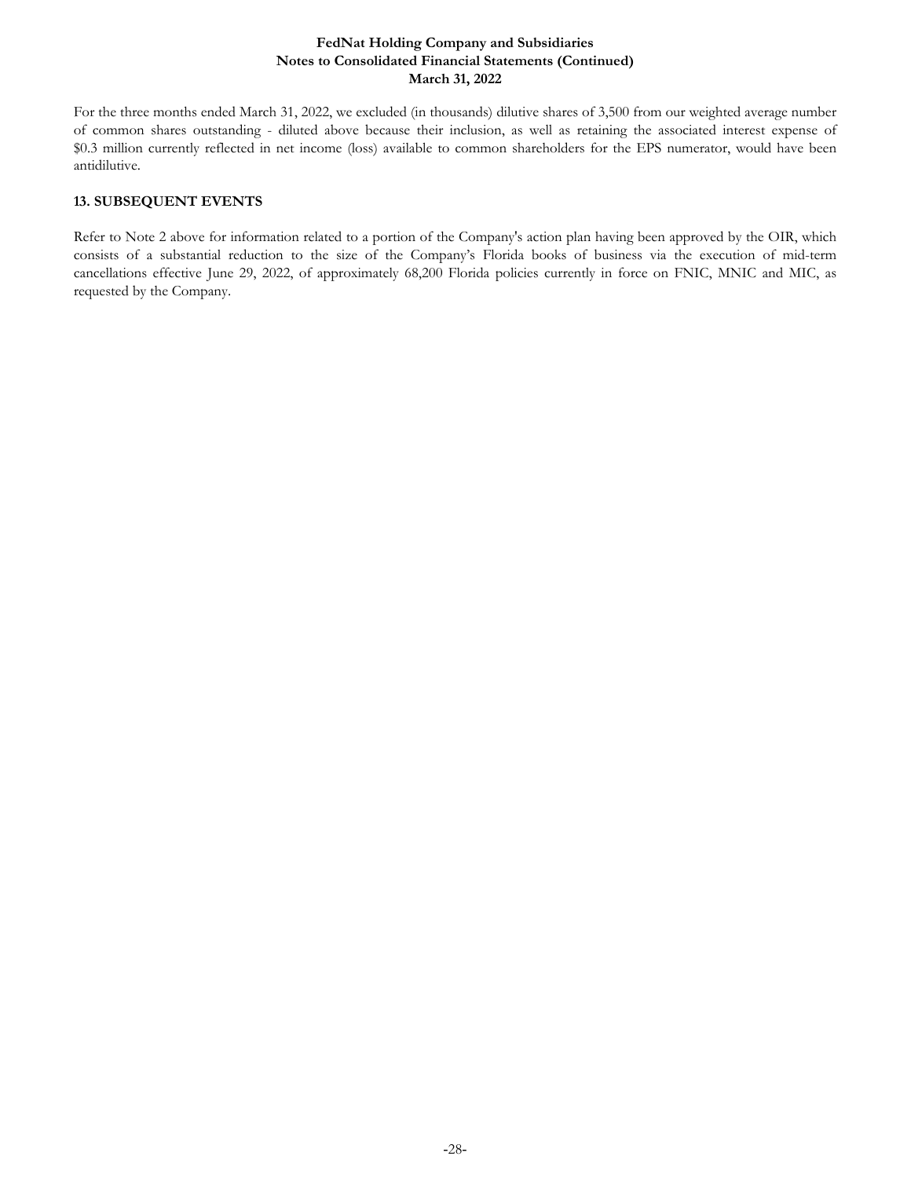For the three months ended March 31, 2022, we excluded (in thousands) dilutive shares of 3,500 from our weighted average number of common shares outstanding - diluted above because their inclusion, as well as retaining the associated interest expense of $0.3 million currently reflected in net income (loss) available to common shareholders for the EPS numerator, would have been antidilutive.

## 13. SUBSEQUENT EVENTS

Refer to Note 2 above for information related to a portion of the Company's action plan having been approved by the OIR, which consists of a substantial reduction to the size of the Company's Florida books of business via the execution of mid-term cancellations effective June 29, 2022, of approximately 68,200 Florida policies currently in force on FNIC, MNIC and MIC, as requested by the Company.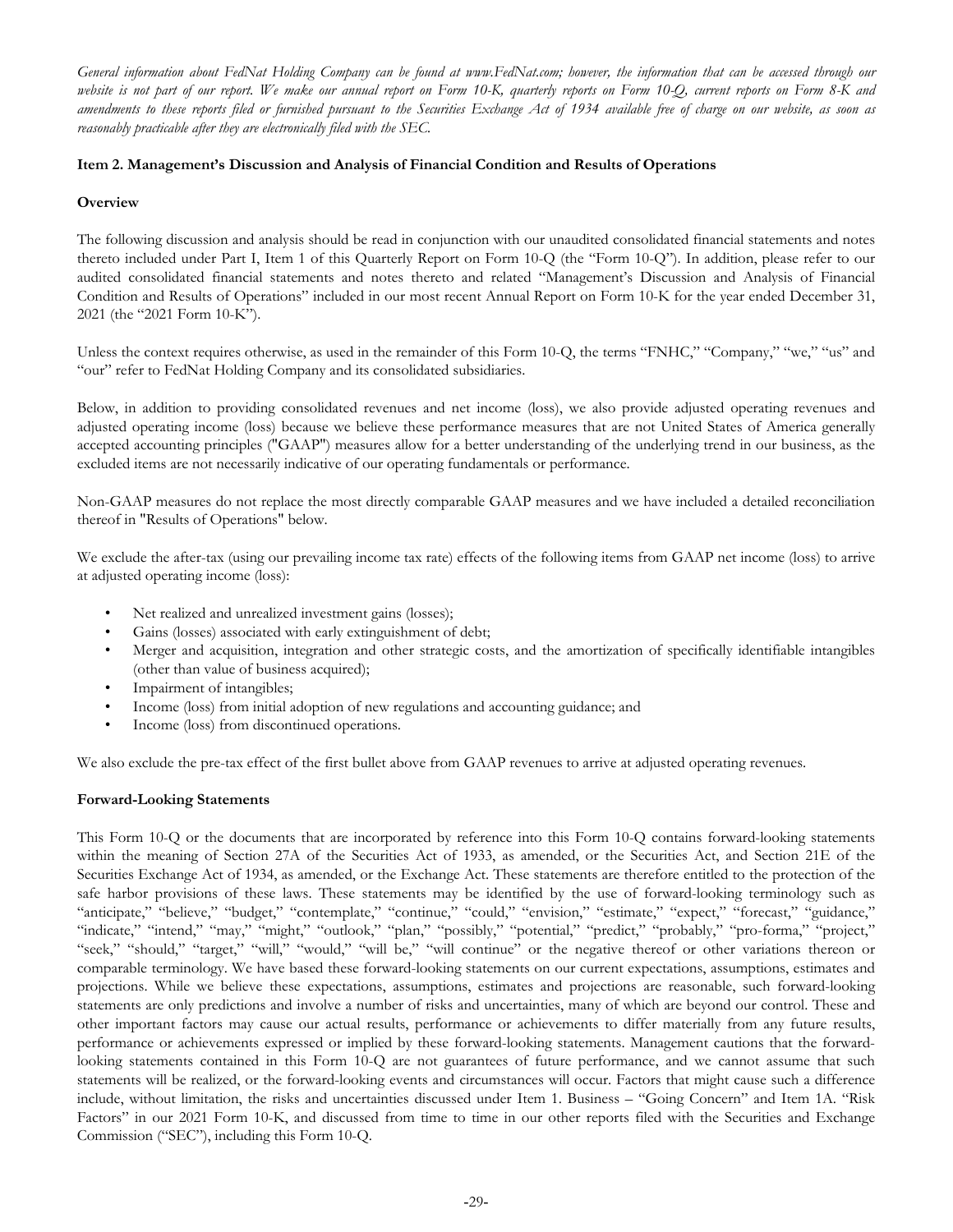*General information about FedNat Holding Company can be found at www.FedNat.com; however, the information that can be accessed through our website is not part of our report. We make our annual report on Form 10-K, quarterly reports on Form 10-Q, current reports on Form 8-K and amendments to these reports filed or furnished pursuant to the Securities Exchange Act of 1934 available free of charge on our website, as soon as reasonably practicable after they are electronically filed with the SEC.*

**Item 2. Management's Discussion and Analysis of Financial Condition and Results of Operations**

**Overview**

The following discussion and analysis should be read in conjunction with our unaudited consolidated financial statements and notes thereto included under Part I, Item 1 of this Quarterly Report on Form 10-Q (the "Form 10-Q"). In addition, please refer to our audited consolidated financial statements and notes thereto and related "Management's Discussion and Analysis of Financial Condition and Results of Operations" included in our most recent Annual Report on Form 10-K for the year ended December 31, 2021 (the "2021 Form 10-K").

Unless the context requires otherwise, as used in the remainder of this Form 10-Q, the terms "FNHC," "Company," "we," "us" and "our" refer to FedNat Holding Company and its consolidated subsidiaries.

Below, in addition to providing consolidated revenues and net income (loss), we also provide adjusted operating revenues and adjusted operating income (loss) because we believe these performance measures that are not United States of America generally accepted accounting principles ("GAAP") measures allow for a better understanding of the underlying trend in our business, as the excluded items are not necessarily indicative of our operating fundamentals or performance.

Non-GAAP measures do not replace the most directly comparable GAAP measures and we have included a detailed reconciliation thereof in "Results of Operations" below.

We exclude the after-tax (using our prevailing income tax rate) effects of the following items from GAAP net income (loss) to arrive at adjusted operating income (loss):

- Net realized and unrealized investment gains (losses);
- Gains (losses) associated with early extinguishment of debt;
- Merger and acquisition, integration and other strategic costs, and the amortization of specifically identifiable intangibles (other than value of business acquired);
- Impairment of intangibles;
- Income (loss) from initial adoption of new regulations and accounting guidance; and
- Income (loss) from discontinued operations.

We also exclude the pre-tax effect of the first bullet above from GAAP revenues to arrive at adjusted operating revenues.

**Forward-Looking Statements**

This Form 10-Q or the documents that are incorporated by reference into this Form 10-Q contains forward-looking statements within the meaning of Section 27A of the Securities Act of 1933, as amended, or the Securities Act, and Section 21E of the Securities Exchange Act of 1934, as amended, or the Exchange Act. These statements are therefore entitled to the protection of the safe harbor provisions of these laws. These statements may be identified by the use of forward-looking terminology such as "anticipate," "believe," "budget," "contemplate," "continue," "could," "envision," "estimate," "expect," "forecast," "guidance," "indicate," "intend," "may," "might," "outlook," "plan," "possibly," "potential," "predict," "probably," "pro-forma," "project," "seek," "should," "target," "will," "would," "will be," "will continue" or the negative thereof or other variations thereon or comparable terminology. We have based these forward-looking statements on our current expectations, assumptions, estimates and projections. While we believe these expectations, assumptions, estimates and projections are reasonable, such forward-looking statements are only predictions and involve a number of risks and uncertainties, many of which are beyond our control. These and other important factors may cause our actual results, performance or achievements to differ materially from any future results, performance or achievements expressed or implied by these forward-looking statements. Management cautions that the forward-looking statements contained in this Form 10-Q are not guarantees of future performance, and we cannot assume that such statements will be realized, or the forward-looking events and circumstances will occur. Factors that might cause such a difference include, without limitation, the risks and uncertainties discussed under Item 1. Business – "Going Concern" and Item 1A. "Risk Factors" in our 2021 Form 10-K, and discussed from time to time in our other reports filed with the Securities and Exchange Commission ("SEC"), including this Form 10-Q.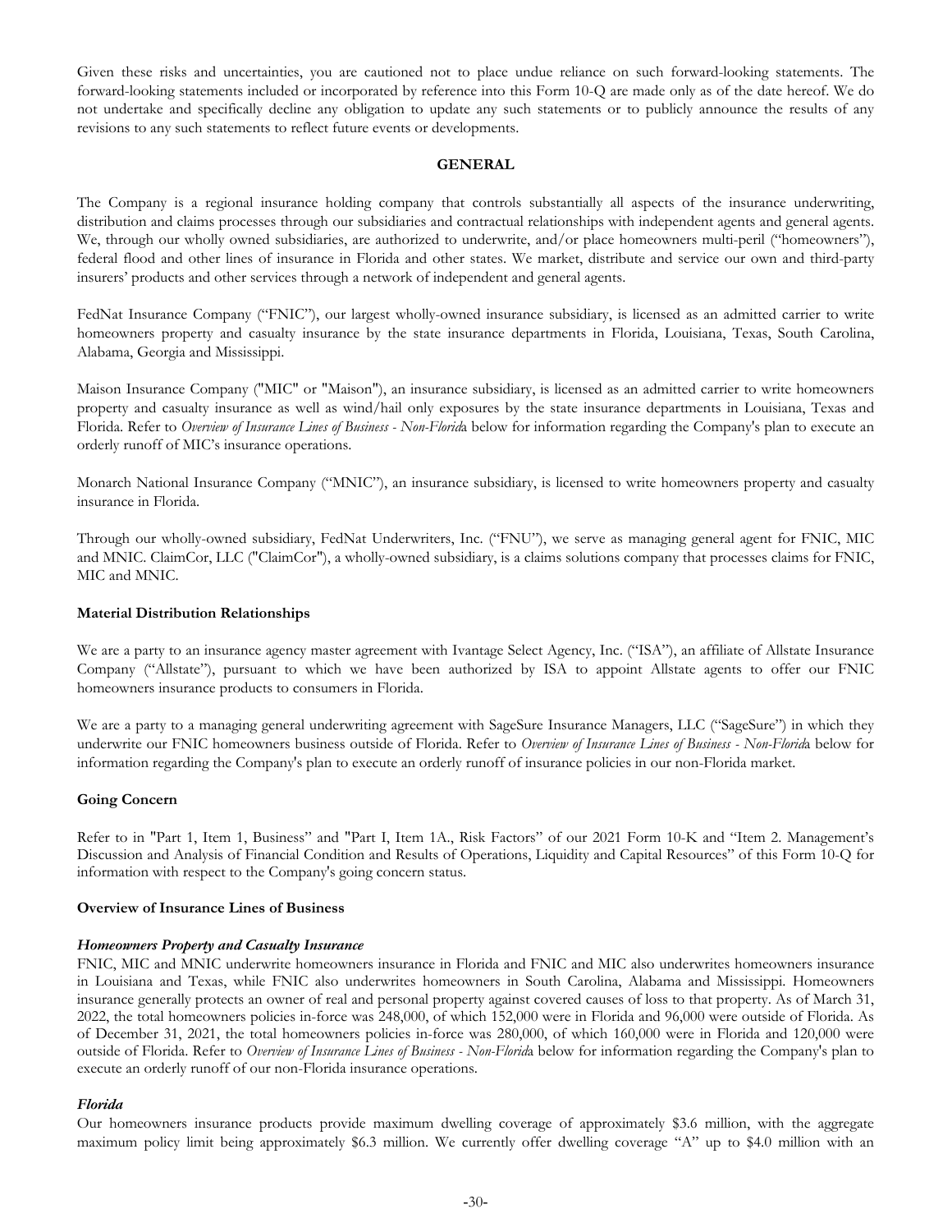Given these risks and uncertainties, you are cautioned not to place undue reliance on such forward-looking statements. The forward-looking statements included or incorporated by reference into this Form 10-Q are made only as of the date hereof. We do not undertake and specifically decline any obligation to update any such statements or to publicly announce the results of any revisions to any such statements to reflect future events or developments.

## GENERAL

The Company is a regional insurance holding company that controls substantially all aspects of the insurance underwriting, distribution and claims processes through our subsidiaries and contractual relationships with independent agents and general agents. We, through our wholly owned subsidiaries, are authorized to underwrite, and/or place homeowners multi-peril ("homeowners"), federal flood and other lines of insurance in Florida and other states. We market, distribute and service our own and third-party insurers' products and other services through a network of independent and general agents.

FedNat Insurance Company ("FNIC"), our largest wholly-owned insurance subsidiary, is licensed as an admitted carrier to write homeowners property and casualty insurance by the state insurance departments in Florida, Louisiana, Texas, South Carolina, Alabama, Georgia and Mississippi.

Maison Insurance Company ("MIC" or "Maison"), an insurance subsidiary, is licensed as an admitted carrier to write homeowners property and casualty insurance as well as wind/hail only exposures by the state insurance departments in Louisiana, Texas and Florida. Refer to *Overview of Insurance Lines of Business - Non-Florid*a below for information regarding the Company's plan to execute an orderly runoff of MIC's insurance operations.

Monarch National Insurance Company ("MNIC"), an insurance subsidiary, is licensed to write homeowners property and casualty insurance in Florida.

Through our wholly-owned subsidiary, FedNat Underwriters, Inc. ("FNU"), we serve as managing general agent for FNIC, MIC and MNIC. ClaimCor, LLC ("ClaimCor"), a wholly-owned subsidiary, is a claims solutions company that processes claims for FNIC, MIC and MNIC.

### Material Distribution Relationships

We are a party to an insurance agency master agreement with Ivantage Select Agency, Inc. ("ISA"), an affiliate of Allstate Insurance Company ("Allstate"), pursuant to which we have been authorized by ISA to appoint Allstate agents to offer our FNIC homeowners insurance products to consumers in Florida.

We are a party to a managing general underwriting agreement with SageSure Insurance Managers, LLC ("SageSure") in which they underwrite our FNIC homeowners business outside of Florida. Refer to *Overview of Insurance Lines of Business - Non-Florid*a below for information regarding the Company's plan to execute an orderly runoff of insurance policies in our non-Florida market.

### Going Concern

Refer to in "Part 1, Item 1, Business" and "Part I, Item 1A., Risk Factors" of our 2021 Form 10-K and "Item 2. Management's Discussion and Analysis of Financial Condition and Results of Operations, Liquidity and Capital Resources" of this Form 10-Q for information with respect to the Company's going concern status.

### Overview of Insurance Lines of Business

#### *Homeowners Property and Casualty Insurance*

FNIC, MIC and MNIC underwrite homeowners insurance in Florida and FNIC and MIC also underwrites homeowners insurance in Louisiana and Texas, while FNIC also underwrites homeowners in South Carolina, Alabama and Mississippi. Homeowners insurance generally protects an owner of real and personal property against covered causes of loss to that property. As of March 31, 2022, the total homeowners policies in-force was 248,000, of which 152,000 were in Florida and 96,000 were outside of Florida. As of December 31, 2021, the total homeowners policies in-force was 280,000, of which 160,000 were in Florida and 120,000 were outside of Florida. Refer to *Overview of Insurance Lines of Business - Non-Florid*a below for information regarding the Company's plan to execute an orderly runoff of our non-Florida insurance operations.

#### *Florida*

Our homeowners insurance products provide maximum dwelling coverage of approximately $3.6 million, with the aggregate maximum policy limit being approximately $6.3 million. We currently offer dwelling coverage "A" up to $4.0 million with an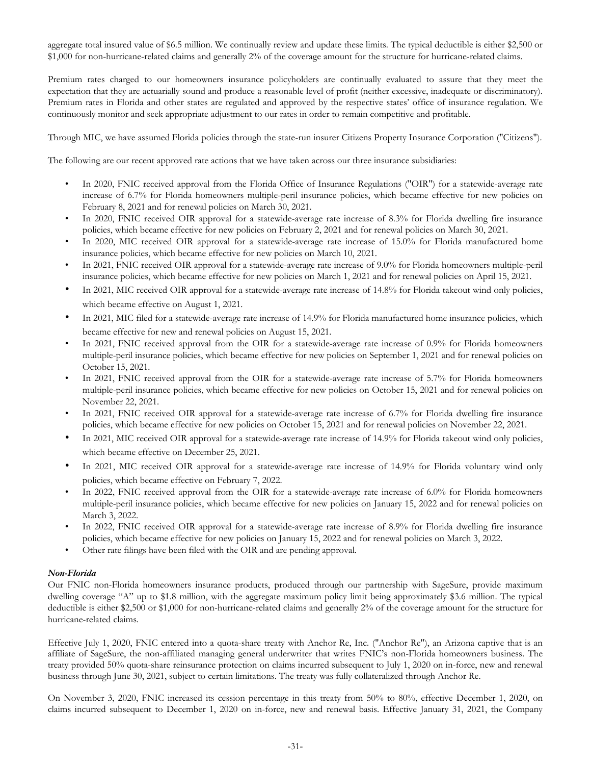aggregate total insured value of $6.5 million. We continually review and update these limits. The typical deductible is either $2,500 or $1,000 for non-hurricane-related claims and generally 2% of the coverage amount for the structure for hurricane-related claims.

Premium rates charged to our homeowners insurance policyholders are continually evaluated to assure that they meet the expectation that they are actuarially sound and produce a reasonable level of profit (neither excessive, inadequate or discriminatory). Premium rates in Florida and other states are regulated and approved by the respective states' office of insurance regulation. We continuously monitor and seek appropriate adjustment to our rates in order to remain competitive and profitable.

Through MIC, we have assumed Florida policies through the state-run insurer Citizens Property Insurance Corporation ("Citizens").

The following are our recent approved rate actions that we have taken across our three insurance subsidiaries:

- In 2020, FNIC received approval from the Florida Office of Insurance Regulations ("OIR") for a statewide-average rate increase of 6.7% for Florida homeowners multiple-peril insurance policies, which became effective for new policies on February 8, 2021 and for renewal policies on March 30, 2021.
- In 2020, FNIC received OIR approval for a statewide-average rate increase of 8.3% for Florida dwelling fire insurance policies, which became effective for new policies on February 2, 2021 and for renewal policies on March 30, 2021.
- In 2020, MIC received OIR approval for a statewide-average rate increase of 15.0% for Florida manufactured home insurance policies, which became effective for new policies on March 10, 2021.
- In 2021, FNIC received OIR approval for a statewide-average rate increase of 9.0% for Florida homeowners multiple-peril insurance policies, which became effective for new policies on March 1, 2021 and for renewal policies on April 15, 2021.
- In 2021, MIC received OIR approval for a statewide-average rate increase of 14.8% for Florida takeout wind only policies, which became effective on August 1, 2021.
- In 2021, MIC filed for a statewide-average rate increase of 14.9% for Florida manufactured home insurance policies, which became effective for new and renewal policies on August 15, 2021.
- In 2021, FNIC received approval from the OIR for a statewide-average rate increase of 0.9% for Florida homeowners multiple-peril insurance policies, which became effective for new policies on September 1, 2021 and for renewal policies on October 15, 2021.
- In 2021, FNIC received approval from the OIR for a statewide-average rate increase of 5.7% for Florida homeowners multiple-peril insurance policies, which became effective for new policies on October 15, 2021 and for renewal policies on November 22, 2021.
- In 2021, FNIC received OIR approval for a statewide-average rate increase of 6.7% for Florida dwelling fire insurance policies, which became effective for new policies on October 15, 2021 and for renewal policies on November 22, 2021.
- In 2021, MIC received OIR approval for a statewide-average rate increase of 14.9% for Florida takeout wind only policies, which became effective on December 25, 2021.
- In 2021, MIC received OIR approval for a statewide-average rate increase of 14.9% for Florida voluntary wind only policies, which became effective on February 7, 2022.
- In 2022, FNIC received approval from the OIR for a statewide-average rate increase of 6.0% for Florida homeowners multiple-peril insurance policies, which became effective for new policies on January 15, 2022 and for renewal policies on March 3, 2022.
- In 2022, FNIC received OIR approval for a statewide-average rate increase of 8.9% for Florida dwelling fire insurance policies, which became effective for new policies on January 15, 2022 and for renewal policies on March 3, 2022.
- Other rate filings have been filed with the OIR and are pending approval.

***Non-Florida***

Our FNIC non-Florida homeowners insurance products, produced through our partnership with SageSure, provide maximum dwelling coverage "A" up to $1.8 million, with the aggregate maximum policy limit being approximately $3.6 million. The typical deductible is either $2,500 or $1,000 for non-hurricane-related claims and generally 2% of the coverage amount for the structure for hurricane-related claims.

Effective July 1, 2020, FNIC entered into a quota-share treaty with Anchor Re, Inc. ("Anchor Re"), an Arizona captive that is an affiliate of SageSure, the non-affiliated managing general underwriter that writes FNIC's non-Florida homeowners business. The treaty provided 50% quota-share reinsurance protection on claims incurred subsequent to July 1, 2020 on in-force, new and renewal business through June 30, 2021, subject to certain limitations. The treaty was fully collateralized through Anchor Re.

On November 3, 2020, FNIC increased its cession percentage in this treaty from 50% to 80%, effective December 1, 2020, on claims incurred subsequent to December 1, 2020 on in-force, new and renewal basis. Effective January 31, 2021, the Company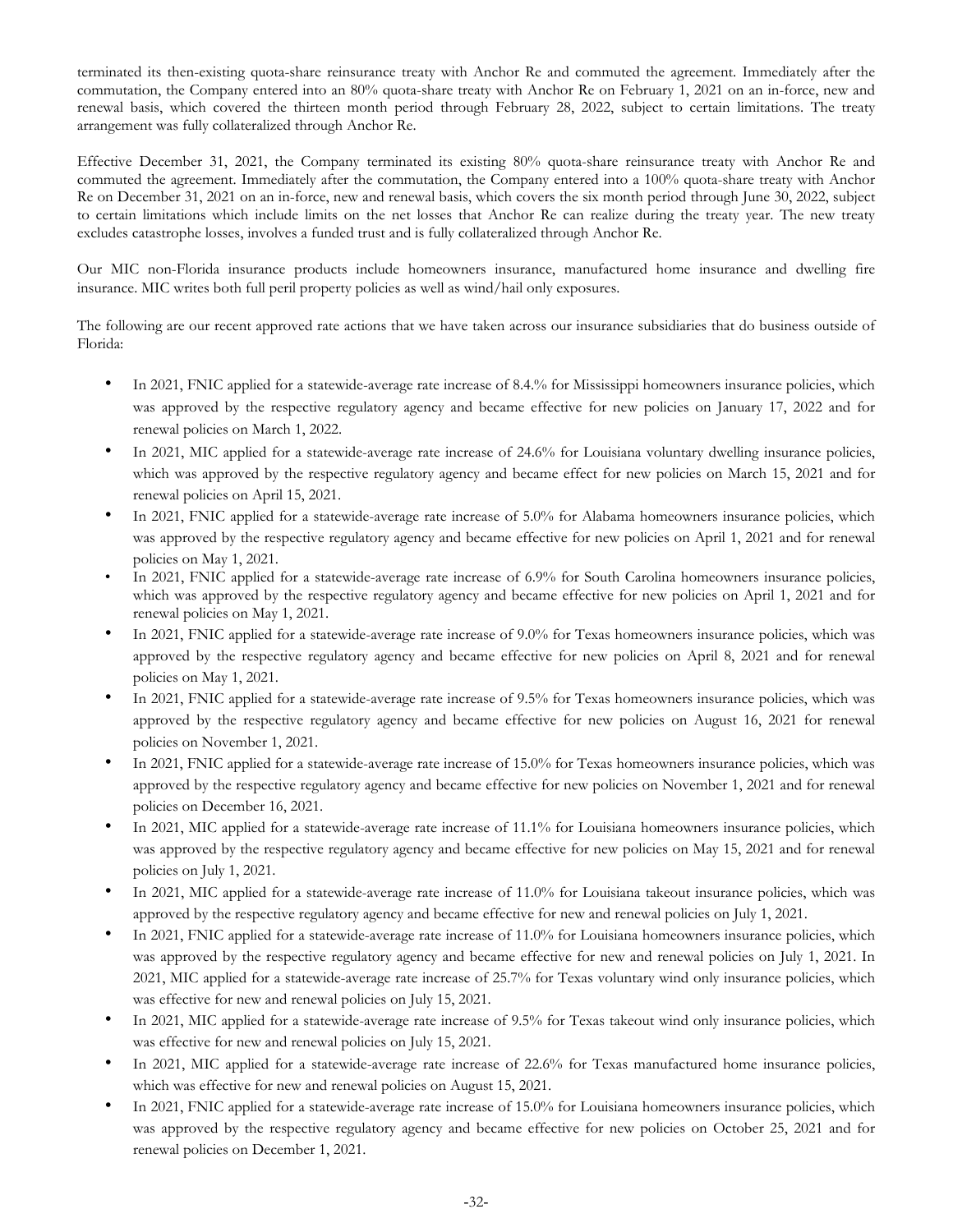terminated its then-existing quota-share reinsurance treaty with Anchor Re and commuted the agreement. Immediately after the commutation, the Company entered into an 80% quota-share treaty with Anchor Re on February 1, 2021 on an in-force, new and renewal basis, which covered the thirteen month period through February 28, 2022, subject to certain limitations. The treaty arrangement was fully collateralized through Anchor Re.

Effective December 31, 2021, the Company terminated its existing 80% quota-share reinsurance treaty with Anchor Re and commuted the agreement. Immediately after the commutation, the Company entered into a 100% quota-share treaty with Anchor Re on December 31, 2021 on an in-force, new and renewal basis, which covers the six month period through June 30, 2022, subject to certain limitations which include limits on the net losses that Anchor Re can realize during the treaty year. The new treaty excludes catastrophe losses, involves a funded trust and is fully collateralized through Anchor Re.

Our MIC non-Florida insurance products include homeowners insurance, manufactured home insurance and dwelling fire insurance. MIC writes both full peril property policies as well as wind/hail only exposures.

The following are our recent approved rate actions that we have taken across our insurance subsidiaries that do business outside of Florida:

- In 2021, FNIC applied for a statewide-average rate increase of 8.4.% for Mississippi homeowners insurance policies, which was approved by the respective regulatory agency and became effective for new policies on January 17, 2022 and for renewal policies on March 1, 2022.
- In 2021, MIC applied for a statewide-average rate increase of 24.6% for Louisiana voluntary dwelling insurance policies, which was approved by the respective regulatory agency and became effect for new policies on March 15, 2021 and for renewal policies on April 15, 2021.
- In 2021, FNIC applied for a statewide-average rate increase of 5.0% for Alabama homeowners insurance policies, which was approved by the respective regulatory agency and became effective for new policies on April 1, 2021 and for renewal policies on May 1, 2021.
- In 2021, FNIC applied for a statewide-average rate increase of 6.9% for South Carolina homeowners insurance policies, which was approved by the respective regulatory agency and became effective for new policies on April 1, 2021 and for renewal policies on May 1, 2021.
- In 2021, FNIC applied for a statewide-average rate increase of 9.0% for Texas homeowners insurance policies, which was approved by the respective regulatory agency and became effective for new policies on April 8, 2021 and for renewal policies on May 1, 2021.
- In 2021, FNIC applied for a statewide-average rate increase of 9.5% for Texas homeowners insurance policies, which was approved by the respective regulatory agency and became effective for new policies on August 16, 2021 for renewal policies on November 1, 2021.
- In 2021, FNIC applied for a statewide-average rate increase of 15.0% for Texas homeowners insurance policies, which was approved by the respective regulatory agency and became effective for new policies on November 1, 2021 and for renewal policies on December 16, 2021.
- In 2021, MIC applied for a statewide-average rate increase of 11.1% for Louisiana homeowners insurance policies, which was approved by the respective regulatory agency and became effective for new policies on May 15, 2021 and for renewal policies on July 1, 2021.
- In 2021, MIC applied for a statewide-average rate increase of 11.0% for Louisiana takeout insurance policies, which was approved by the respective regulatory agency and became effective for new and renewal policies on July 1, 2021.
- In 2021, FNIC applied for a statewide-average rate increase of 11.0% for Louisiana homeowners insurance policies, which was approved by the respective regulatory agency and became effective for new and renewal policies on July 1, 2021. In 2021, MIC applied for a statewide-average rate increase of 25.7% for Texas voluntary wind only insurance policies, which was effective for new and renewal policies on July 15, 2021.
- In 2021, MIC applied for a statewide-average rate increase of 9.5% for Texas takeout wind only insurance policies, which was effective for new and renewal policies on July 15, 2021.
- In 2021, MIC applied for a statewide-average rate increase of 22.6% for Texas manufactured home insurance policies, which was effective for new and renewal policies on August 15, 2021.
- In 2021, FNIC applied for a statewide-average rate increase of 15.0% for Louisiana homeowners insurance policies, which was approved by the respective regulatory agency and became effective for new policies on October 25, 2021 and for renewal policies on December 1, 2021.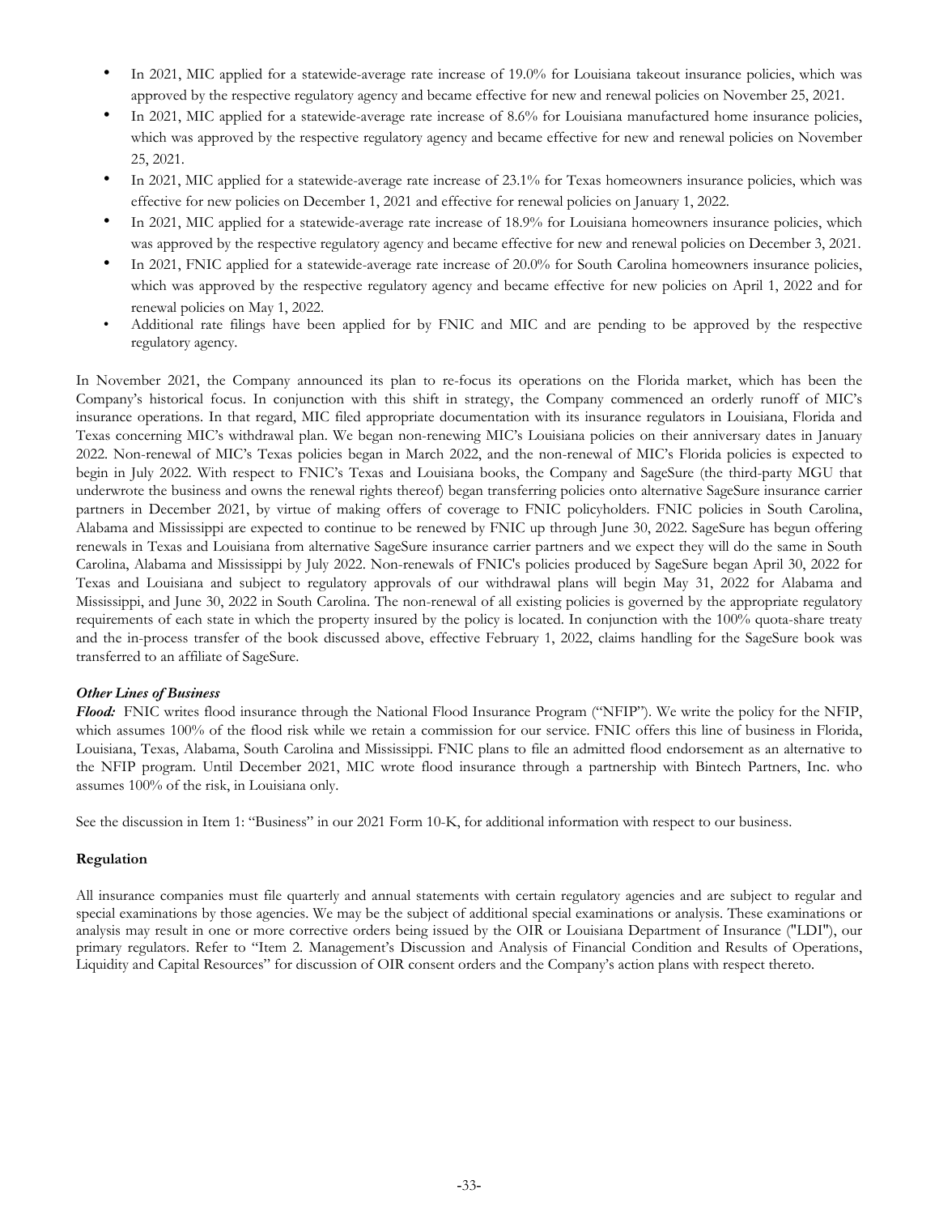- In 2021, MIC applied for a statewide-average rate increase of 19.0% for Louisiana takeout insurance policies, which was approved by the respective regulatory agency and became effective for new and renewal policies on November 25, 2021.
- In 2021, MIC applied for a statewide-average rate increase of 8.6% for Louisiana manufactured home insurance policies, which was approved by the respective regulatory agency and became effective for new and renewal policies on November 25, 2021.
- In 2021, MIC applied for a statewide-average rate increase of 23.1% for Texas homeowners insurance policies, which was effective for new policies on December 1, 2021 and effective for renewal policies on January 1, 2022.
- In 2021, MIC applied for a statewide-average rate increase of 18.9% for Louisiana homeowners insurance policies, which was approved by the respective regulatory agency and became effective for new and renewal policies on December 3, 2021.
- In 2021, FNIC applied for a statewide-average rate increase of 20.0% for South Carolina homeowners insurance policies, which was approved by the respective regulatory agency and became effective for new policies on April 1, 2022 and for renewal policies on May 1, 2022.
- Additional rate filings have been applied for by FNIC and MIC and are pending to be approved by the respective regulatory agency.

In November 2021, the Company announced its plan to re-focus its operations on the Florida market, which has been the Company's historical focus. In conjunction with this shift in strategy, the Company commenced an orderly runoff of MIC's insurance operations. In that regard, MIC filed appropriate documentation with its insurance regulators in Louisiana, Florida and Texas concerning MIC's withdrawal plan. We began non-renewing MIC's Louisiana policies on their anniversary dates in January 2022. Non-renewal of MIC's Texas policies began in March 2022, and the non-renewal of MIC's Florida policies is expected to begin in July 2022. With respect to FNIC's Texas and Louisiana books, the Company and SageSure (the third-party MGU that underwrote the business and owns the renewal rights thereof) began transferring policies onto alternative SageSure insurance carrier partners in December 2021, by virtue of making offers of coverage to FNIC policyholders. FNIC policies in South Carolina, Alabama and Mississippi are expected to continue to be renewed by FNIC up through June 30, 2022. SageSure has begun offering renewals in Texas and Louisiana from alternative SageSure insurance carrier partners and we expect they will do the same in South Carolina, Alabama and Mississippi by July 2022. Non-renewals of FNIC's policies produced by SageSure began April 30, 2022 for Texas and Louisiana and subject to regulatory approvals of our withdrawal plans will begin May 31, 2022 for Alabama and Mississippi, and June 30, 2022 in South Carolina. The non-renewal of all existing policies is governed by the appropriate regulatory requirements of each state in which the property insured by the policy is located. In conjunction with the 100% quota-share treaty and the in-process transfer of the book discussed above, effective February 1, 2022, claims handling for the SageSure book was transferred to an affiliate of SageSure.

***Other Lines of Business***

***Flood:*** FNIC writes flood insurance through the National Flood Insurance Program ("NFIP"). We write the policy for the NFIP, which assumes 100% of the flood risk while we retain a commission for our service. FNIC offers this line of business in Florida, Louisiana, Texas, Alabama, South Carolina and Mississippi. FNIC plans to file an admitted flood endorsement as an alternative to the NFIP program. Until December 2021, MIC wrote flood insurance through a partnership with Bintech Partners, Inc. who assumes 100% of the risk, in Louisiana only.

See the discussion in Item 1: "Business" in our 2021 Form 10-K, for additional information with respect to our business.

**Regulation**

All insurance companies must file quarterly and annual statements with certain regulatory agencies and are subject to regular and special examinations by those agencies. We may be the subject of additional special examinations or analysis. These examinations or analysis may result in one or more corrective orders being issued by the OIR or Louisiana Department of Insurance ("LDI"), our primary regulators. Refer to "Item 2. Management's Discussion and Analysis of Financial Condition and Results of Operations, Liquidity and Capital Resources" for discussion of OIR consent orders and the Company's action plans with respect thereto.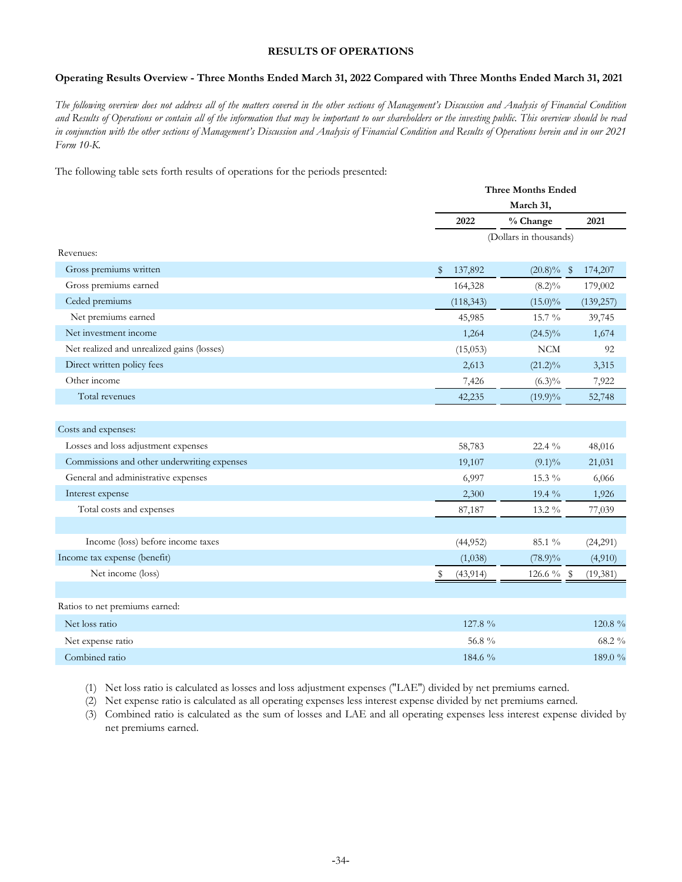## RESULTS OF OPERATIONS

### Operating Results Overview - Three Months Ended March 31, 2022 Compared with Three Months Ended March 31, 2021

*The following overview does not address all of the matters covered in the other sections of Management's Discussion and Analysis of Financial Condition and Results of Operations or contain all of the information that may be important to our shareholders or the investing public. This overview should be read in conjunction with the other sections of Management's Discussion and Analysis of Financial Condition and Results of Operations herein and in our 2021 Form 10-K.*

The following table sets forth results of operations for the periods presented:

| | Three Months Ended March 31, | | |
|---|---|---|---|
| | 2022 | % Change | 2021 |
| | (Dollars in thousands) | | |
| Revenues: | | | |
| Gross premiums written | $ 137,892 | (20.8)% | $ 174,207 |
| Gross premiums earned | 164,328 | (8.2)% | 179,002 |
| Ceded premiums | (118,343) | (15.0)% | (139,257) |
| Net premiums earned | 45,985 | 15.7 % | 39,745 |
| Net investment income | 1,264 | (24.5)% | 1,674 |
| Net realized and unrealized gains (losses) | (15,053) | NCM | 92 |
| Direct written policy fees | 2,613 | (21.2)% | 3,315 |
| Other income | 7,426 | (6.3)% | 7,922 |
| Total revenues | 42,235 | (19.9)% | 52,748 |
| | | | |
| Costs and expenses: | | | |
| Losses and loss adjustment expenses | 58,783 | 22.4 % | 48,016 |
| Commissions and other underwriting expenses | 19,107 | (9.1)% | 21,031 |
| General and administrative expenses | 6,997 | 15.3 % | 6,066 |
| Interest expense | 2,300 | 19.4 % | 1,926 |
| Total costs and expenses | 87,187 | 13.2 % | 77,039 |
| | | | |
| Income (loss) before income taxes | (44,952) | 85.1 % | (24,291) |
| Income tax expense (benefit) | (1,038) | (78.9)% | (4,910) |
| Net income (loss) | $ (43,914) | 126.6 % | $ (19,381) |
| | | | |
| Ratios to net premiums earned: | | | |
| Net loss ratio | 127.8 % | | 120.8 % |
| Net expense ratio | 56.8 % | | 68.2 % |
| Combined ratio | 184.6 % | | 189.0 % |

(1) Net loss ratio is calculated as losses and loss adjustment expenses ("LAE") divided by net premiums earned.

(2) Net expense ratio is calculated as all operating expenses less interest expense divided by net premiums earned.

(3) Combined ratio is calculated as the sum of losses and LAE and all operating expenses less interest expense divided by net premiums earned.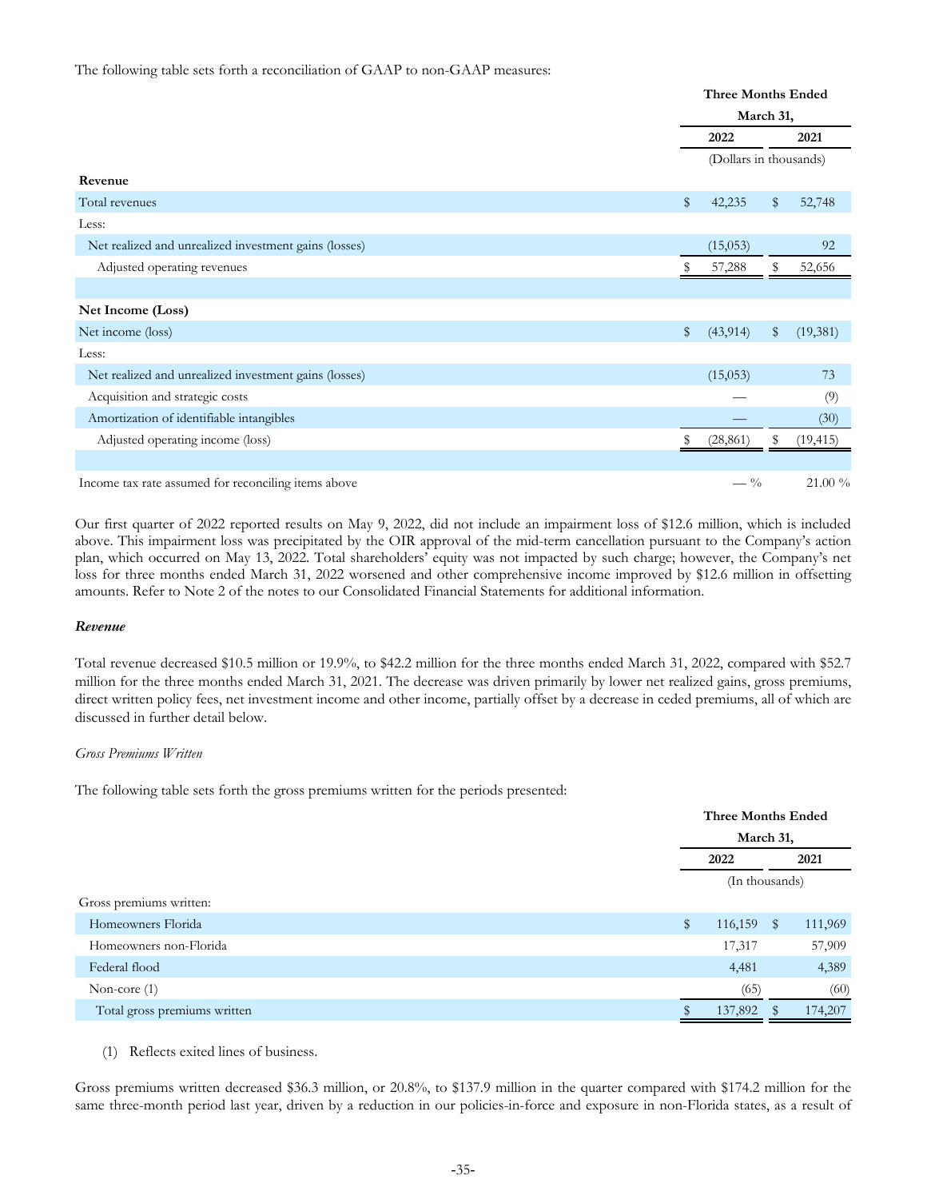The following table sets forth a reconciliation of GAAP to non-GAAP measures:

| | Three Months Ended March 31, | |
|---|---|---|
| | 2022 | 2021 |
| | (Dollars in thousands) | |
| **Revenue** | | |
| Total revenues | $ 42,235 | $ 52,748 |
| Less: | | |
| Net realized and unrealized investment gains (losses) | (15,053) | 92 |
| Adjusted operating revenues | $ 57,288 | $ 52,656 |
| | | |
| **Net Income (Loss)** | | |
| Net income (loss) | $ (43,914) | $ (19,381) |
| Less: | | |
| Net realized and unrealized investment gains (losses) | (15,053) | 73 |
| Acquisition and strategic costs | — | (9) |
| Amortization of identifiable intangibles | — | (30) |
| Adjusted operating income (loss) | $ (28,861) | $ (19,415) |
| | | |
| Income tax rate assumed for reconciling items above | — % | 21.00 % |

Our first quarter of 2022 reported results on May 9, 2022, did not include an impairment loss of $12.6 million, which is included above. This impairment loss was precipitated by the OIR approval of the mid-term cancellation pursuant to the Company's action plan, which occurred on May 13, 2022. Total shareholders' equity was not impacted by such charge; however, the Company's net loss for three months ended March 31, 2022 worsened and other comprehensive income improved by $12.6 million in offsetting amounts. Refer to Note 2 of the notes to our Consolidated Financial Statements for additional information.

***Revenue***

Total revenue decreased $10.5 million or 19.9%, to $42.2 million for the three months ended March 31, 2022, compared with $52.7 million for the three months ended March 31, 2021. The decrease was driven primarily by lower net realized gains, gross premiums, direct written policy fees, net investment income and other income, partially offset by a decrease in ceded premiums, all of which are discussed in further detail below.

*Gross Premiums Written*

The following table sets forth the gross premiums written for the periods presented:

| | Three Months Ended March 31, | |
|---|---|---|
| | 2022 | 2021 |
| | (In thousands) | |
| Gross premiums written: | | |
| Homeowners Florida | $ 116,159 | $ 111,969 |
| Homeowners non-Florida | 17,317 | 57,909 |
| Federal flood | 4,481 | 4,389 |
| Non-core (1) | (65) | (60) |
| Total gross premiums written | $ 137,892 | $ 174,207 |

(1) Reflects exited lines of business.

Gross premiums written decreased $36.3 million, or 20.8%, to $137.9 million in the quarter compared with $174.2 million for the same three-month period last year, driven by a reduction in our policies-in-force and exposure in non-Florida states, as a result of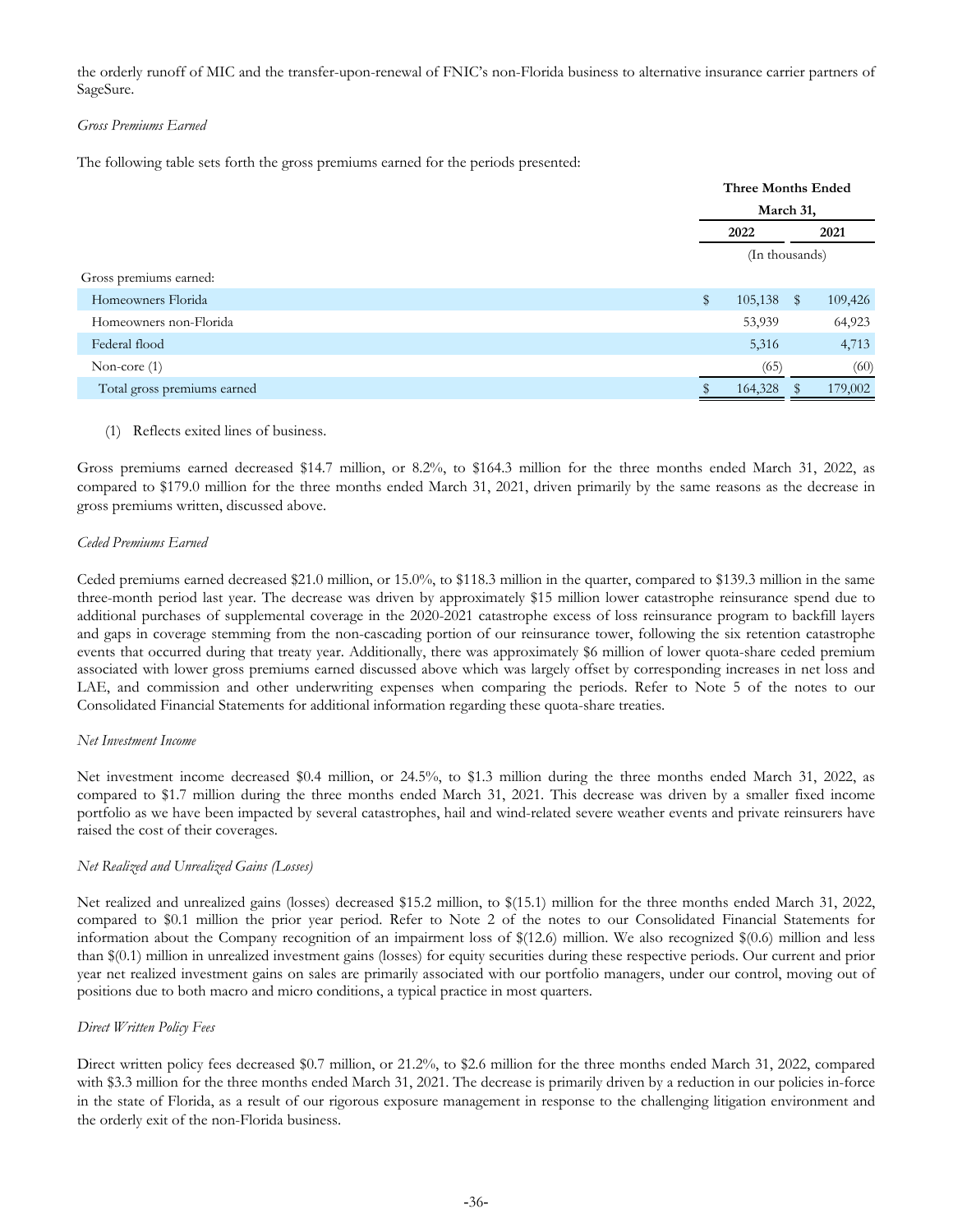the orderly runoff of MIC and the transfer-upon-renewal of FNIC's non-Florida business to alternative insurance carrier partners of SageSure.

*Gross Premiums Earned*

The following table sets forth the gross premiums earned for the periods presented:

| | Three Months Ended March 31, 2022 | Three Months Ended March 31, 2021 |
|---|---|---|
| | (In thousands) | |
| Gross premiums earned: | | |
| Homeowners Florida | $ 105,138 | $ 109,426 |
| Homeowners non-Florida | 53,939 | 64,923 |
| Federal flood | 5,316 | 4,713 |
| Non-core (1) | (65) | (60) |
| Total gross premiums earned | $ 164,328 | $ 179,002 |

(1) Reflects exited lines of business.

Gross premiums earned decreased $14.7 million, or 8.2%, to $164.3 million for the three months ended March 31, 2022, as compared to $179.0 million for the three months ended March 31, 2021, driven primarily by the same reasons as the decrease in gross premiums written, discussed above.

*Ceded Premiums Earned*

Ceded premiums earned decreased $21.0 million, or 15.0%, to $118.3 million in the quarter, compared to $139.3 million in the same three-month period last year. The decrease was driven by approximately $15 million lower catastrophe reinsurance spend due to additional purchases of supplemental coverage in the 2020-2021 catastrophe excess of loss reinsurance program to backfill layers and gaps in coverage stemming from the non-cascading portion of our reinsurance tower, following the six retention catastrophe events that occurred during that treaty year. Additionally, there was approximately $6 million of lower quota-share ceded premium associated with lower gross premiums earned discussed above which was largely offset by corresponding increases in net loss and LAE, and commission and other underwriting expenses when comparing the periods. Refer to Note 5 of the notes to our Consolidated Financial Statements for additional information regarding these quota-share treaties.

*Net Investment Income*

Net investment income decreased $0.4 million, or 24.5%, to $1.3 million during the three months ended March 31, 2022, as compared to $1.7 million during the three months ended March 31, 2021. This decrease was driven by a smaller fixed income portfolio as we have been impacted by several catastrophes, hail and wind-related severe weather events and private reinsurers have raised the cost of their coverages.

*Net Realized and Unrealized Gains (Losses)*

Net realized and unrealized gains (losses) decreased $15.2 million, to $(15.1) million for the three months ended March 31, 2022, compared to $0.1 million the prior year period. Refer to Note 2 of the notes to our Consolidated Financial Statements for information about the Company recognition of an impairment loss of $(12.6) million. We also recognized $(0.6) million and less than $(0.1) million in unrealized investment gains (losses) for equity securities during these respective periods. Our current and prior year net realized investment gains on sales are primarily associated with our portfolio managers, under our control, moving out of positions due to both macro and micro conditions, a typical practice in most quarters.

*Direct Written Policy Fees*

Direct written policy fees decreased $0.7 million, or 21.2%, to $2.6 million for the three months ended March 31, 2022, compared with $3.3 million for the three months ended March 31, 2021. The decrease is primarily driven by a reduction in our policies in-force in the state of Florida, as a result of our rigorous exposure management in response to the challenging litigation environment and the orderly exit of the non-Florida business.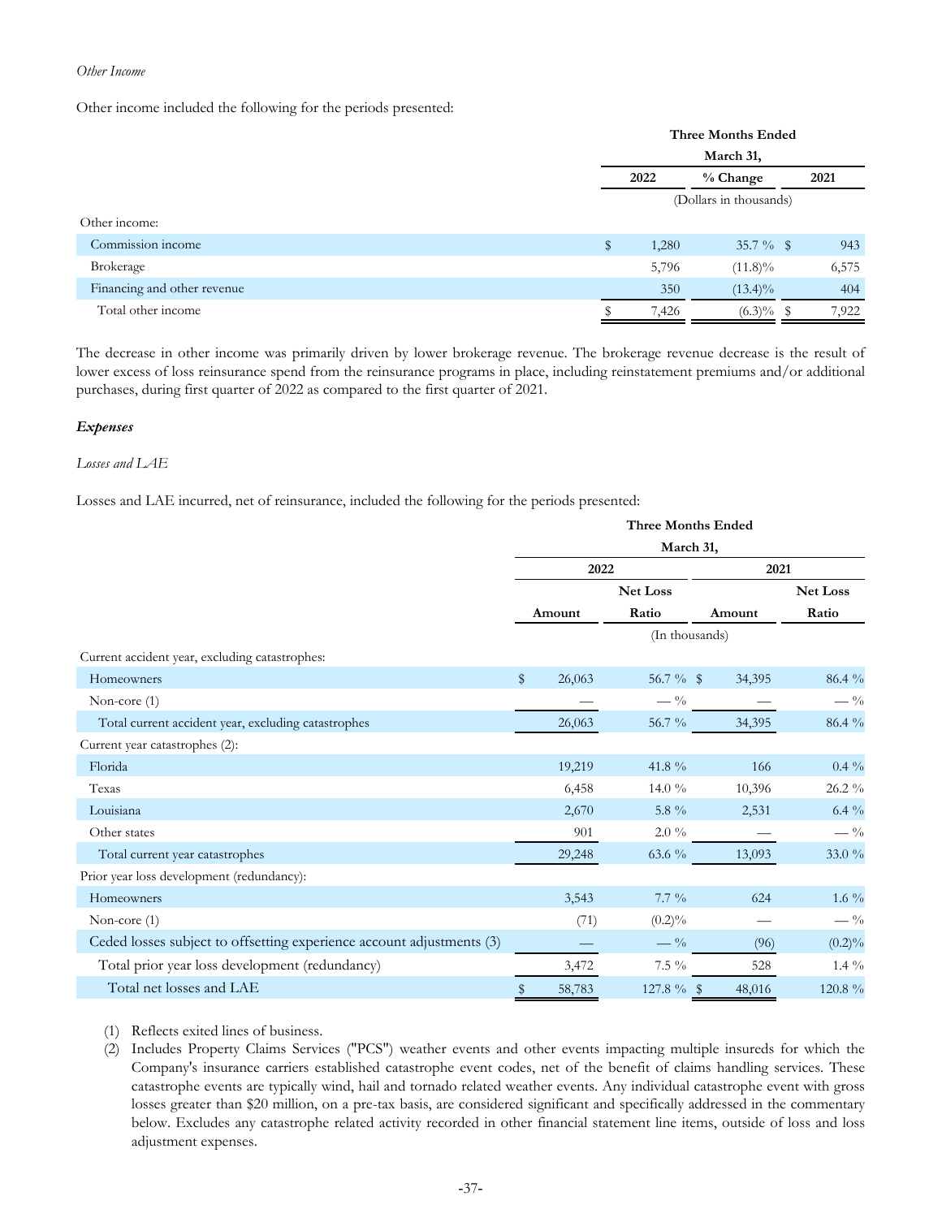*Other Income*

Other income included the following for the periods presented:

| | Three Months Ended March 31, | | |
|---|---|---|---|
| | 2022 | % Change | 2021 |
| | (Dollars in thousands) | | |
| Other income: | | | |
| Commission income | $ 1,280 | 35.7 % | $ 943 |
| Brokerage | 5,796 | (11.8)% | 6,575 |
| Financing and other revenue | 350 | (13.4)% | 404 |
| Total other income | $ 7,426 | (6.3)% | $ 7,922 |

The decrease in other income was primarily driven by lower brokerage revenue. The brokerage revenue decrease is the result of lower excess of loss reinsurance spend from the reinsurance programs in place, including reinstatement premiums and/or additional purchases, during first quarter of 2022 as compared to the first quarter of 2021.

***Expenses***

*Losses and LAE*

Losses and LAE incurred, net of reinsurance, included the following for the periods presented:

| | Three Months Ended March 31, | | | |
|---|---|---|---|---|
| | 2022 | | 2021 | |
| | Amount | Net Loss Ratio | Amount | Net Loss Ratio |
| | (In thousands) | | | |
| Current accident year, excluding catastrophes: | | | | |
| Homeowners | $ 26,063 | 56.7 % | $ 34,395 | 86.4 % |
| Non-core (1) | — | — % | — | — % |
| Total current accident year, excluding catastrophes | 26,063 | 56.7 % | 34,395 | 86.4 % |
| Current year catastrophes (2): | | | | |
| Florida | 19,219 | 41.8 % | 166 | 0.4 % |
| Texas | 6,458 | 14.0 % | 10,396 | 26.2 % |
| Louisiana | 2,670 | 5.8 % | 2,531 | 6.4 % |
| Other states | 901 | 2.0 % | — | — % |
| Total current year catastrophes | 29,248 | 63.6 % | 13,093 | 33.0 % |
| Prior year loss development (redundancy): | | | | |
| Homeowners | 3,543 | 7.7 % | 624 | 1.6 % |
| Non-core (1) | (71) | (0.2)% | — | — % |
| Ceded losses subject to offsetting experience account adjustments (3) | — | — % | (96) | (0.2)% |
| Total prior year loss development (redundancy) | 3,472 | 7.5 % | 528 | 1.4 % |
| Total net losses and LAE | $ 58,783 | 127.8 % | $ 48,016 | 120.8 % |

(1) Reflects exited lines of business.

(2) Includes Property Claims Services ("PCS") weather events and other events impacting multiple insureds for which the Company's insurance carriers established catastrophe event codes, net of the benefit of claims handling services. These catastrophe events are typically wind, hail and tornado related weather events. Any individual catastrophe event with gross losses greater than $20 million, on a pre-tax basis, are considered significant and specifically addressed in the commentary below. Excludes any catastrophe related activity recorded in other financial statement line items, outside of loss and loss adjustment expenses.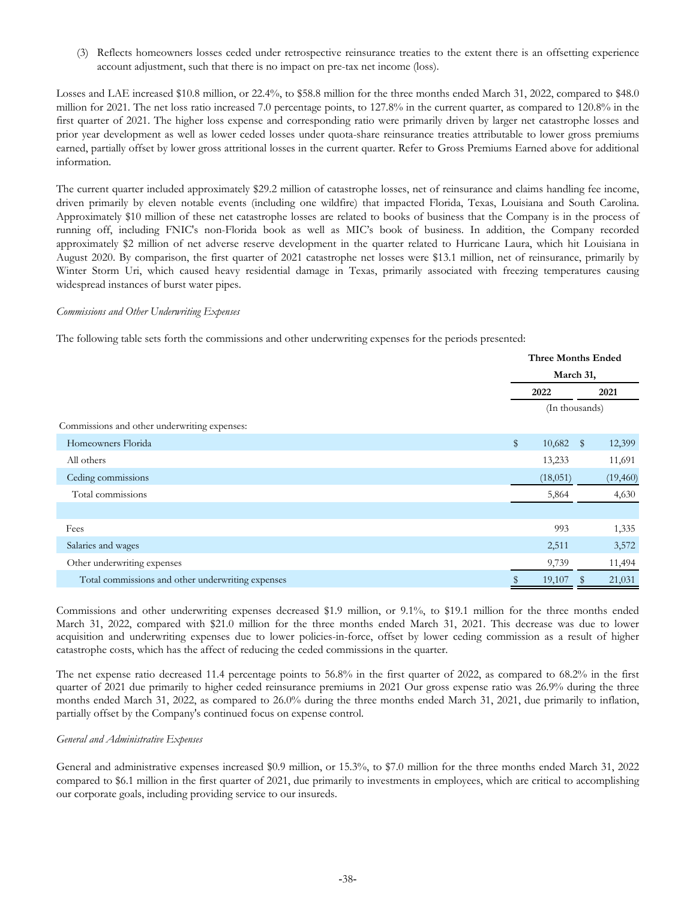(3) Reflects homeowners losses ceded under retrospective reinsurance treaties to the extent there is an offsetting experience account adjustment, such that there is no impact on pre-tax net income (loss).

Losses and LAE increased $10.8 million, or 22.4%, to $58.8 million for the three months ended March 31, 2022, compared to $48.0 million for 2021. The net loss ratio increased 7.0 percentage points, to 127.8% in the current quarter, as compared to 120.8% in the first quarter of 2021. The higher loss expense and corresponding ratio were primarily driven by larger net catastrophe losses and prior year development as well as lower ceded losses under quota-share reinsurance treaties attributable to lower gross premiums earned, partially offset by lower gross attritional losses in the current quarter. Refer to Gross Premiums Earned above for additional information.

The current quarter included approximately $29.2 million of catastrophe losses, net of reinsurance and claims handling fee income, driven primarily by eleven notable events (including one wildfire) that impacted Florida, Texas, Louisiana and South Carolina. Approximately $10 million of these net catastrophe losses are related to books of business that the Company is in the process of running off, including FNIC's non-Florida book as well as MIC's book of business. In addition, the Company recorded approximately $2 million of net adverse reserve development in the quarter related to Hurricane Laura, which hit Louisiana in August 2020. By comparison, the first quarter of 2021 catastrophe net losses were $13.1 million, net of reinsurance, primarily by Winter Storm Uri, which caused heavy residential damage in Texas, primarily associated with freezing temperatures causing widespread instances of burst water pipes.

*Commissions and Other Underwriting Expenses*

The following table sets forth the commissions and other underwriting expenses for the periods presented:

| | Three Months Ended March 31, | |
|---|---|---|
| | 2022 | 2021 |
| | (In thousands) | |
| Commissions and other underwriting expenses: | | |
| Homeowners Florida | $ 10,682 | $ 12,399 |
| All others | 13,233 | 11,691 |
| Ceding commissions | (18,051) | (19,460) |
| Total commissions | 5,864 | 4,630 |
| | | |
| Fees | 993 | 1,335 |
| Salaries and wages | 2,511 | 3,572 |
| Other underwriting expenses | 9,739 | 11,494 |
| Total commissions and other underwriting expenses | $ 19,107 | $ 21,031 |

Commissions and other underwriting expenses decreased $1.9 million, or 9.1%, to $19.1 million for the three months ended March 31, 2022, compared with $21.0 million for the three months ended March 31, 2021. This decrease was due to lower acquisition and underwriting expenses due to lower policies-in-force, offset by lower ceding commission as a result of higher catastrophe costs, which has the affect of reducing the ceded commissions in the quarter.

The net expense ratio decreased 11.4 percentage points to 56.8% in the first quarter of 2022, as compared to 68.2% in the first quarter of 2021 due primarily to higher ceded reinsurance premiums in 2021 Our gross expense ratio was 26.9% during the three months ended March 31, 2022, as compared to 26.0% during the three months ended March 31, 2021, due primarily to inflation, partially offset by the Company's continued focus on expense control.

*General and Administrative Expenses*

General and administrative expenses increased $0.9 million, or 15.3%, to $7.0 million for the three months ended March 31, 2022 compared to $6.1 million in the first quarter of 2021, due primarily to investments in employees, which are critical to accomplishing our corporate goals, including providing service to our insureds.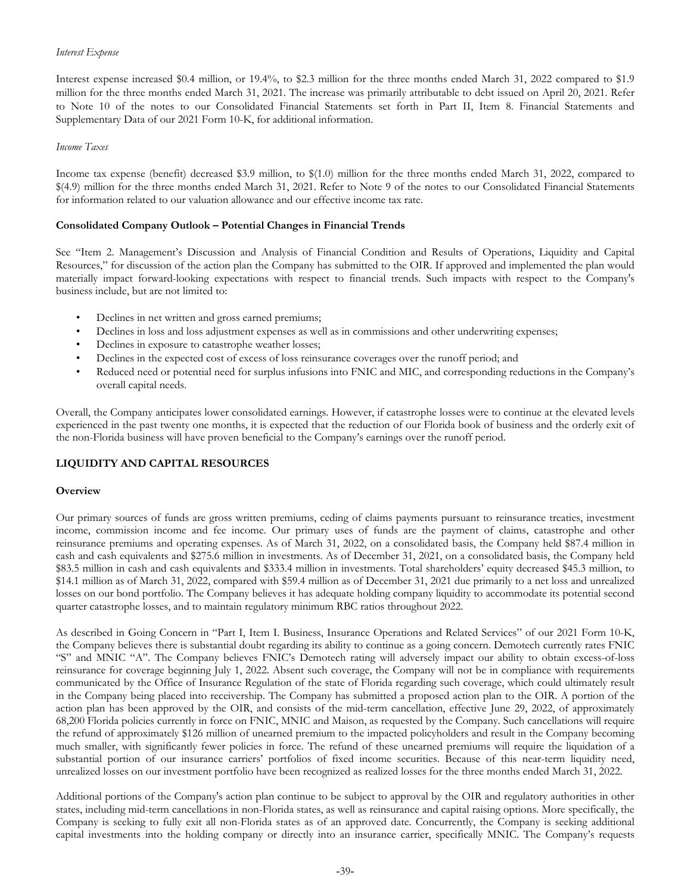*Interest Expense*

Interest expense increased $0.4 million, or 19.4%, to $2.3 million for the three months ended March 31, 2022 compared to $1.9 million for the three months ended March 31, 2021. The increase was primarily attributable to debt issued on April 20, 2021. Refer to Note 10 of the notes to our Consolidated Financial Statements set forth in Part II, Item 8. Financial Statements and Supplementary Data of our 2021 Form 10-K, for additional information.

*Income Taxes*

Income tax expense (benefit) decreased $3.9 million, to $(1.0) million for the three months ended March 31, 2022, compared to $(4.9) million for the three months ended March 31, 2021. Refer to Note 9 of the notes to our Consolidated Financial Statements for information related to our valuation allowance and our effective income tax rate.

**Consolidated Company Outlook – Potential Changes in Financial Trends**

See "Item 2. Management's Discussion and Analysis of Financial Condition and Results of Operations, Liquidity and Capital Resources," for discussion of the action plan the Company has submitted to the OIR. If approved and implemented the plan would materially impact forward-looking expectations with respect to financial trends. Such impacts with respect to the Company's business include, but are not limited to:

- Declines in net written and gross earned premiums;
- Declines in loss and loss adjustment expenses as well as in commissions and other underwriting expenses;
- Declines in exposure to catastrophe weather losses;
- Declines in the expected cost of excess of loss reinsurance coverages over the runoff period; and
- Reduced need or potential need for surplus infusions into FNIC and MIC, and corresponding reductions in the Company's overall capital needs.

Overall, the Company anticipates lower consolidated earnings. However, if catastrophe losses were to continue at the elevated levels experienced in the past twenty one months, it is expected that the reduction of our Florida book of business and the orderly exit of the non-Florida business will have proven beneficial to the Company's earnings over the runoff period.

## LIQUIDITY AND CAPITAL RESOURCES

**Overview**

Our primary sources of funds are gross written premiums, ceding of claims payments pursuant to reinsurance treaties, investment income, commission income and fee income. Our primary uses of funds are the payment of claims, catastrophe and other reinsurance premiums and operating expenses. As of March 31, 2022, on a consolidated basis, the Company held $87.4 million in cash and cash equivalents and $275.6 million in investments. As of December 31, 2021, on a consolidated basis, the Company held $83.5 million in cash and cash equivalents and $333.4 million in investments. Total shareholders' equity decreased $45.3 million, to $14.1 million as of March 31, 2022, compared with $59.4 million as of December 31, 2021 due primarily to a net loss and unrealized losses on our bond portfolio. The Company believes it has adequate holding company liquidity to accommodate its potential second quarter catastrophe losses, and to maintain regulatory minimum RBC ratios throughout 2022.

As described in Going Concern in "Part I, Item I. Business, Insurance Operations and Related Services" of our 2021 Form 10-K, the Company believes there is substantial doubt regarding its ability to continue as a going concern. Demotech currently rates FNIC "S" and MNIC "A". The Company believes FNIC's Demotech rating will adversely impact our ability to obtain excess-of-loss reinsurance for coverage beginning July 1, 2022. Absent such coverage, the Company will not be in compliance with requirements communicated by the Office of Insurance Regulation of the state of Florida regarding such coverage, which could ultimately result in the Company being placed into receivership. The Company has submitted a proposed action plan to the OIR. A portion of the action plan has been approved by the OIR, and consists of the mid-term cancellation, effective June 29, 2022, of approximately 68,200 Florida policies currently in force on FNIC, MNIC and Maison, as requested by the Company. Such cancellations will require the refund of approximately $126 million of unearned premium to the impacted policyholders and result in the Company becoming much smaller, with significantly fewer policies in force. The refund of these unearned premiums will require the liquidation of a substantial portion of our insurance carriers' portfolios of fixed income securities. Because of this near-term liquidity need, unrealized losses on our investment portfolio have been recognized as realized losses for the three months ended March 31, 2022.

Additional portions of the Company's action plan continue to be subject to approval by the OIR and regulatory authorities in other states, including mid-term cancellations in non-Florida states, as well as reinsurance and capital raising options. More specifically, the Company is seeking to fully exit all non-Florida states as of an approved date. Concurrently, the Company is seeking additional capital investments into the holding company or directly into an insurance carrier, specifically MNIC. The Company's requests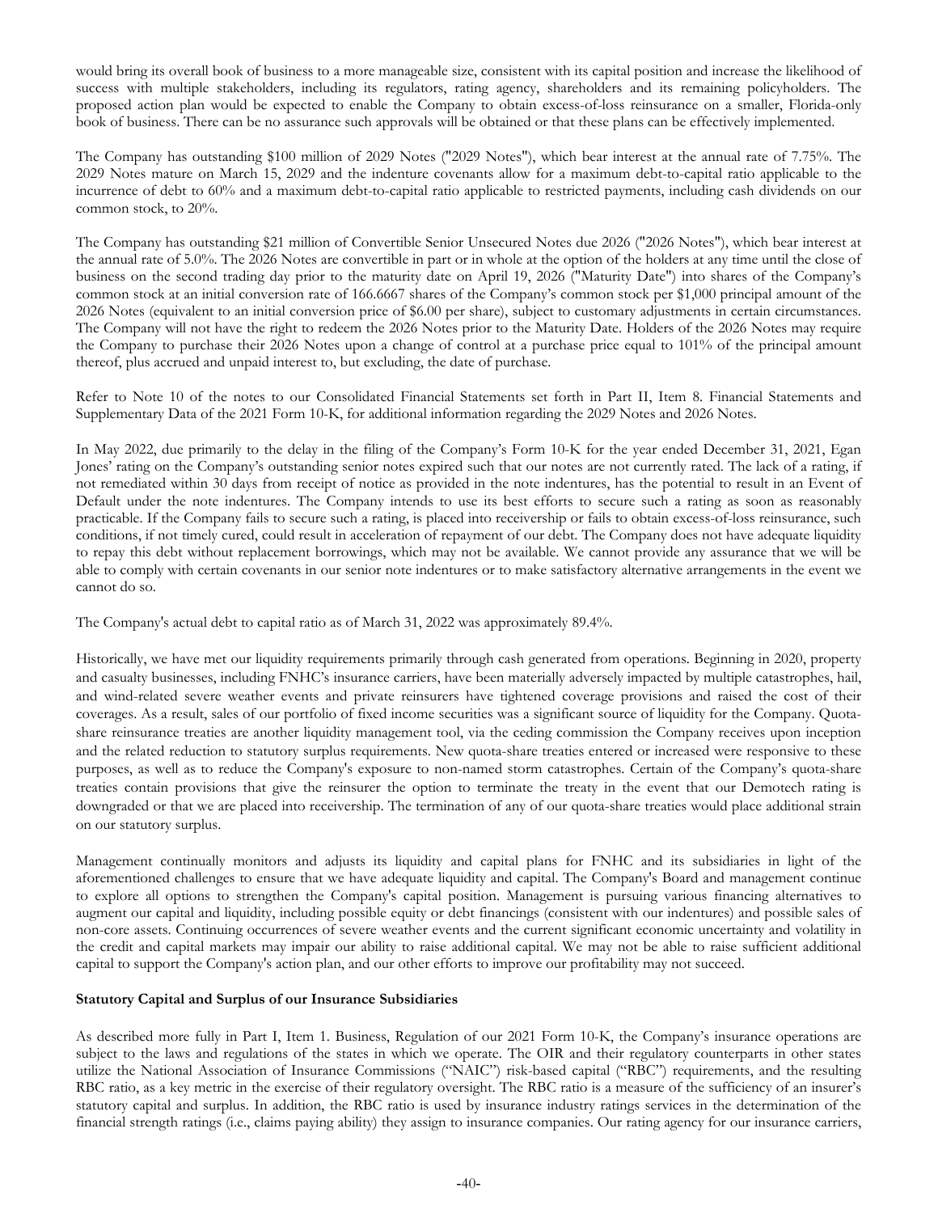would bring its overall book of business to a more manageable size, consistent with its capital position and increase the likelihood of success with multiple stakeholders, including its regulators, rating agency, shareholders and its remaining policyholders. The proposed action plan would be expected to enable the Company to obtain excess-of-loss reinsurance on a smaller, Florida-only book of business. There can be no assurance such approvals will be obtained or that these plans can be effectively implemented.

The Company has outstanding $100 million of 2029 Notes ("2029 Notes"), which bear interest at the annual rate of 7.75%. The 2029 Notes mature on March 15, 2029 and the indenture covenants allow for a maximum debt-to-capital ratio applicable to the incurrence of debt to 60% and a maximum debt-to-capital ratio applicable to restricted payments, including cash dividends on our common stock, to 20%.

The Company has outstanding $21 million of Convertible Senior Unsecured Notes due 2026 ("2026 Notes"), which bear interest at the annual rate of 5.0%. The 2026 Notes are convertible in part or in whole at the option of the holders at any time until the close of business on the second trading day prior to the maturity date on April 19, 2026 ("Maturity Date") into shares of the Company's common stock at an initial conversion rate of 166.6667 shares of the Company's common stock per $1,000 principal amount of the 2026 Notes (equivalent to an initial conversion price of $6.00 per share), subject to customary adjustments in certain circumstances. The Company will not have the right to redeem the 2026 Notes prior to the Maturity Date. Holders of the 2026 Notes may require the Company to purchase their 2026 Notes upon a change of control at a purchase price equal to 101% of the principal amount thereof, plus accrued and unpaid interest to, but excluding, the date of purchase.

Refer to Note 10 of the notes to our Consolidated Financial Statements set forth in Part II, Item 8. Financial Statements and Supplementary Data of the 2021 Form 10-K, for additional information regarding the 2029 Notes and 2026 Notes.

In May 2022, due primarily to the delay in the filing of the Company's Form 10-K for the year ended December 31, 2021, Egan Jones' rating on the Company's outstanding senior notes expired such that our notes are not currently rated. The lack of a rating, if not remediated within 30 days from receipt of notice as provided in the note indentures, has the potential to result in an Event of Default under the note indentures. The Company intends to use its best efforts to secure such a rating as soon as reasonably practicable. If the Company fails to secure such a rating, is placed into receivership or fails to obtain excess-of-loss reinsurance, such conditions, if not timely cured, could result in acceleration of repayment of our debt. The Company does not have adequate liquidity to repay this debt without replacement borrowings, which may not be available. We cannot provide any assurance that we will be able to comply with certain covenants in our senior note indentures or to make satisfactory alternative arrangements in the event we cannot do so.

The Company's actual debt to capital ratio as of March 31, 2022 was approximately 89.4%.

Historically, we have met our liquidity requirements primarily through cash generated from operations. Beginning in 2020, property and casualty businesses, including FNHC's insurance carriers, have been materially adversely impacted by multiple catastrophes, hail, and wind-related severe weather events and private reinsurers have tightened coverage provisions and raised the cost of their coverages. As a result, sales of our portfolio of fixed income securities was a significant source of liquidity for the Company. Quota-share reinsurance treaties are another liquidity management tool, via the ceding commission the Company receives upon inception and the related reduction to statutory surplus requirements. New quota-share treaties entered or increased were responsive to these purposes, as well as to reduce the Company's exposure to non-named storm catastrophes. Certain of the Company's quota-share treaties contain provisions that give the reinsurer the option to terminate the treaty in the event that our Demotech rating is downgraded or that we are placed into receivership. The termination of any of our quota-share treaties would place additional strain on our statutory surplus.

Management continually monitors and adjusts its liquidity and capital plans for FNHC and its subsidiaries in light of the aforementioned challenges to ensure that we have adequate liquidity and capital. The Company's Board and management continue to explore all options to strengthen the Company's capital position. Management is pursuing various financing alternatives to augment our capital and liquidity, including possible equity or debt financings (consistent with our indentures) and possible sales of non-core assets. Continuing occurrences of severe weather events and the current significant economic uncertainty and volatility in the credit and capital markets may impair our ability to raise additional capital. We may not be able to raise sufficient additional capital to support the Company's action plan, and our other efforts to improve our profitability may not succeed.

**Statutory Capital and Surplus of our Insurance Subsidiaries**

As described more fully in Part I, Item 1. Business, Regulation of our 2021 Form 10-K, the Company's insurance operations are subject to the laws and regulations of the states in which we operate. The OIR and their regulatory counterparts in other states utilize the National Association of Insurance Commissions ("NAIC") risk-based capital ("RBC") requirements, and the resulting RBC ratio, as a key metric in the exercise of their regulatory oversight. The RBC ratio is a measure of the sufficiency of an insurer's statutory capital and surplus. In addition, the RBC ratio is used by insurance industry ratings services in the determination of the financial strength ratings (i.e., claims paying ability) they assign to insurance companies. Our rating agency for our insurance carriers,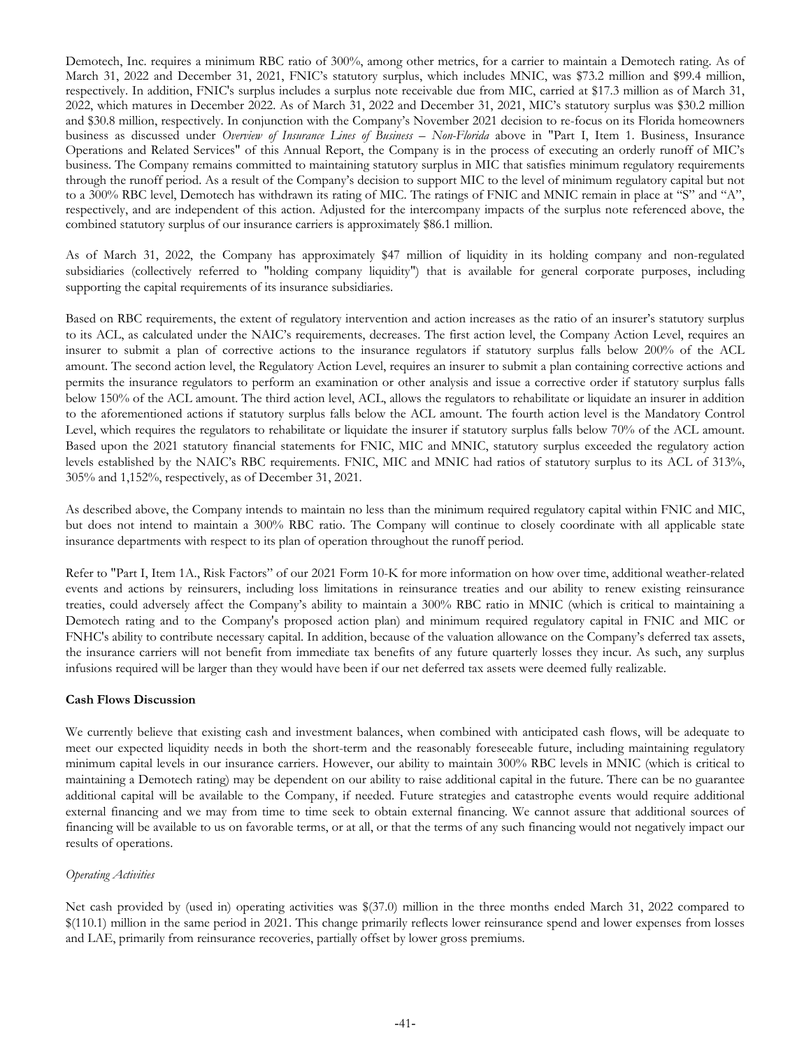Demotech, Inc. requires a minimum RBC ratio of 300%, among other metrics, for a carrier to maintain a Demotech rating. As of March 31, 2022 and December 31, 2021, FNIC's statutory surplus, which includes MNIC, was $73.2 million and $99.4 million, respectively. In addition, FNIC's surplus includes a surplus note receivable due from MIC, carried at $17.3 million as of March 31, 2022, which matures in December 2022. As of March 31, 2022 and December 31, 2021, MIC's statutory surplus was $30.2 million and $30.8 million, respectively. In conjunction with the Company's November 2021 decision to re-focus on its Florida homeowners business as discussed under *Overview of Insurance Lines of Business – Non-Florida* above in "Part I, Item 1. Business, Insurance Operations and Related Services" of this Annual Report, the Company is in the process of executing an orderly runoff of MIC's business. The Company remains committed to maintaining statutory surplus in MIC that satisfies minimum regulatory requirements through the runoff period. As a result of the Company's decision to support MIC to the level of minimum regulatory capital but not to a 300% RBC level, Demotech has withdrawn its rating of MIC. The ratings of FNIC and MNIC remain in place at "S" and "A", respectively, and are independent of this action. Adjusted for the intercompany impacts of the surplus note referenced above, the combined statutory surplus of our insurance carriers is approximately $86.1 million.

As of March 31, 2022, the Company has approximately $47 million of liquidity in its holding company and non-regulated subsidiaries (collectively referred to "holding company liquidity") that is available for general corporate purposes, including supporting the capital requirements of its insurance subsidiaries.

Based on RBC requirements, the extent of regulatory intervention and action increases as the ratio of an insurer's statutory surplus to its ACL, as calculated under the NAIC's requirements, decreases. The first action level, the Company Action Level, requires an insurer to submit a plan of corrective actions to the insurance regulators if statutory surplus falls below 200% of the ACL amount. The second action level, the Regulatory Action Level, requires an insurer to submit a plan containing corrective actions and permits the insurance regulators to perform an examination or other analysis and issue a corrective order if statutory surplus falls below 150% of the ACL amount. The third action level, ACL, allows the regulators to rehabilitate or liquidate an insurer in addition to the aforementioned actions if statutory surplus falls below the ACL amount. The fourth action level is the Mandatory Control Level, which requires the regulators to rehabilitate or liquidate the insurer if statutory surplus falls below 70% of the ACL amount. Based upon the 2021 statutory financial statements for FNIC, MIC and MNIC, statutory surplus exceeded the regulatory action levels established by the NAIC's RBC requirements. FNIC, MIC and MNIC had ratios of statutory surplus to its ACL of 313%, 305% and 1,152%, respectively, as of December 31, 2021.

As described above, the Company intends to maintain no less than the minimum required regulatory capital within FNIC and MIC, but does not intend to maintain a 300% RBC ratio. The Company will continue to closely coordinate with all applicable state insurance departments with respect to its plan of operation throughout the runoff period.

Refer to "Part I, Item 1A., Risk Factors" of our 2021 Form 10-K for more information on how over time, additional weather-related events and actions by reinsurers, including loss limitations in reinsurance treaties and our ability to renew existing reinsurance treaties, could adversely affect the Company's ability to maintain a 300% RBC ratio in MNIC (which is critical to maintaining a Demotech rating and to the Company's proposed action plan) and minimum required regulatory capital in FNIC and MIC or FNHC's ability to contribute necessary capital. In addition, because of the valuation allowance on the Company's deferred tax assets, the insurance carriers will not benefit from immediate tax benefits of any future quarterly losses they incur. As such, any surplus infusions required will be larger than they would have been if our net deferred tax assets were deemed fully realizable.

**Cash Flows Discussion**

We currently believe that existing cash and investment balances, when combined with anticipated cash flows, will be adequate to meet our expected liquidity needs in both the short-term and the reasonably foreseeable future, including maintaining regulatory minimum capital levels in our insurance carriers. However, our ability to maintain 300% RBC levels in MNIC (which is critical to maintaining a Demotech rating) may be dependent on our ability to raise additional capital in the future. There can be no guarantee additional capital will be available to the Company, if needed. Future strategies and catastrophe events would require additional external financing and we may from time to time seek to obtain external financing. We cannot assure that additional sources of financing will be available to us on favorable terms, or at all, or that the terms of any such financing would not negatively impact our results of operations.

*Operating Activities*

Net cash provided by (used in) operating activities was $(37.0) million in the three months ended March 31, 2022 compared to $(110.1) million in the same period in 2021. This change primarily reflects lower reinsurance spend and lower expenses from losses and LAE, primarily from reinsurance recoveries, partially offset by lower gross premiums.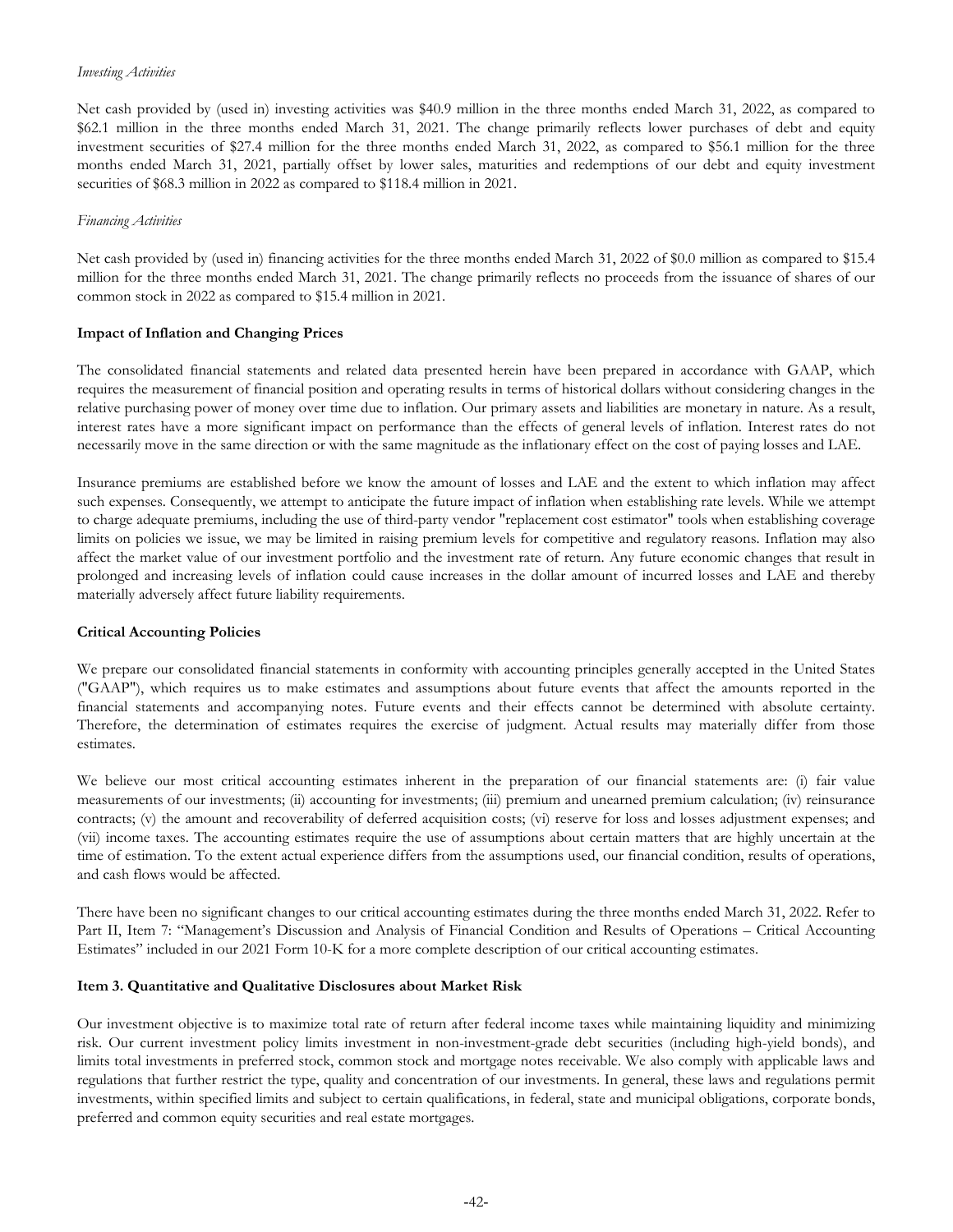*Investing Activities*

Net cash provided by (used in) investing activities was $40.9 million in the three months ended March 31, 2022, as compared to $62.1 million in the three months ended March 31, 2021. The change primarily reflects lower purchases of debt and equity investment securities of $27.4 million for the three months ended March 31, 2022, as compared to $56.1 million for the three months ended March 31, 2021, partially offset by lower sales, maturities and redemptions of our debt and equity investment securities of $68.3 million in 2022 as compared to $118.4 million in 2021.

*Financing Activities*

Net cash provided by (used in) financing activities for the three months ended March 31, 2022 of $0.0 million as compared to $15.4 million for the three months ended March 31, 2021. The change primarily reflects no proceeds from the issuance of shares of our common stock in 2022 as compared to $15.4 million in 2021.

**Impact of Inflation and Changing Prices**

The consolidated financial statements and related data presented herein have been prepared in accordance with GAAP, which requires the measurement of financial position and operating results in terms of historical dollars without considering changes in the relative purchasing power of money over time due to inflation. Our primary assets and liabilities are monetary in nature. As a result, interest rates have a more significant impact on performance than the effects of general levels of inflation. Interest rates do not necessarily move in the same direction or with the same magnitude as the inflationary effect on the cost of paying losses and LAE.

Insurance premiums are established before we know the amount of losses and LAE and the extent to which inflation may affect such expenses. Consequently, we attempt to anticipate the future impact of inflation when establishing rate levels. While we attempt to charge adequate premiums, including the use of third-party vendor "replacement cost estimator" tools when establishing coverage limits on policies we issue, we may be limited in raising premium levels for competitive and regulatory reasons. Inflation may also affect the market value of our investment portfolio and the investment rate of return. Any future economic changes that result in prolonged and increasing levels of inflation could cause increases in the dollar amount of incurred losses and LAE and thereby materially adversely affect future liability requirements.

**Critical Accounting Policies**

We prepare our consolidated financial statements in conformity with accounting principles generally accepted in the United States ("GAAP"), which requires us to make estimates and assumptions about future events that affect the amounts reported in the financial statements and accompanying notes. Future events and their effects cannot be determined with absolute certainty. Therefore, the determination of estimates requires the exercise of judgment. Actual results may materially differ from those estimates.

We believe our most critical accounting estimates inherent in the preparation of our financial statements are: (i) fair value measurements of our investments; (ii) accounting for investments; (iii) premium and unearned premium calculation; (iv) reinsurance contracts; (v) the amount and recoverability of deferred acquisition costs; (vi) reserve for loss and losses adjustment expenses; and (vii) income taxes. The accounting estimates require the use of assumptions about certain matters that are highly uncertain at the time of estimation. To the extent actual experience differs from the assumptions used, our financial condition, results of operations, and cash flows would be affected.

There have been no significant changes to our critical accounting estimates during the three months ended March 31, 2022. Refer to Part II, Item 7: "Management's Discussion and Analysis of Financial Condition and Results of Operations – Critical Accounting Estimates" included in our 2021 Form 10-K for a more complete description of our critical accounting estimates.

**Item 3. Quantitative and Qualitative Disclosures about Market Risk**

Our investment objective is to maximize total rate of return after federal income taxes while maintaining liquidity and minimizing risk. Our current investment policy limits investment in non-investment-grade debt securities (including high-yield bonds), and limits total investments in preferred stock, common stock and mortgage notes receivable. We also comply with applicable laws and regulations that further restrict the type, quality and concentration of our investments. In general, these laws and regulations permit investments, within specified limits and subject to certain qualifications, in federal, state and municipal obligations, corporate bonds, preferred and common equity securities and real estate mortgages.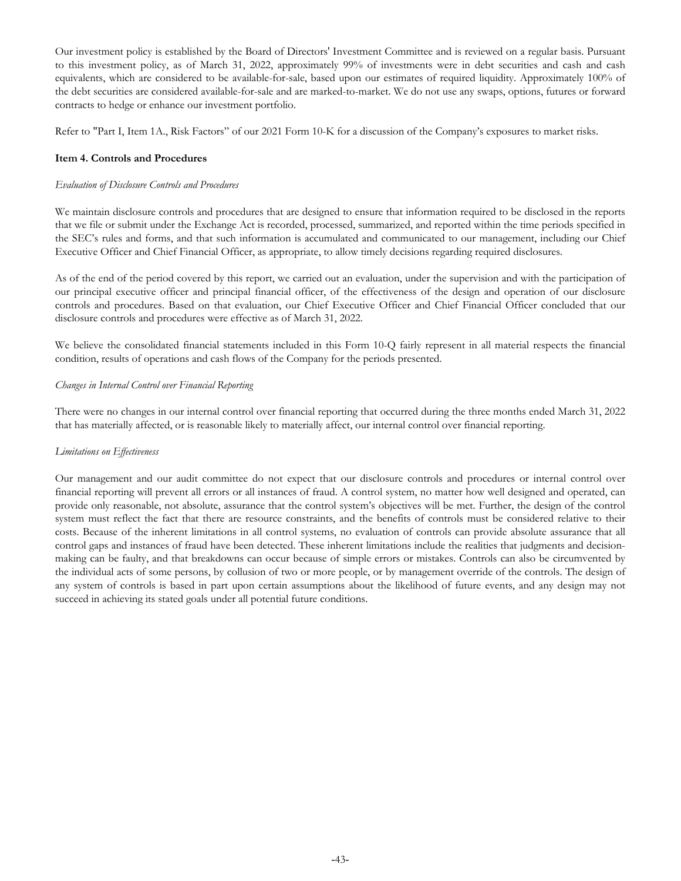Our investment policy is established by the Board of Directors' Investment Committee and is reviewed on a regular basis. Pursuant to this investment policy, as of March 31, 2022, approximately 99% of investments were in debt securities and cash and cash equivalents, which are considered to be available-for-sale, based upon our estimates of required liquidity. Approximately 100% of the debt securities are considered available-for-sale and are marked-to-market. We do not use any swaps, options, futures or forward contracts to hedge or enhance our investment portfolio.

Refer to "Part I, Item 1A., Risk Factors" of our 2021 Form 10-K for a discussion of the Company's exposures to market risks.

### Item 4. Controls and Procedures

*Evaluation of Disclosure Controls and Procedures*

We maintain disclosure controls and procedures that are designed to ensure that information required to be disclosed in the reports that we file or submit under the Exchange Act is recorded, processed, summarized, and reported within the time periods specified in the SEC's rules and forms, and that such information is accumulated and communicated to our management, including our Chief Executive Officer and Chief Financial Officer, as appropriate, to allow timely decisions regarding required disclosures.

As of the end of the period covered by this report, we carried out an evaluation, under the supervision and with the participation of our principal executive officer and principal financial officer, of the effectiveness of the design and operation of our disclosure controls and procedures. Based on that evaluation, our Chief Executive Officer and Chief Financial Officer concluded that our disclosure controls and procedures were effective as of March 31, 2022.

We believe the consolidated financial statements included in this Form 10-Q fairly represent in all material respects the financial condition, results of operations and cash flows of the Company for the periods presented.

*Changes in Internal Control over Financial Reporting*

There were no changes in our internal control over financial reporting that occurred during the three months ended March 31, 2022 that has materially affected, or is reasonable likely to materially affect, our internal control over financial reporting.

*Limitations on Effectiveness*

Our management and our audit committee do not expect that our disclosure controls and procedures or internal control over financial reporting will prevent all errors or all instances of fraud. A control system, no matter how well designed and operated, can provide only reasonable, not absolute, assurance that the control system's objectives will be met. Further, the design of the control system must reflect the fact that there are resource constraints, and the benefits of controls must be considered relative to their costs. Because of the inherent limitations in all control systems, no evaluation of controls can provide absolute assurance that all control gaps and instances of fraud have been detected. These inherent limitations include the realities that judgments and decision-making can be faulty, and that breakdowns can occur because of simple errors or mistakes. Controls can also be circumvented by the individual acts of some persons, by collusion of two or more people, or by management override of the controls. The design of any system of controls is based in part upon certain assumptions about the likelihood of future events, and any design may not succeed in achieving its stated goals under all potential future conditions.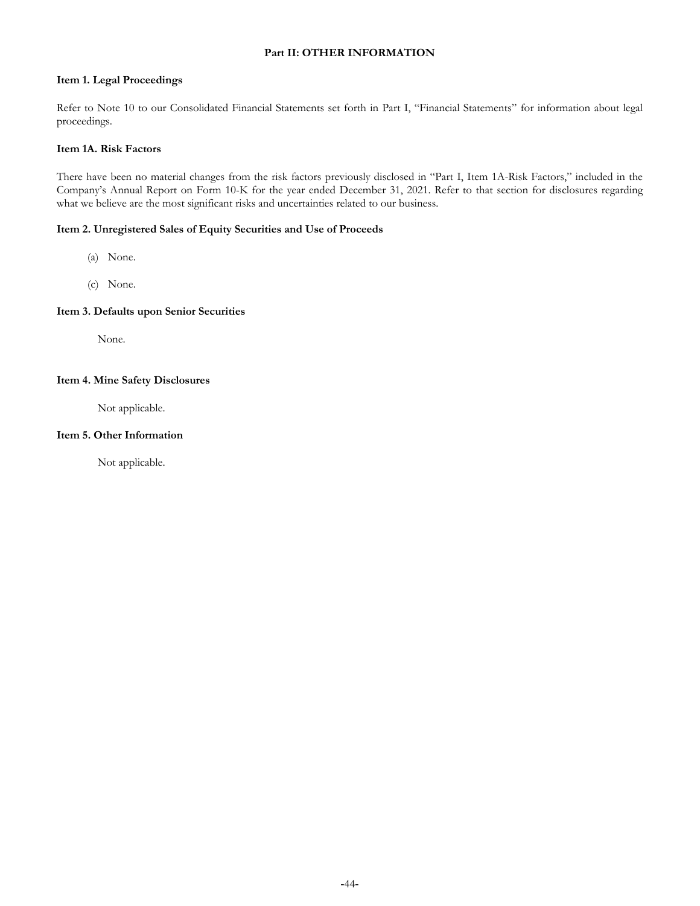## Part II: OTHER INFORMATION

### Item 1. Legal Proceedings

Refer to Note 10 to our Consolidated Financial Statements set forth in Part I, "Financial Statements" for information about legal proceedings.

### Item 1A. Risk Factors

There have been no material changes from the risk factors previously disclosed in "Part I, Item 1A-Risk Factors," included in the Company's Annual Report on Form 10-K for the year ended December 31, 2021. Refer to that section for disclosures regarding what we believe are the most significant risks and uncertainties related to our business.

### Item 2. Unregistered Sales of Equity Securities and Use of Proceeds

(a) None.

(c) None.

### Item 3. Defaults upon Senior Securities

None.

### Item 4. Mine Safety Disclosures

Not applicable.

### Item 5. Other Information

Not applicable.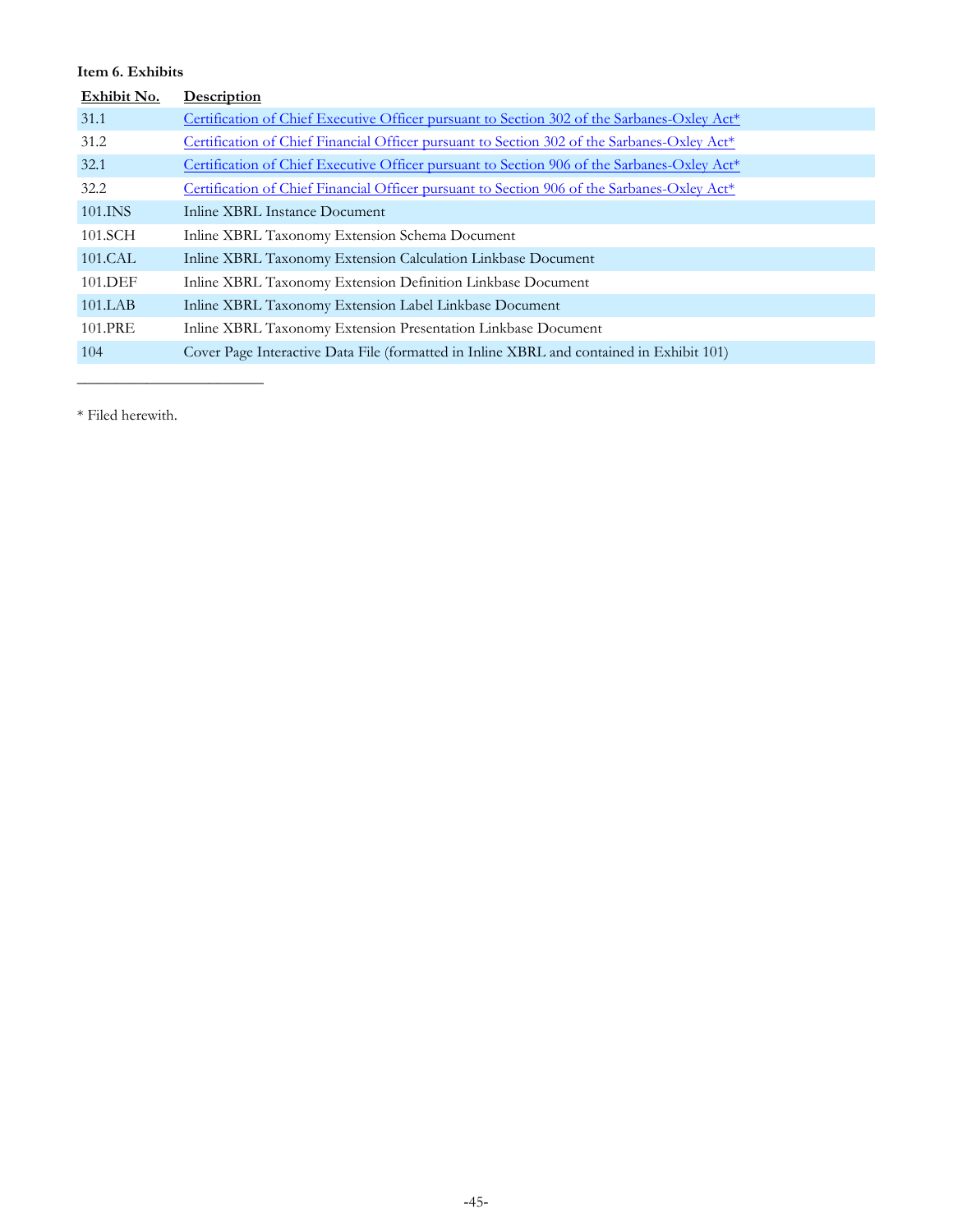**Item 6. Exhibits**

| Exhibit No. | Description |
|---|---|
| 31.1 | Certification of Chief Executive Officer pursuant to Section 302 of the Sarbanes-Oxley Act* |
| 31.2 | Certification of Chief Financial Officer pursuant to Section 302 of the Sarbanes-Oxley Act* |
| 32.1 | Certification of Chief Executive Officer pursuant to Section 906 of the Sarbanes-Oxley Act* |
| 32.2 | Certification of Chief Financial Officer pursuant to Section 906 of the Sarbanes-Oxley Act* |
| 101.INS | Inline XBRL Instance Document |
| 101.SCH | Inline XBRL Taxonomy Extension Schema Document |
| 101.CAL | Inline XBRL Taxonomy Extension Calculation Linkbase Document |
| 101.DEF | Inline XBRL Taxonomy Extension Definition Linkbase Document |
| 101.LAB | Inline XBRL Taxonomy Extension Label Linkbase Document |
| 101.PRE | Inline XBRL Taxonomy Extension Presentation Linkbase Document |
| 104 | Cover Page Interactive Data File (formatted in Inline XBRL and contained in Exhibit 101) |

---

\* Filed herewith.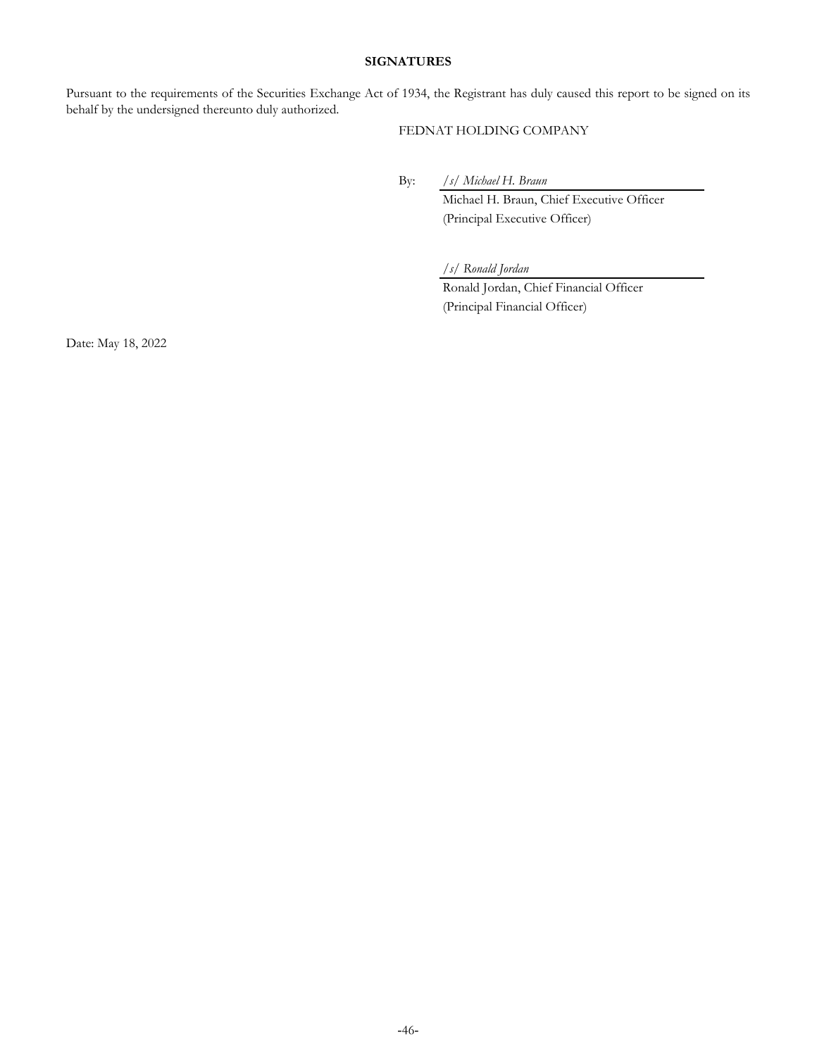**SIGNATURES**

Pursuant to the requirements of the Securities Exchange Act of 1934, the Registrant has duly caused this report to be signed on its behalf by the undersigned thereunto duly authorized.

FEDNAT HOLDING COMPANY

By: */s/ Michael H. Braun*

Michael H. Braun, Chief Executive Officer
(Principal Executive Officer)

*/s/ Ronald Jordan*

Ronald Jordan, Chief Financial Officer
(Principal Financial Officer)

Date: May 18, 2022